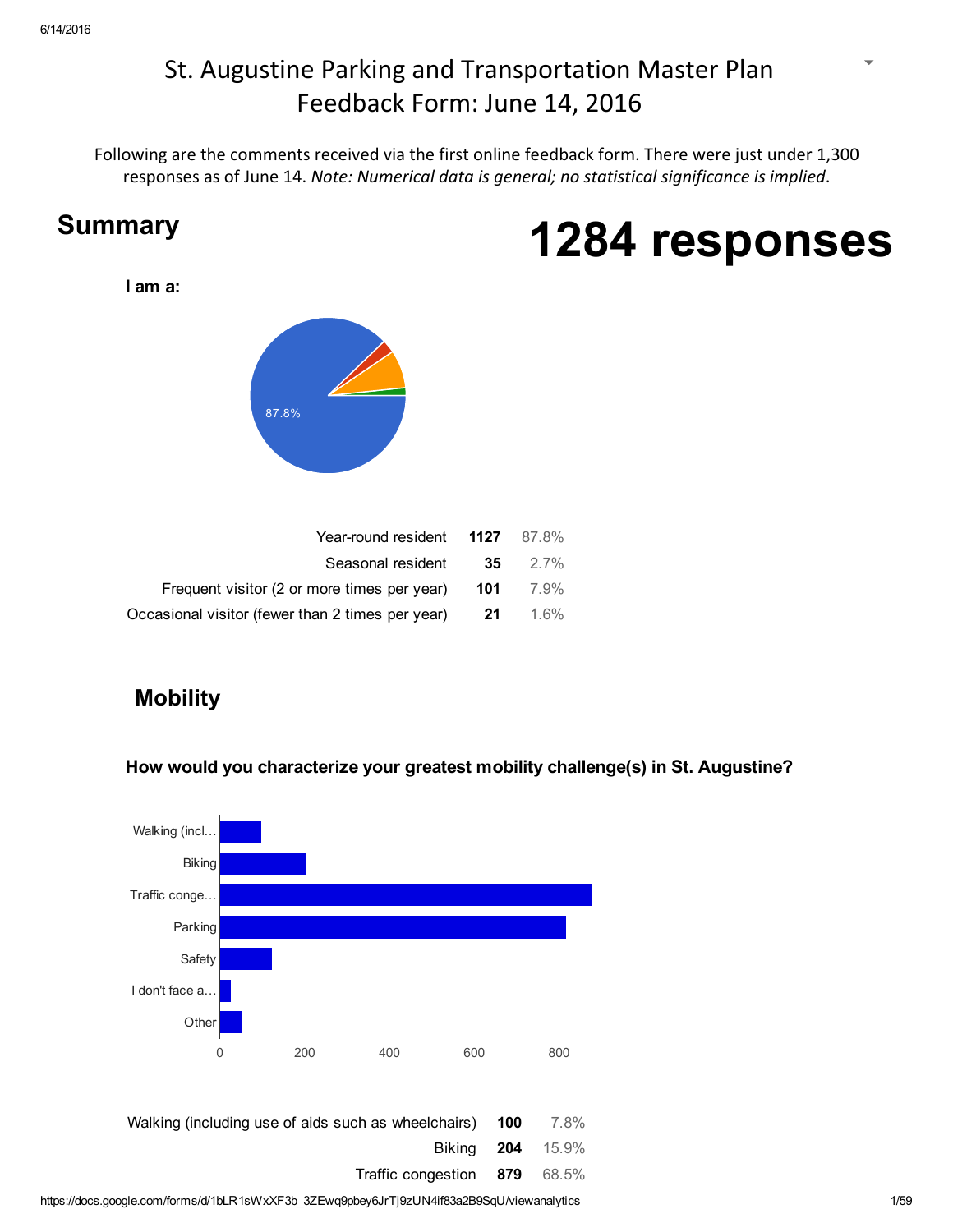# St. Augustine Parking and Transportation Master Plan Feedback Form: June 14, 2016

Following are the comments received via the first online feedback form. There were just under 1,300 responses as of June 14. *Note: Numerical data is general; no statistical significance is implied*.

## Summary

**1284 responses**

**I am a:**

| | | |
|---|---|---|
| Year-round resident | **1127** | 87.8% |
| Seasonal resident | **35** | 2.7% |
| Frequent visitor (2 or more times per year) | **101** | 7.9% |
| Occasional visitor (fewer than 2 times per year) | **21** | 1.6% |

## Mobility

**How would you characterize your greatest mobility challenge(s) in St. Augustine?**

| | | |
|---|---|---|
| Walking (including use of aids such as wheelchairs) | **100** | 7.8% |
| Biking | **204** | 15.9% |
| Traffic congestion | **879** | 68.5% |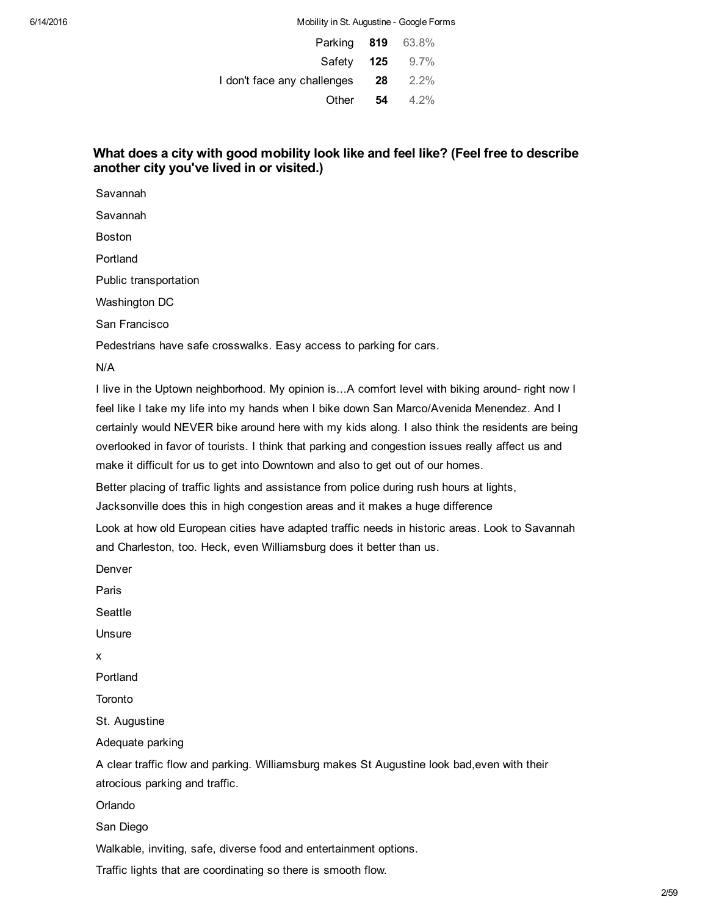| | | |
|---|---|---|
| Parking | **819** | 63.8% |
| Safety | **125** | 9.7% |
| I don't face any challenges | **28** | 2.2% |
| Other | **54** | 4.2% |

### What does a city with good mobility look like and feel like? (Feel free to describe another city you've lived in or visited.)

Savannah

Savannah

Boston

Portland

Public transportation

Washington DC

San Francisco

Pedestrians have safe crosswalks. Easy access to parking for cars.

N/A

I live in the Uptown neighborhood. My opinion is...A comfort level with biking around- right now I feel like I take my life into my hands when I bike down San Marco/Avenida Menendez. And I certainly would NEVER bike around here with my kids along. I also think the residents are being overlooked in favor of tourists. I think that parking and congestion issues really affect us and make it difficult for us to get into Downtown and also to get out of our homes.

Better placing of traffic lights and assistance from police during rush hours at lights, Jacksonville does this in high congestion areas and it makes a huge difference

Look at how old European cities have adapted traffic needs in historic areas. Look to Savannah and Charleston, too. Heck, even Williamsburg does it better than us.

Denver

Paris

Seattle

Unsure

x

Portland

Toronto

St. Augustine

Adequate parking

A clear traffic flow and parking. Williamsburg makes St Augustine look bad,even with their atrocious parking and traffic.

Orlando

San Diego

Walkable, inviting, safe, diverse food and entertainment options.

Traffic lights that are coordinating so there is smooth flow.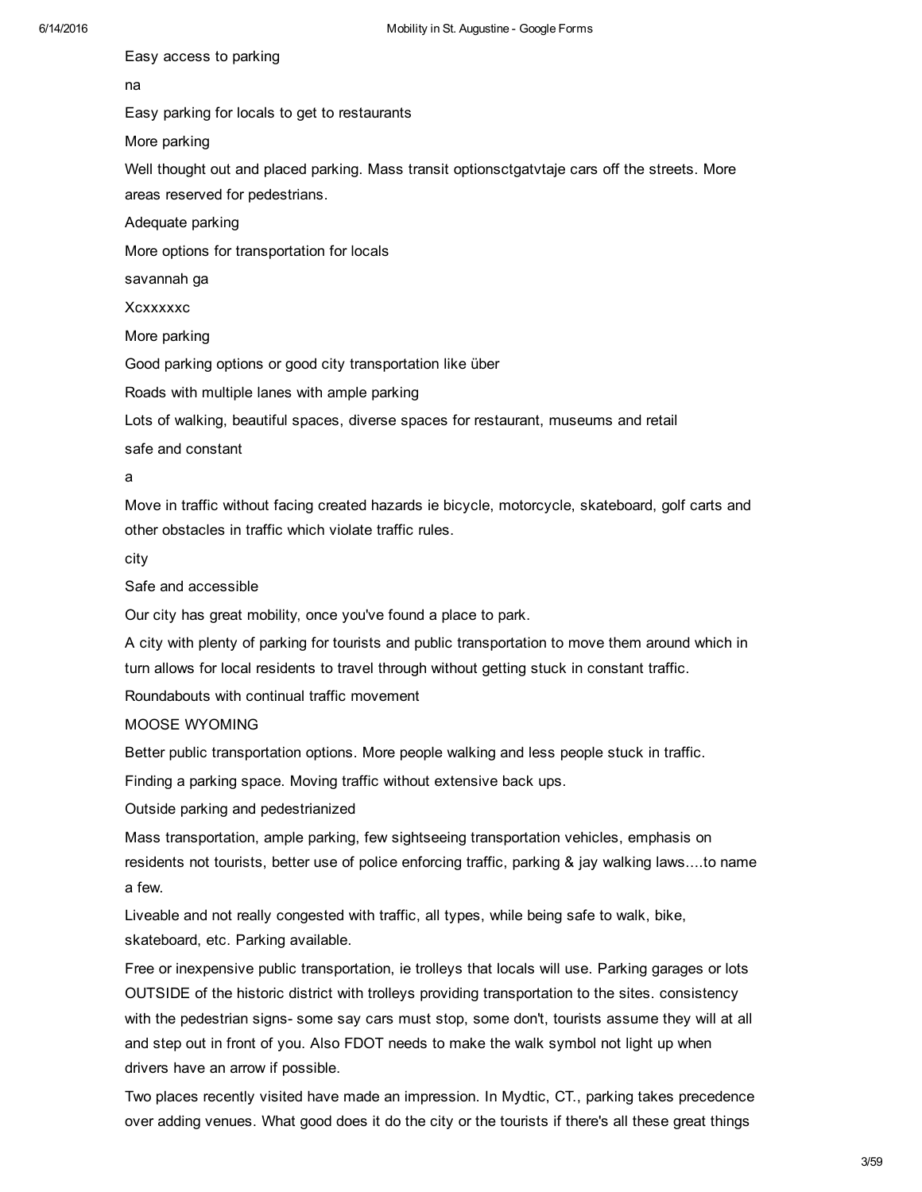Easy access to parking

na

Easy parking for locals to get to restaurants

More parking

Well thought out and placed parking. Mass transit optionsctgatvtaje cars off the streets. More areas reserved for pedestrians.

Adequate parking

More options for transportation for locals

savannah ga

Xcxxxxxc

More parking

Good parking options or good city transportation like über

Roads with multiple lanes with ample parking

Lots of walking, beautiful spaces, diverse spaces for restaurant, museums and retail

safe and constant

a

Move in traffic without facing created hazards ie bicycle, motorcycle, skateboard, golf carts and other obstacles in traffic which violate traffic rules.

city

Safe and accessible

Our city has great mobility, once you've found a place to park.

A city with plenty of parking for tourists and public transportation to move them around which in turn allows for local residents to travel through without getting stuck in constant traffic.

Roundabouts with continual traffic movement

MOOSE WYOMING

Better public transportation options. More people walking and less people stuck in traffic.

Finding a parking space. Moving traffic without extensive back ups.

Outside parking and pedestrianized

Mass transportation, ample parking, few sightseeing transportation vehicles, emphasis on residents not tourists, better use of police enforcing traffic, parking & jay walking laws....to name a few.

Liveable and not really congested with traffic, all types, while being safe to walk, bike, skateboard, etc. Parking available.

Free or inexpensive public transportation, ie trolleys that locals will use. Parking garages or lots OUTSIDE of the historic district with trolleys providing transportation to the sites. consistency with the pedestrian signs- some say cars must stop, some don't, tourists assume they will at all and step out in front of you. Also FDOT needs to make the walk symbol not light up when drivers have an arrow if possible.

Two places recently visited have made an impression. In Mydtic, CT., parking takes precedence over adding venues. What good does it do the city or the tourists if there's all these great things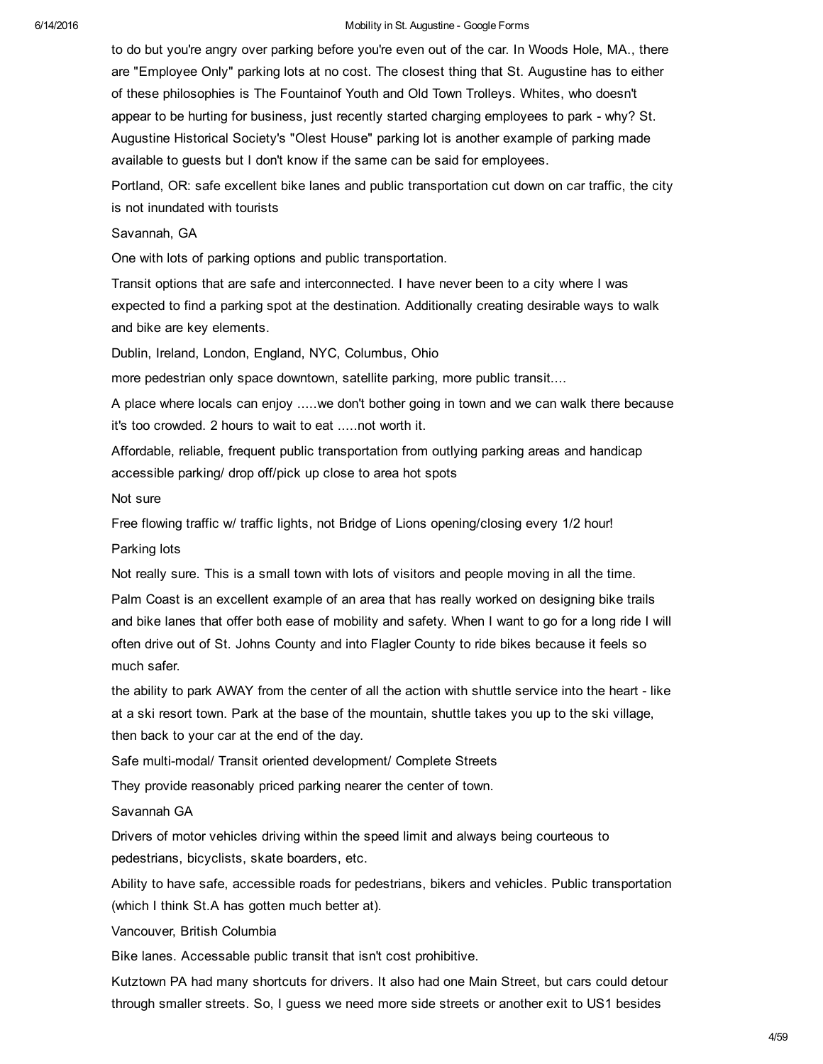to do but you're angry over parking before you're even out of the car. In Woods Hole, MA., there are "Employee Only" parking lots at no cost. The closest thing that St. Augustine has to either of these philosophies is The Fountainof Youth and Old Town Trolleys. Whites, who doesn't appear to be hurting for business, just recently started charging employees to park - why? St. Augustine Historical Society's "Olest House" parking lot is another example of parking made available to guests but I don't know if the same can be said for employees.

Portland, OR: safe excellent bike lanes and public transportation cut down on car traffic, the city is not inundated with tourists

Savannah, GA

One with lots of parking options and public transportation.

Transit options that are safe and interconnected. I have never been to a city where I was expected to find a parking spot at the destination. Additionally creating desirable ways to walk and bike are key elements.

Dublin, Ireland, London, England, NYC, Columbus, Ohio

more pedestrian only space downtown, satellite parking, more public transit....

A place where locals can enjoy .....we don't bother going in town and we can walk there because it's too crowded. 2 hours to wait to eat .....not worth it.

Affordable, reliable, frequent public transportation from outlying parking areas and handicap accessible parking/ drop off/pick up close to area hot spots

Not sure

Free flowing traffic w/ traffic lights, not Bridge of Lions opening/closing every 1/2 hour!

Parking lots

Not really sure. This is a small town with lots of visitors and people moving in all the time.

Palm Coast is an excellent example of an area that has really worked on designing bike trails and bike lanes that offer both ease of mobility and safety. When I want to go for a long ride I will often drive out of St. Johns County and into Flagler County to ride bikes because it feels so much safer.

the ability to park AWAY from the center of all the action with shuttle service into the heart - like at a ski resort town. Park at the base of the mountain, shuttle takes you up to the ski village, then back to your car at the end of the day.

Safe multi-modal/ Transit oriented development/ Complete Streets

They provide reasonably priced parking nearer the center of town.

Savannah GA

Drivers of motor vehicles driving within the speed limit and always being courteous to pedestrians, bicyclists, skate boarders, etc.

Ability to have safe, accessible roads for pedestrians, bikers and vehicles. Public transportation (which I think St.A has gotten much better at).

Vancouver, British Columbia

Bike lanes. Accessable public transit that isn't cost prohibitive.

Kutztown PA had many shortcuts for drivers. It also had one Main Street, but cars could detour through smaller streets. So, I guess we need more side streets or another exit to US1 besides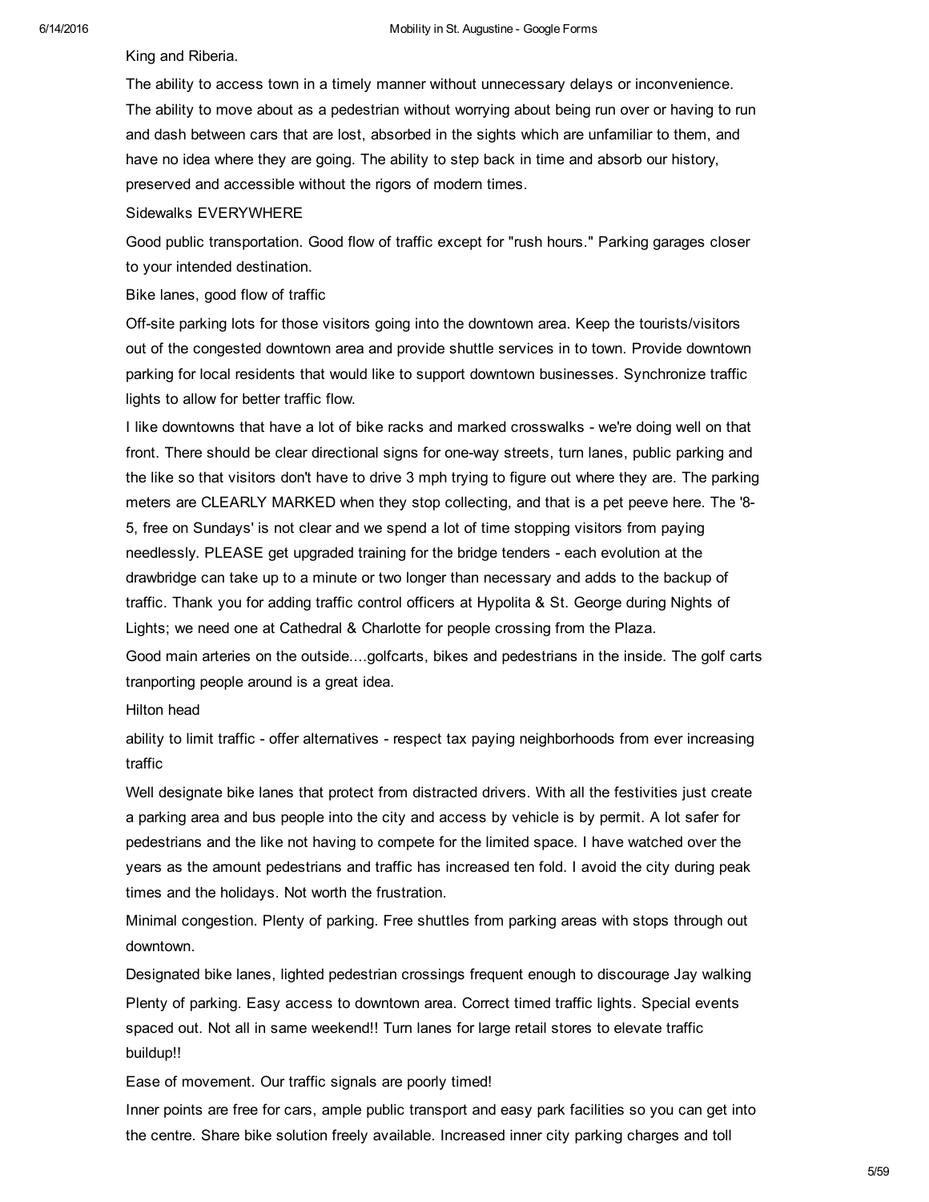King and Riberia.

The ability to access town in a timely manner without unnecessary delays or inconvenience. The ability to move about as a pedestrian without worrying about being run over or having to run and dash between cars that are lost, absorbed in the sights which are unfamiliar to them, and have no idea where they are going. The ability to step back in time and absorb our history, preserved and accessible without the rigors of modern times.

Sidewalks EVERYWHERE

Good public transportation. Good flow of traffic except for "rush hours." Parking garages closer to your intended destination.

Bike lanes, good flow of traffic

Off-site parking lots for those visitors going into the downtown area. Keep the tourists/visitors out of the congested downtown area and provide shuttle services in to town. Provide downtown parking for local residents that would like to support downtown businesses. Synchronize traffic lights to allow for better traffic flow.

I like downtowns that have a lot of bike racks and marked crosswalks - we're doing well on that front. There should be clear directional signs for one-way streets, turn lanes, public parking and the like so that visitors don't have to drive 3 mph trying to figure out where they are. The parking meters are CLEARLY MARKED when they stop collecting, and that is a pet peeve here. The '8-5, free on Sundays' is not clear and we spend a lot of time stopping visitors from paying needlessly. PLEASE get upgraded training for the bridge tenders - each evolution at the drawbridge can take up to a minute or two longer than necessary and adds to the backup of traffic. Thank you for adding traffic control officers at Hypolita & St. George during Nights of Lights; we need one at Cathedral & Charlotte for people crossing from the Plaza.

Good main arteries on the outside....golfcarts, bikes and pedestrians in the inside. The golf carts tranporting people around is a great idea.

Hilton head

ability to limit traffic - offer alternatives - respect tax paying neighborhoods from ever increasing traffic

Well designate bike lanes that protect from distracted drivers. With all the festivities just create a parking area and bus people into the city and access by vehicle is by permit. A lot safer for pedestrians and the like not having to compete for the limited space. I have watched over the years as the amount pedestrians and traffic has increased ten fold. I avoid the city during peak times and the holidays. Not worth the frustration.

Minimal congestion. Plenty of parking. Free shuttles from parking areas with stops through out downtown.

Designated bike lanes, lighted pedestrian crossings frequent enough to discourage Jay walking

Plenty of parking. Easy access to downtown area. Correct timed traffic lights. Special events spaced out. Not all in same weekend!! Turn lanes for large retail stores to elevate traffic buildup!!

Ease of movement. Our traffic signals are poorly timed!

Inner points are free for cars, ample public transport and easy park facilities so you can get into the centre. Share bike solution freely available. Increased inner city parking charges and toll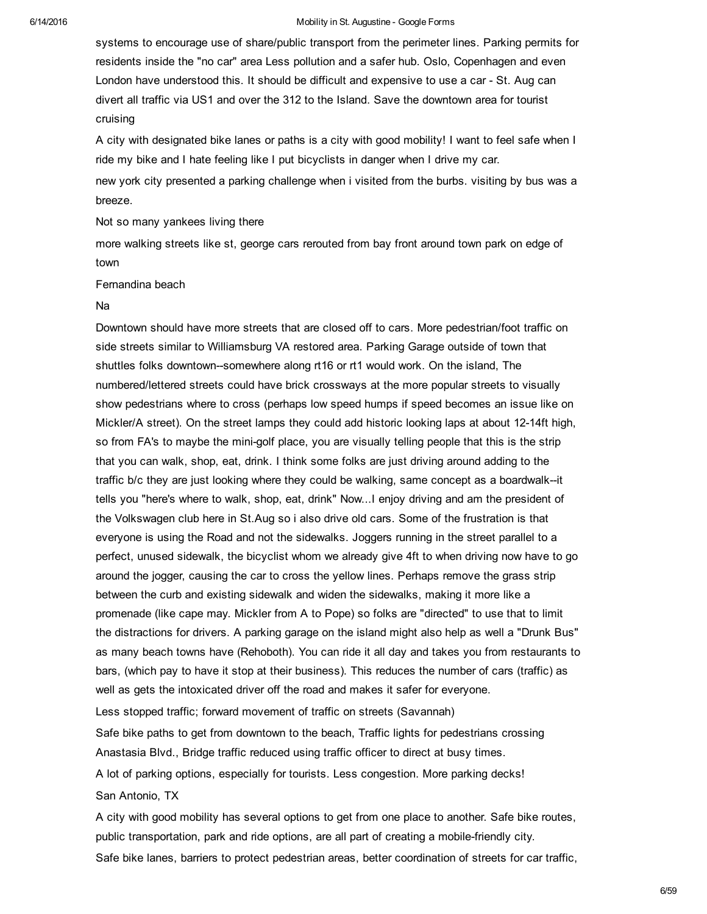systems to encourage use of share/public transport from the perimeter lines. Parking permits for residents inside the "no car" area Less pollution and a safer hub. Oslo, Copenhagen and even London have understood this. It should be difficult and expensive to use a car - St. Aug can divert all traffic via US1 and over the 312 to the Island. Save the downtown area for tourist cruising

A city with designated bike lanes or paths is a city with good mobility! I want to feel safe when I ride my bike and I hate feeling like I put bicyclists in danger when I drive my car.

new york city presented a parking challenge when i visited from the burbs. visiting by bus was a breeze.

Not so many yankees living there

more walking streets like st, george cars rerouted from bay front around town park on edge of town

Fernandina beach

Na

Downtown should have more streets that are closed off to cars. More pedestrian/foot traffic on side streets similar to Williamsburg VA restored area. Parking Garage outside of town that shuttles folks downtown--somewhere along rt16 or rt1 would work. On the island, The numbered/lettered streets could have brick crossways at the more popular streets to visually show pedestrians where to cross (perhaps low speed humps if speed becomes an issue like on Mickler/A street). On the street lamps they could add historic looking laps at about 12-14ft high, so from FA's to maybe the mini-golf place, you are visually telling people that this is the strip that you can walk, shop, eat, drink. I think some folks are just driving around adding to the traffic b/c they are just looking where they could be walking, same concept as a boardwalk--it tells you "here's where to walk, shop, eat, drink" Now...I enjoy driving and am the president of the Volkswagen club here in St.Aug so i also drive old cars. Some of the frustration is that everyone is using the Road and not the sidewalks. Joggers running in the street parallel to a perfect, unused sidewalk, the bicyclist whom we already give 4ft to when driving now have to go around the jogger, causing the car to cross the yellow lines. Perhaps remove the grass strip between the curb and existing sidewalk and widen the sidewalks, making it more like a promenade (like cape may. Mickler from A to Pope) so folks are "directed" to use that to limit the distractions for drivers. A parking garage on the island might also help as well a "Drunk Bus" as many beach towns have (Rehoboth). You can ride it all day and takes you from restaurants to bars, (which pay to have it stop at their business). This reduces the number of cars (traffic) as well as gets the intoxicated driver off the road and makes it safer for everyone.

Less stopped traffic; forward movement of traffic on streets (Savannah)

Safe bike paths to get from downtown to the beach, Traffic lights for pedestrians crossing Anastasia Blvd., Bridge traffic reduced using traffic officer to direct at busy times.

A lot of parking options, especially for tourists. Less congestion. More parking decks!

San Antonio, TX

A city with good mobility has several options to get from one place to another. Safe bike routes, public transportation, park and ride options, are all part of creating a mobile-friendly city.

Safe bike lanes, barriers to protect pedestrian areas, better coordination of streets for car traffic,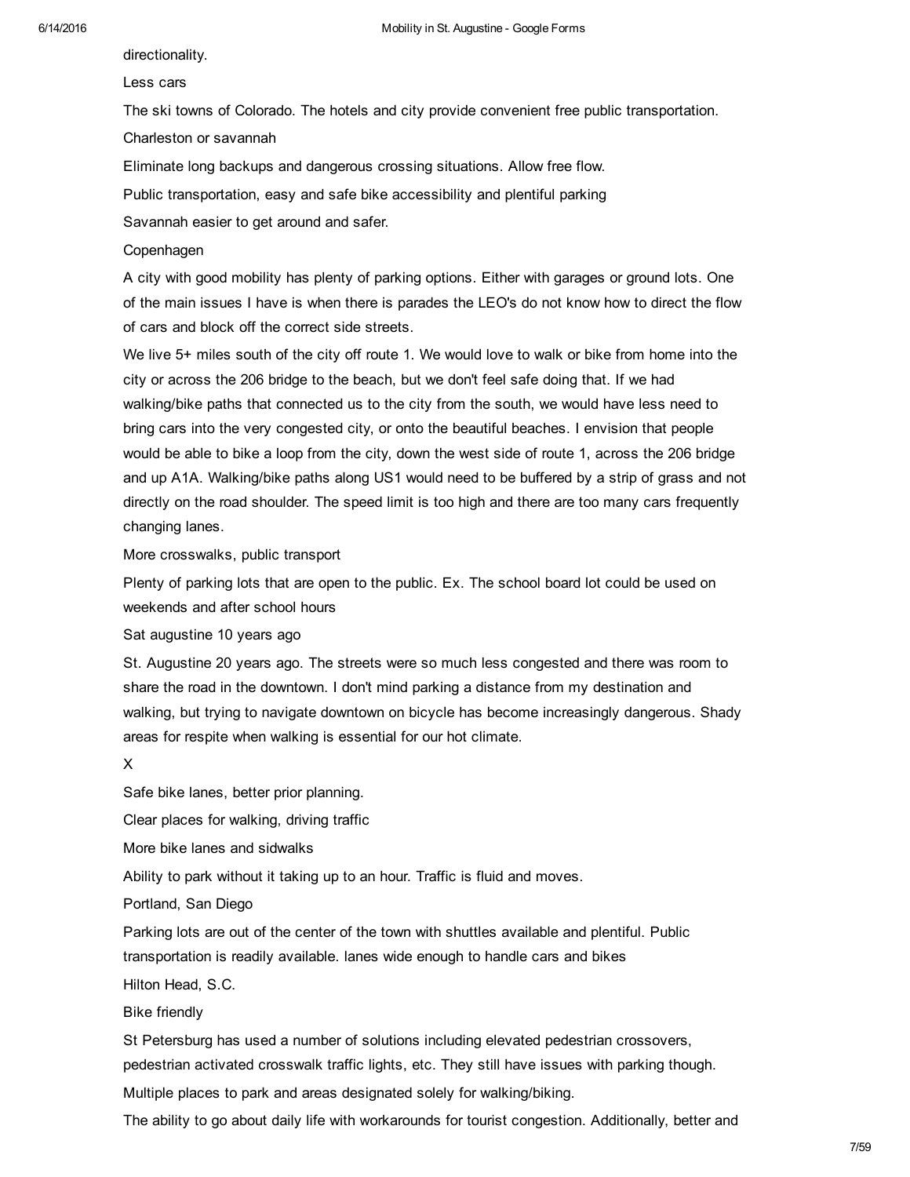directionality.

Less cars

The ski towns of Colorado. The hotels and city provide convenient free public transportation.

Charleston or savannah

Eliminate long backups and dangerous crossing situations. Allow free flow.

Public transportation, easy and safe bike accessibility and plentiful parking

Savannah easier to get around and safer.

Copenhagen

A city with good mobility has plenty of parking options. Either with garages or ground lots. One of the main issues I have is when there is parades the LEO's do not know how to direct the flow of cars and block off the correct side streets.

We live 5+ miles south of the city off route 1. We would love to walk or bike from home into the city or across the 206 bridge to the beach, but we don't feel safe doing that. If we had walking/bike paths that connected us to the city from the south, we would have less need to bring cars into the very congested city, or onto the beautiful beaches. I envision that people would be able to bike a loop from the city, down the west side of route 1, across the 206 bridge and up A1A. Walking/bike paths along US1 would need to be buffered by a strip of grass and not directly on the road shoulder. The speed limit is too high and there are too many cars frequently changing lanes.

More crosswalks, public transport

Plenty of parking lots that are open to the public. Ex. The school board lot could be used on weekends and after school hours

Sat augustine 10 years ago

St. Augustine 20 years ago. The streets were so much less congested and there was room to share the road in the downtown. I don't mind parking a distance from my destination and walking, but trying to navigate downtown on bicycle has become increasingly dangerous. Shady areas for respite when walking is essential for our hot climate.

X

Safe bike lanes, better prior planning.

Clear places for walking, driving traffic

More bike lanes and sidwalks

Ability to park without it taking up to an hour. Traffic is fluid and moves.

Portland, San Diego

Parking lots are out of the center of the town with shuttles available and plentiful. Public transportation is readily available. lanes wide enough to handle cars and bikes

Hilton Head, S.C.

Bike friendly

St Petersburg has used a number of solutions including elevated pedestrian crossovers, pedestrian activated crosswalk traffic lights, etc. They still have issues with parking though.

Multiple places to park and areas designated solely for walking/biking.

The ability to go about daily life with workarounds for tourist congestion. Additionally, better and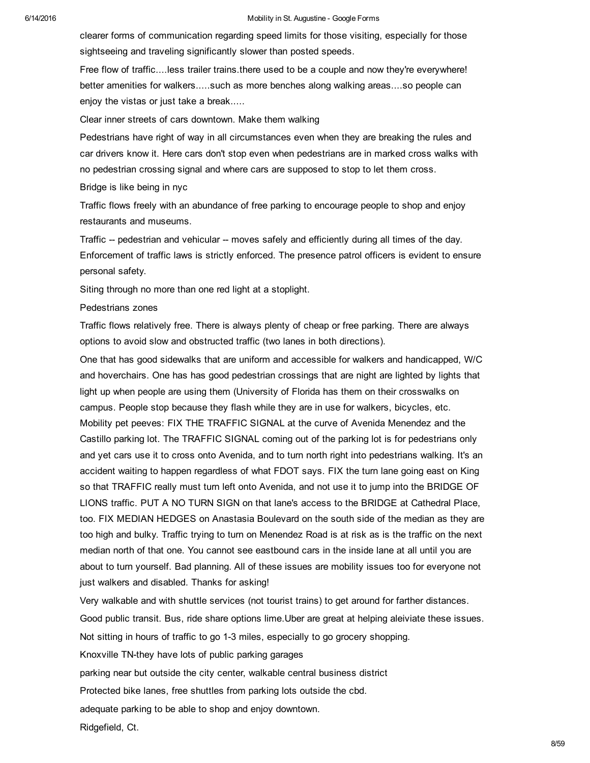clearer forms of communication regarding speed limits for those visiting, especially for those sightseeing and traveling significantly slower than posted speeds.

Free flow of traffic....less trailer trains.there used to be a couple and now they're everywhere! better amenities for walkers.....such as more benches along walking areas....so people can enjoy the vistas or just take a break.....

Clear inner streets of cars downtown. Make them walking

Pedestrians have right of way in all circumstances even when they are breaking the rules and car drivers know it. Here cars don't stop even when pedestrians are in marked cross walks with no pedestrian crossing signal and where cars are supposed to stop to let them cross.

Bridge is like being in nyc

Traffic flows freely with an abundance of free parking to encourage people to shop and enjoy restaurants and museums.

Traffic -- pedestrian and vehicular -- moves safely and efficiently during all times of the day. Enforcement of traffic laws is strictly enforced. The presence patrol officers is evident to ensure personal safety.

Siting through no more than one red light at a stoplight.

Pedestrians zones

Traffic flows relatively free. There is always plenty of cheap or free parking. There are always options to avoid slow and obstructed traffic (two lanes in both directions).

One that has good sidewalks that are uniform and accessible for walkers and handicapped, W/C and hoverchairs. One has has good pedestrian crossings that are night are lighted by lights that light up when people are using them (University of Florida has them on their crosswalks on campus. People stop because they flash while they are in use for walkers, bicycles, etc. Mobility pet peeves: FIX THE TRAFFIC SIGNAL at the curve of Avenida Menendez and the Castillo parking lot. The TRAFFIC SIGNAL coming out of the parking lot is for pedestrians only and yet cars use it to cross onto Avenida, and to turn north right into pedestrians walking. It's an accident waiting to happen regardless of what FDOT says. FIX the turn lane going east on King so that TRAFFIC really must turn left onto Avenida, and not use it to jump into the BRIDGE OF LIONS traffic. PUT A NO TURN SIGN on that lane's access to the BRIDGE at Cathedral Place, too. FIX MEDIAN HEDGES on Anastasia Boulevard on the south side of the median as they are too high and bulky. Traffic trying to turn on Menendez Road is at risk as is the traffic on the next median north of that one. You cannot see eastbound cars in the inside lane at all until you are about to turn yourself. Bad planning. All of these issues are mobility issues too for everyone not just walkers and disabled. Thanks for asking!

Very walkable and with shuttle services (not tourist trains) to get around for farther distances.

Good public transit. Bus, ride share options lime.Uber are great at helping aleiviate these issues.

Not sitting in hours of traffic to go 1-3 miles, especially to go grocery shopping.

Knoxville TN-they have lots of public parking garages

parking near but outside the city center, walkable central business district

Protected bike lanes, free shuttles from parking lots outside the cbd.

adequate parking to be able to shop and enjoy downtown.

Ridgefield, Ct.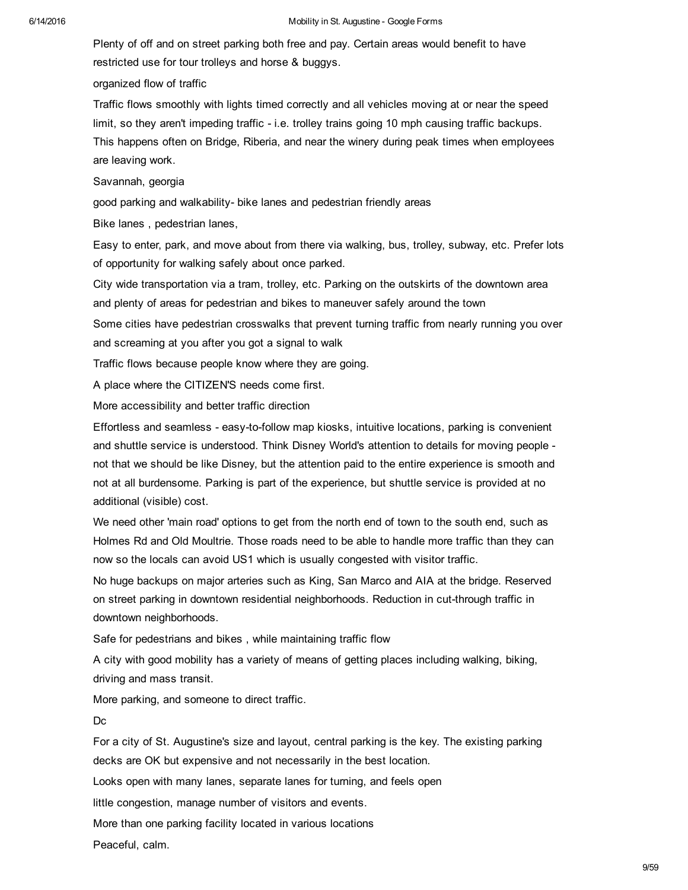Plenty of off and on street parking both free and pay. Certain areas would benefit to have restricted use for tour trolleys and horse & buggys.

organized flow of traffic

Traffic flows smoothly with lights timed correctly and all vehicles moving at or near the speed limit, so they aren't impeding traffic - i.e. trolley trains going 10 mph causing traffic backups. This happens often on Bridge, Riberia, and near the winery during peak times when employees are leaving work.

Savannah, georgia

good parking and walkability- bike lanes and pedestrian friendly areas

Bike lanes , pedestrian lanes,

Easy to enter, park, and move about from there via walking, bus, trolley, subway, etc. Prefer lots of opportunity for walking safely about once parked.

City wide transportation via a tram, trolley, etc. Parking on the outskirts of the downtown area and plenty of areas for pedestrian and bikes to maneuver safely around the town

Some cities have pedestrian crosswalks that prevent turning traffic from nearly running you over and screaming at you after you got a signal to walk

Traffic flows because people know where they are going.

A place where the CITIZEN'S needs come first.

More accessibility and better traffic direction

Effortless and seamless - easy-to-follow map kiosks, intuitive locations, parking is convenient and shuttle service is understood. Think Disney World's attention to details for moving people - not that we should be like Disney, but the attention paid to the entire experience is smooth and not at all burdensome. Parking is part of the experience, but shuttle service is provided at no additional (visible) cost.

We need other 'main road' options to get from the north end of town to the south end, such as Holmes Rd and Old Moultrie. Those roads need to be able to handle more traffic than they can now so the locals can avoid US1 which is usually congested with visitor traffic.

No huge backups on major arteries such as King, San Marco and AIA at the bridge. Reserved on street parking in downtown residential neighborhoods. Reduction in cut-through traffic in downtown neighborhoods.

Safe for pedestrians and bikes , while maintaining traffic flow

A city with good mobility has a variety of means of getting places including walking, biking, driving and mass transit.

More parking, and someone to direct traffic.

Dc

For a city of St. Augustine's size and layout, central parking is the key. The existing parking decks are OK but expensive and not necessarily in the best location.

Looks open with many lanes, separate lanes for turning, and feels open

little congestion, manage number of visitors and events.

More than one parking facility located in various locations

Peaceful, calm.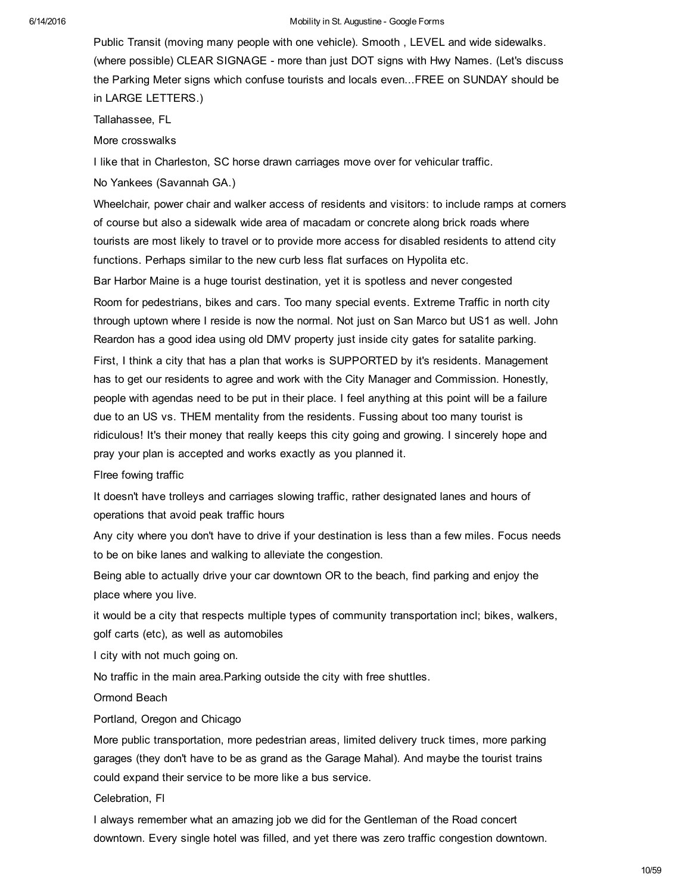Public Transit (moving many people with one vehicle). Smooth , LEVEL and wide sidewalks. (where possible) CLEAR SIGNAGE - more than just DOT signs with Hwy Names. (Let's discuss the Parking Meter signs which confuse tourists and locals even...FREE on SUNDAY should be in LARGE LETTERS.)

Tallahassee, FL

More crosswalks

I like that in Charleston, SC horse drawn carriages move over for vehicular traffic.

No Yankees (Savannah GA.)

Wheelchair, power chair and walker access of residents and visitors: to include ramps at corners of course but also a sidewalk wide area of macadam or concrete along brick roads where tourists are most likely to travel or to provide more access for disabled residents to attend city functions. Perhaps similar to the new curb less flat surfaces on Hypolita etc.

Bar Harbor Maine is a huge tourist destination, yet it is spotless and never congested

Room for pedestrians, bikes and cars. Too many special events. Extreme Traffic in north city through uptown where I reside is now the normal. Not just on San Marco but US1 as well. John Reardon has a good idea using old DMV property just inside city gates for satalite parking.

First, I think a city that has a plan that works is SUPPORTED by it's residents. Management has to get our residents to agree and work with the City Manager and Commission. Honestly, people with agendas need to be put in their place. I feel anything at this point will be a failure due to an US vs. THEM mentality from the residents. Fussing about too many tourist is ridiculous! It's their money that really keeps this city going and growing. I sincerely hope and pray your plan is accepted and works exactly as you planned it.

Flree fowing traffic

It doesn't have trolleys and carriages slowing traffic, rather designated lanes and hours of operations that avoid peak traffic hours

Any city where you don't have to drive if your destination is less than a few miles. Focus needs to be on bike lanes and walking to alleviate the congestion.

Being able to actually drive your car downtown OR to the beach, find parking and enjoy the place where you live.

it would be a city that respects multiple types of community transportation incl; bikes, walkers, golf carts (etc), as well as automobiles

I city with not much going on.

No traffic in the main area.Parking outside the city with free shuttles.

Ormond Beach

Portland, Oregon and Chicago

More public transportation, more pedestrian areas, limited delivery truck times, more parking garages (they don't have to be as grand as the Garage Mahal). And maybe the tourist trains could expand their service to be more like a bus service.

Celebration, Fl

I always remember what an amazing job we did for the Gentleman of the Road concert downtown. Every single hotel was filled, and yet there was zero traffic congestion downtown.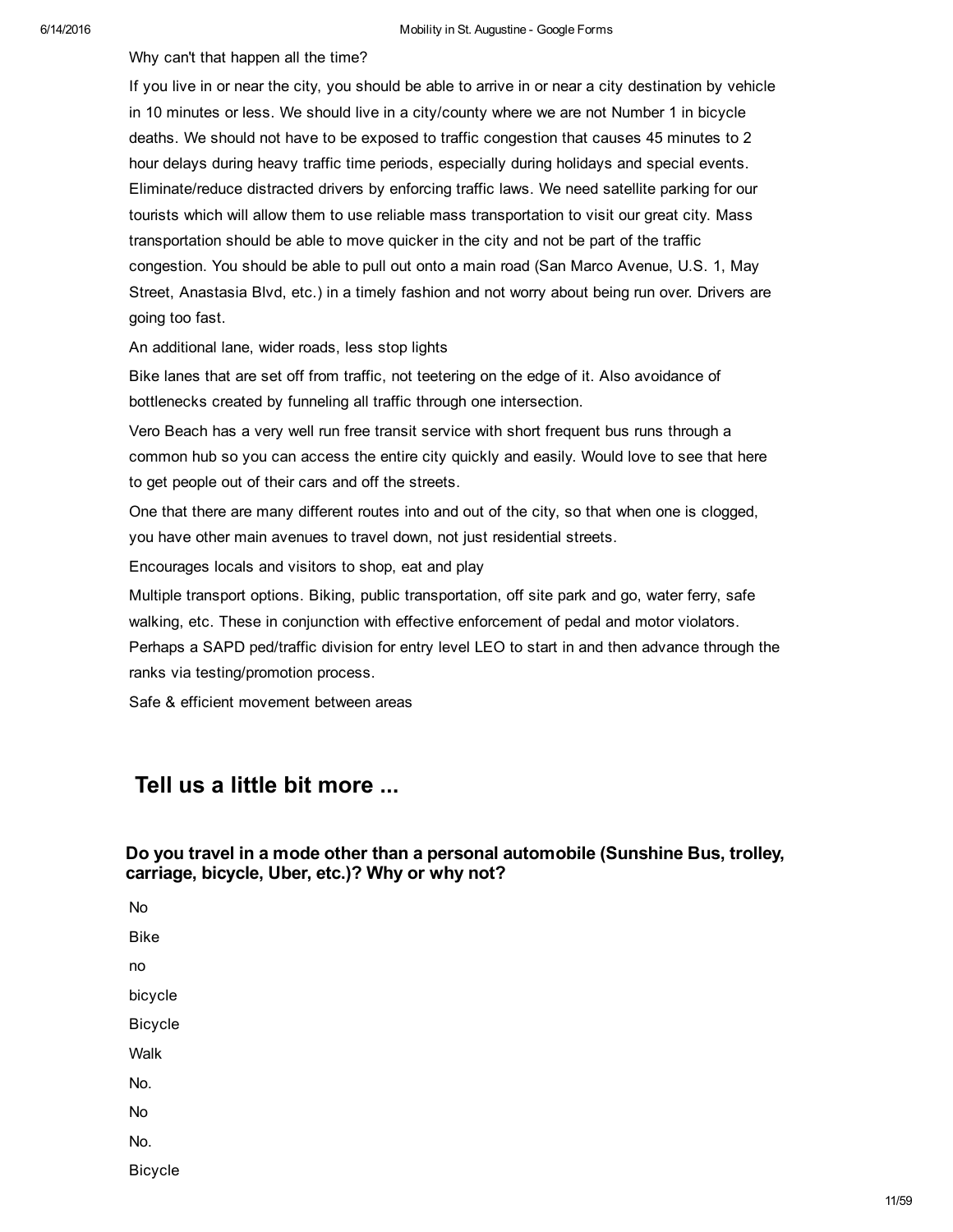Why can't that happen all the time?

If you live in or near the city, you should be able to arrive in or near a city destination by vehicle in 10 minutes or less. We should live in a city/county where we are not Number 1 in bicycle deaths. We should not have to be exposed to traffic congestion that causes 45 minutes to 2 hour delays during heavy traffic time periods, especially during holidays and special events. Eliminate/reduce distracted drivers by enforcing traffic laws. We need satellite parking for our tourists which will allow them to use reliable mass transportation to visit our great city. Mass transportation should be able to move quicker in the city and not be part of the traffic congestion. You should be able to pull out onto a main road (San Marco Avenue, U.S. 1, May Street, Anastasia Blvd, etc.) in a timely fashion and not worry about being run over. Drivers are going too fast.

An additional lane, wider roads, less stop lights

Bike lanes that are set off from traffic, not teetering on the edge of it. Also avoidance of bottlenecks created by funneling all traffic through one intersection.

Vero Beach has a very well run free transit service with short frequent bus runs through a common hub so you can access the entire city quickly and easily. Would love to see that here to get people out of their cars and off the streets.

One that there are many different routes into and out of the city, so that when one is clogged, you have other main avenues to travel down, not just residential streets.

Encourages locals and visitors to shop, eat and play

Multiple transport options. Biking, public transportation, off site park and go, water ferry, safe walking, etc. These in conjunction with effective enforcement of pedal and motor violators. Perhaps a SAPD ped/traffic division for entry level LEO to start in and then advance through the ranks via testing/promotion process.

Safe & efficient movement between areas

## Tell us a little bit more ...

### Do you travel in a mode other than a personal automobile (Sunshine Bus, trolley, carriage, bicycle, Uber, etc.)? Why or why not?

No

Bike

no

bicycle

Bicycle

Walk

No.

No

No.

Bicycle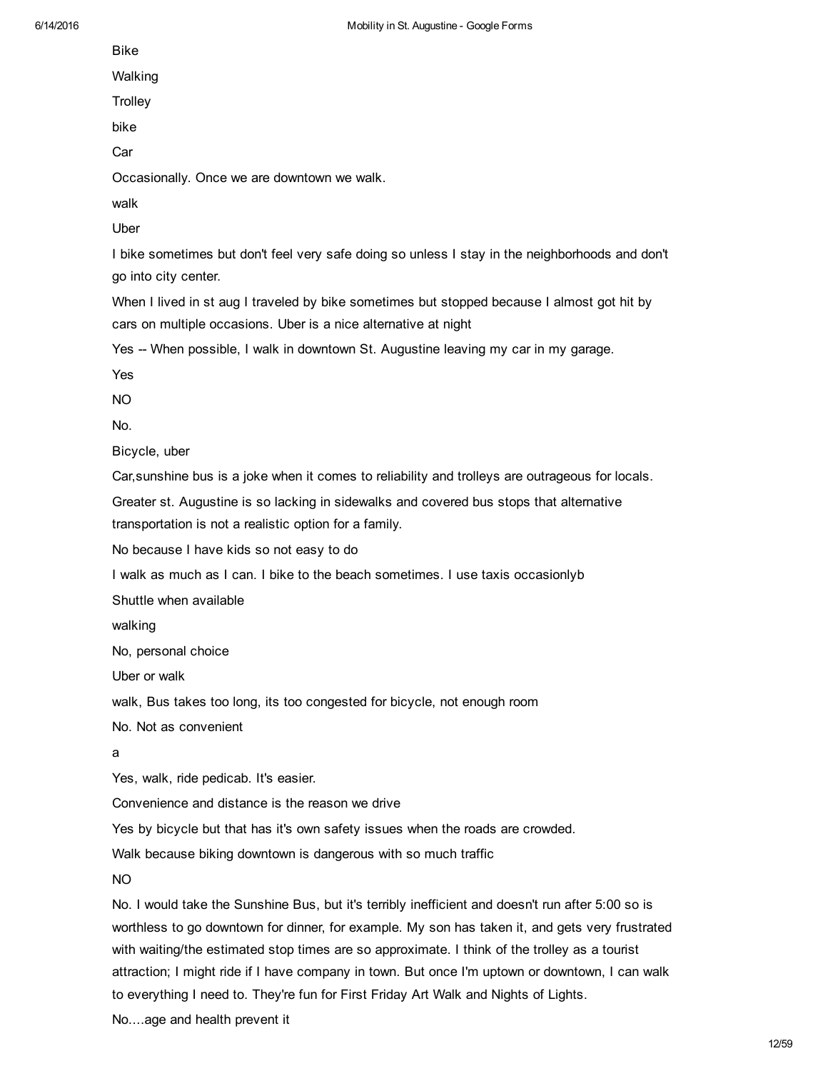Bike

Walking

Trolley

bike

Car

Occasionally. Once we are downtown we walk.

walk

Uber

I bike sometimes but don't feel very safe doing so unless I stay in the neighborhoods and don't go into city center.

When I lived in st aug I traveled by bike sometimes but stopped because I almost got hit by cars on multiple occasions. Uber is a nice alternative at night

Yes -- When possible, I walk in downtown St. Augustine leaving my car in my garage.

Yes

NO

No.

Bicycle, uber

Car,sunshine bus is a joke when it comes to reliability and trolleys are outrageous for locals.

Greater st. Augustine is so lacking in sidewalks and covered bus stops that alternative transportation is not a realistic option for a family.

No because I have kids so not easy to do

I walk as much as I can. I bike to the beach sometimes. I use taxis occasionlyb

Shuttle when available

walking

No, personal choice

Uber or walk

walk, Bus takes too long, its too congested for bicycle, not enough room

No. Not as convenient

a

Yes, walk, ride pedicab. It's easier.

Convenience and distance is the reason we drive

Yes by bicycle but that has it's own safety issues when the roads are crowded.

Walk because biking downtown is dangerous with so much traffic

NO

No. I would take the Sunshine Bus, but it's terribly inefficient and doesn't run after 5:00 so is worthless to go downtown for dinner, for example. My son has taken it, and gets very frustrated with waiting/the estimated stop times are so approximate. I think of the trolley as a tourist attraction; I might ride if I have company in town. But once I'm uptown or downtown, I can walk to everything I need to. They're fun for First Friday Art Walk and Nights of Lights.

No....age and health prevent it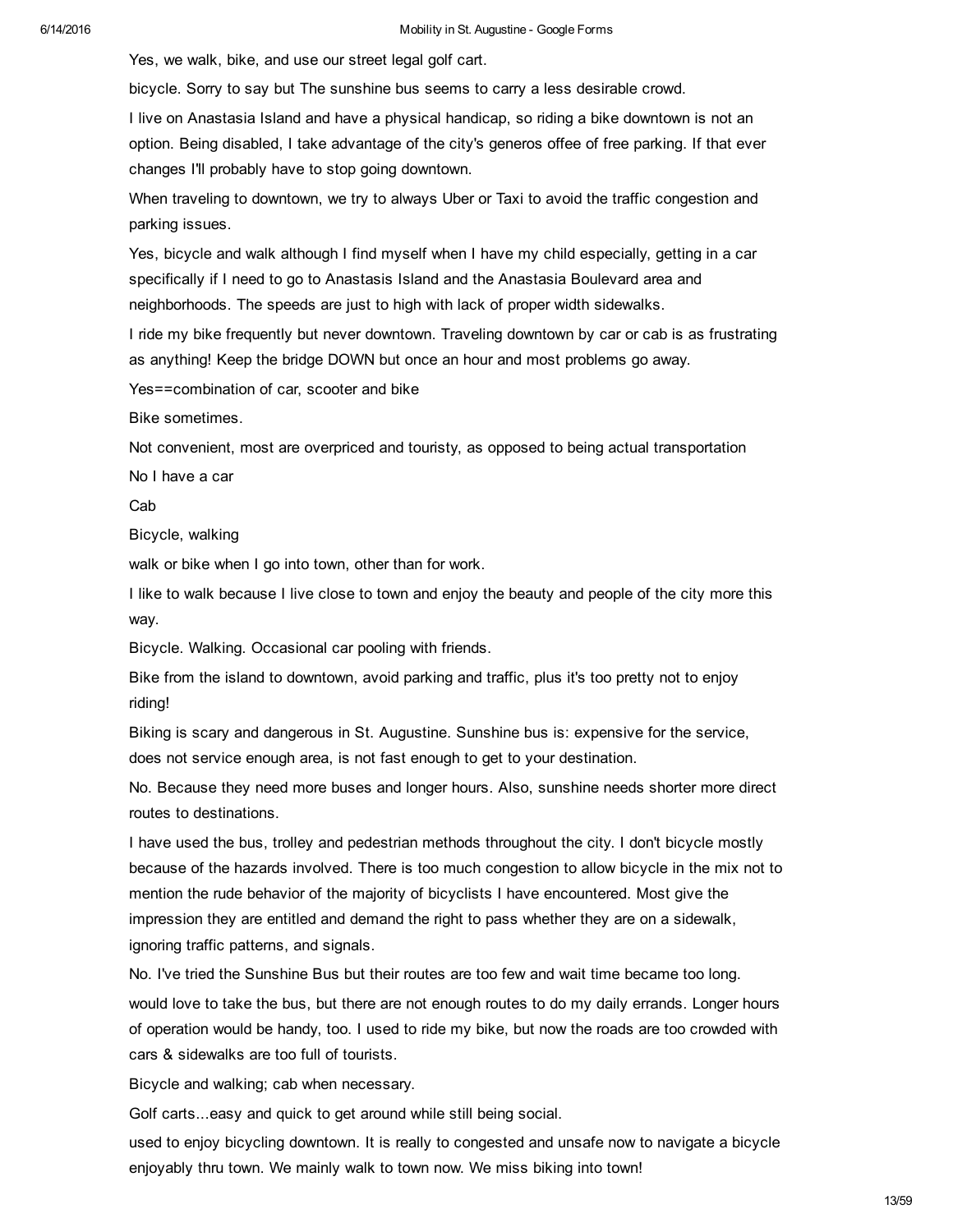Yes, we walk, bike, and use our street legal golf cart.

bicycle. Sorry to say but The sunshine bus seems to carry a less desirable crowd.

I live on Anastasia Island and have a physical handicap, so riding a bike downtown is not an option. Being disabled, I take advantage of the city's generos offee of free parking. If that ever changes I'll probably have to stop going downtown.

When traveling to downtown, we try to always Uber or Taxi to avoid the traffic congestion and parking issues.

Yes, bicycle and walk although I find myself when I have my child especially, getting in a car specifically if I need to go to Anastasis Island and the Anastasia Boulevard area and neighborhoods. The speeds are just to high with lack of proper width sidewalks.

I ride my bike frequently but never downtown. Traveling downtown by car or cab is as frustrating as anything! Keep the bridge DOWN but once an hour and most problems go away.

Yes==combination of car, scooter and bike

Bike sometimes.

Not convenient, most are overpriced and touristy, as opposed to being actual transportation

No I have a car

Cab

Bicycle, walking

walk or bike when I go into town, other than for work.

I like to walk because I live close to town and enjoy the beauty and people of the city more this way.

Bicycle. Walking. Occasional car pooling with friends.

Bike from the island to downtown, avoid parking and traffic, plus it's too pretty not to enjoy riding!

Biking is scary and dangerous in St. Augustine. Sunshine bus is: expensive for the service, does not service enough area, is not fast enough to get to your destination.

No. Because they need more buses and longer hours. Also, sunshine needs shorter more direct routes to destinations.

I have used the bus, trolley and pedestrian methods throughout the city. I don't bicycle mostly because of the hazards involved. There is too much congestion to allow bicycle in the mix not to mention the rude behavior of the majority of bicyclists I have encountered. Most give the impression they are entitled and demand the right to pass whether they are on a sidewalk, ignoring traffic patterns, and signals.

No. I've tried the Sunshine Bus but their routes are too few and wait time became too long.

would love to take the bus, but there are not enough routes to do my daily errands. Longer hours of operation would be handy, too. I used to ride my bike, but now the roads are too crowded with cars & sidewalks are too full of tourists.

Bicycle and walking; cab when necessary.

Golf carts...easy and quick to get around while still being social.

used to enjoy bicycling downtown. It is really to congested and unsafe now to navigate a bicycle enjoyably thru town. We mainly walk to town now. We miss biking into town!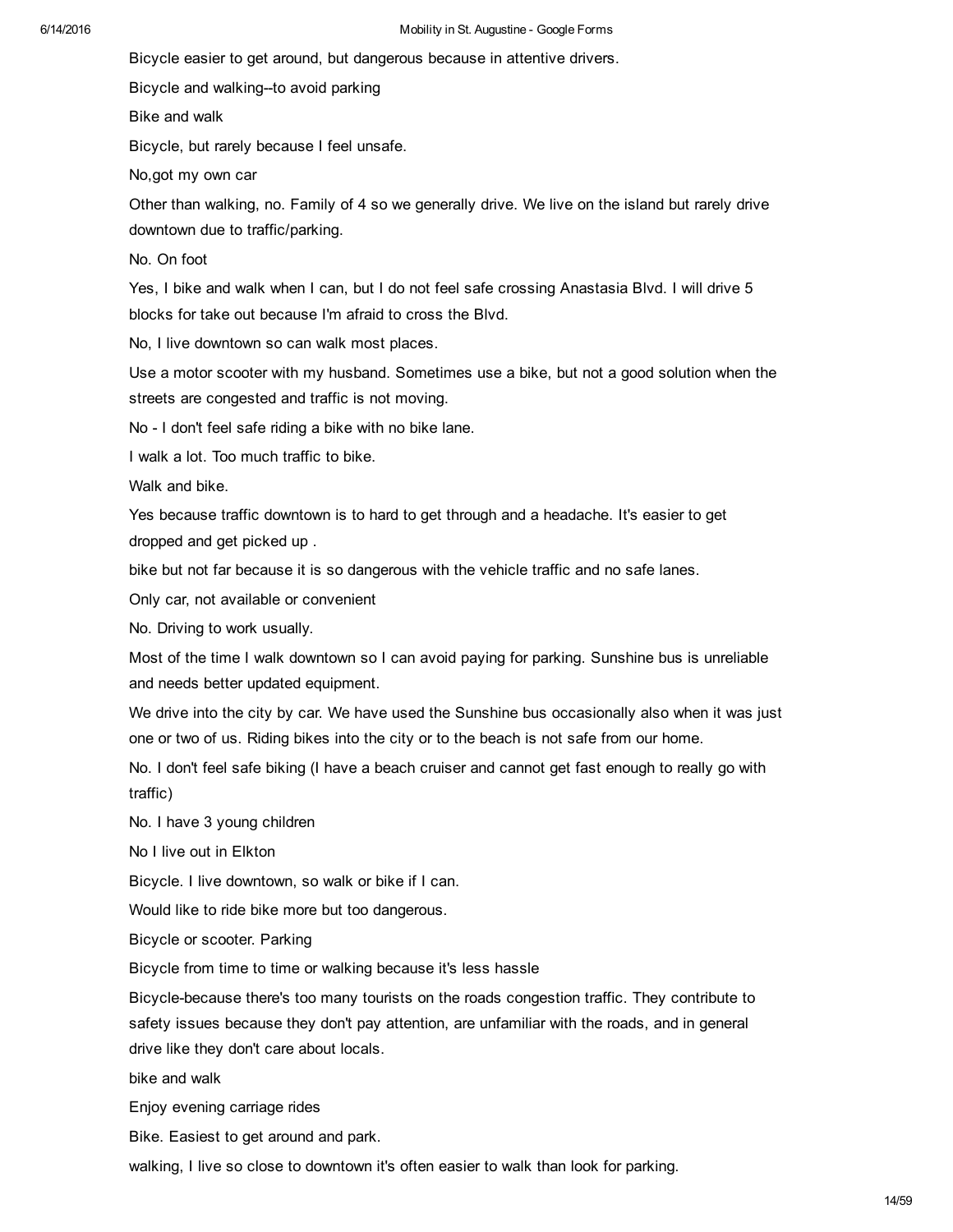Bicycle easier to get around, but dangerous because in attentive drivers.

Bicycle and walking--to avoid parking

Bike and walk

Bicycle, but rarely because I feel unsafe.

No,got my own car

Other than walking, no. Family of 4 so we generally drive. We live on the island but rarely drive downtown due to traffic/parking.

No. On foot

Yes, I bike and walk when I can, but I do not feel safe crossing Anastasia Blvd. I will drive 5 blocks for take out because I'm afraid to cross the Blvd.

No, I live downtown so can walk most places.

Use a motor scooter with my husband. Sometimes use a bike, but not a good solution when the streets are congested and traffic is not moving.

No - I don't feel safe riding a bike with no bike lane.

I walk a lot. Too much traffic to bike.

Walk and bike.

Yes because traffic downtown is to hard to get through and a headache. It's easier to get dropped and get picked up .

bike but not far because it is so dangerous with the vehicle traffic and no safe lanes.

Only car, not available or convenient

No. Driving to work usually.

Most of the time I walk downtown so I can avoid paying for parking. Sunshine bus is unreliable and needs better updated equipment.

We drive into the city by car. We have used the Sunshine bus occasionally also when it was just one or two of us. Riding bikes into the city or to the beach is not safe from our home.

No. I don't feel safe biking (I have a beach cruiser and cannot get fast enough to really go with traffic)

No. I have 3 young children

No I live out in Elkton

Bicycle. I live downtown, so walk or bike if I can.

Would like to ride bike more but too dangerous.

Bicycle or scooter. Parking

Bicycle from time to time or walking because it's less hassle

Bicycle-because there's too many tourists on the roads congestion traffic. They contribute to safety issues because they don't pay attention, are unfamiliar with the roads, and in general drive like they don't care about locals.

bike and walk

Enjoy evening carriage rides

Bike. Easiest to get around and park.

walking, I live so close to downtown it's often easier to walk than look for parking.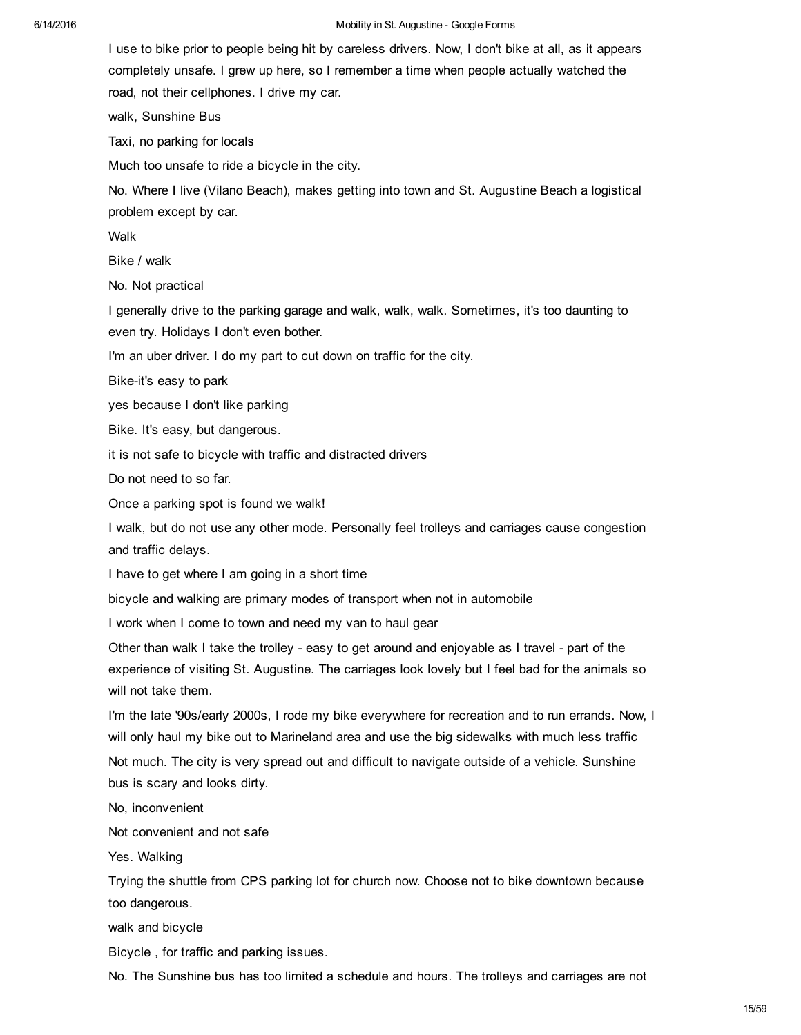I use to bike prior to people being hit by careless drivers. Now, I don't bike at all, as it appears completely unsafe. I grew up here, so I remember a time when people actually watched the road, not their cellphones. I drive my car.

walk, Sunshine Bus

Taxi, no parking for locals

Much too unsafe to ride a bicycle in the city.

No. Where I live (Vilano Beach), makes getting into town and St. Augustine Beach a logistical problem except by car.

Walk

Bike / walk

No. Not practical

I generally drive to the parking garage and walk, walk, walk. Sometimes, it's too daunting to even try. Holidays I don't even bother.

I'm an uber driver. I do my part to cut down on traffic for the city.

Bike-it's easy to park

yes because I don't like parking

Bike. It's easy, but dangerous.

it is not safe to bicycle with traffic and distracted drivers

Do not need to so far.

Once a parking spot is found we walk!

I walk, but do not use any other mode. Personally feel trolleys and carriages cause congestion and traffic delays.

I have to get where I am going in a short time

bicycle and walking are primary modes of transport when not in automobile

I work when I come to town and need my van to haul gear

Other than walk I take the trolley - easy to get around and enjoyable as I travel - part of the experience of visiting St. Augustine. The carriages look lovely but I feel bad for the animals so will not take them.

I'm the late '90s/early 2000s, I rode my bike everywhere for recreation and to run errands. Now, I will only haul my bike out to Marineland area and use the big sidewalks with much less traffic

Not much. The city is very spread out and difficult to navigate outside of a vehicle. Sunshine bus is scary and looks dirty.

No, inconvenient

Not convenient and not safe

Yes. Walking

Trying the shuttle from CPS parking lot for church now. Choose not to bike downtown because too dangerous.

walk and bicycle

Bicycle , for traffic and parking issues.

No. The Sunshine bus has too limited a schedule and hours. The trolleys and carriages are not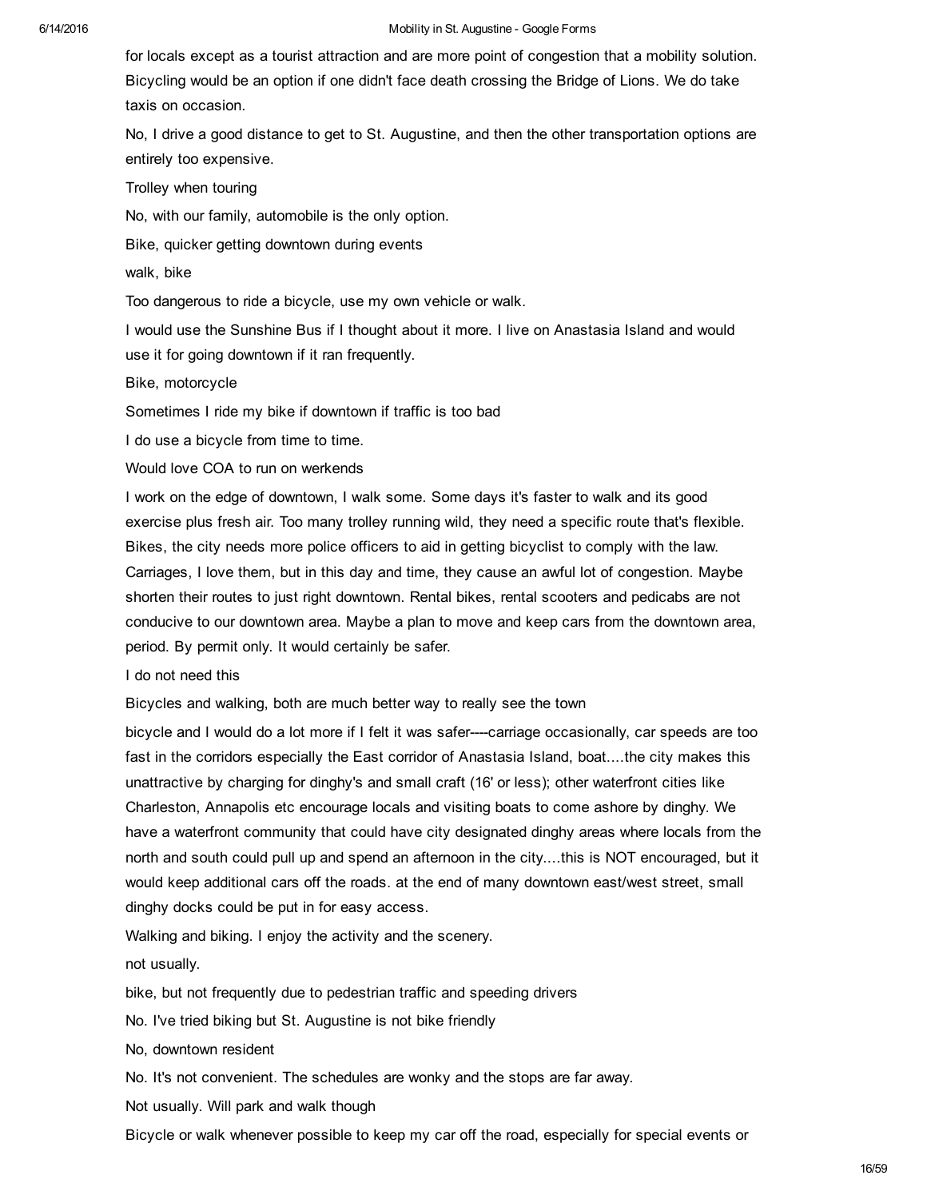for locals except as a tourist attraction and are more point of congestion that a mobility solution. Bicycling would be an option if one didn't face death crossing the Bridge of Lions. We do take taxis on occasion.

No, I drive a good distance to get to St. Augustine, and then the other transportation options are entirely too expensive.

Trolley when touring

No, with our family, automobile is the only option.

Bike, quicker getting downtown during events

walk, bike

Too dangerous to ride a bicycle, use my own vehicle or walk.

I would use the Sunshine Bus if I thought about it more. I live on Anastasia Island and would use it for going downtown if it ran frequently.

Bike, motorcycle

Sometimes I ride my bike if downtown if traffic is too bad

I do use a bicycle from time to time.

Would love COA to run on werkends

I work on the edge of downtown, I walk some. Some days it's faster to walk and its good exercise plus fresh air. Too many trolley running wild, they need a specific route that's flexible. Bikes, the city needs more police officers to aid in getting bicyclist to comply with the law. Carriages, I love them, but in this day and time, they cause an awful lot of congestion. Maybe shorten their routes to just right downtown. Rental bikes, rental scooters and pedicabs are not conducive to our downtown area. Maybe a plan to move and keep cars from the downtown area, period. By permit only. It would certainly be safer.

I do not need this

Bicycles and walking, both are much better way to really see the town

bicycle and I would do a lot more if I felt it was safer----carriage occasionally, car speeds are too fast in the corridors especially the East corridor of Anastasia Island, boat....the city makes this unattractive by charging for dinghy's and small craft (16' or less); other waterfront cities like Charleston, Annapolis etc encourage locals and visiting boats to come ashore by dinghy. We have a waterfront community that could have city designated dinghy areas where locals from the north and south could pull up and spend an afternoon in the city....this is NOT encouraged, but it would keep additional cars off the roads. at the end of many downtown east/west street, small dinghy docks could be put in for easy access.

Walking and biking. I enjoy the activity and the scenery.

not usually.

bike, but not frequently due to pedestrian traffic and speeding drivers

No. I've tried biking but St. Augustine is not bike friendly

No, downtown resident

No. It's not convenient. The schedules are wonky and the stops are far away.

Not usually. Will park and walk though

Bicycle or walk whenever possible to keep my car off the road, especially for special events or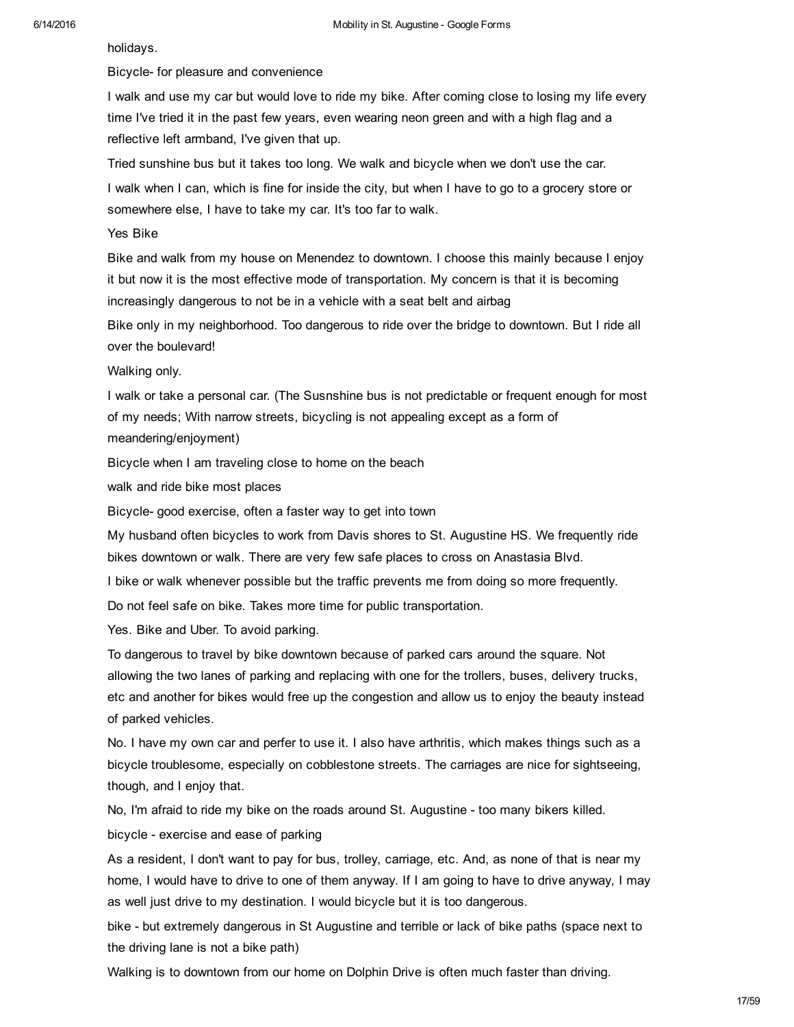holidays.

Bicycle- for pleasure and convenience

I walk and use my car but would love to ride my bike. After coming close to losing my life every time I've tried it in the past few years, even wearing neon green and with a high flag and a reflective left armband, I've given that up.

Tried sunshine bus but it takes too long. We walk and bicycle when we don't use the car.

I walk when I can, which is fine for inside the city, but when I have to go to a grocery store or somewhere else, I have to take my car. It's too far to walk.

Yes Bike

Bike and walk from my house on Menendez to downtown. I choose this mainly because I enjoy it but now it is the most effective mode of transportation. My concern is that it is becoming increasingly dangerous to not be in a vehicle with a seat belt and airbag

Bike only in my neighborhood. Too dangerous to ride over the bridge to downtown. But I ride all over the boulevard!

Walking only.

I walk or take a personal car. (The Susnshine bus is not predictable or frequent enough for most of my needs; With narrow streets, bicycling is not appealing except as a form of meandering/enjoyment)

Bicycle when I am traveling close to home on the beach

walk and ride bike most places

Bicycle- good exercise, often a faster way to get into town

My husband often bicycles to work from Davis shores to St. Augustine HS. We frequently ride bikes downtown or walk. There are very few safe places to cross on Anastasia Blvd.

I bike or walk whenever possible but the traffic prevents me from doing so more frequently.

Do not feel safe on bike. Takes more time for public transportation.

Yes. Bike and Uber. To avoid parking.

To dangerous to travel by bike downtown because of parked cars around the square. Not allowing the two lanes of parking and replacing with one for the trollers, buses, delivery trucks, etc and another for bikes would free up the congestion and allow us to enjoy the beauty instead of parked vehicles.

No. I have my own car and perfer to use it. I also have arthritis, which makes things such as a bicycle troublesome, especially on cobblestone streets. The carriages are nice for sightseeing, though, and I enjoy that.

No, I'm afraid to ride my bike on the roads around St. Augustine - too many bikers killed.

bicycle - exercise and ease of parking

As a resident, I don't want to pay for bus, trolley, carriage, etc. And, as none of that is near my home, I would have to drive to one of them anyway. If I am going to have to drive anyway, I may as well just drive to my destination. I would bicycle but it is too dangerous.

bike - but extremely dangerous in St Augustine and terrible or lack of bike paths (space next to the driving lane is not a bike path)

Walking is to downtown from our home on Dolphin Drive is often much faster than driving.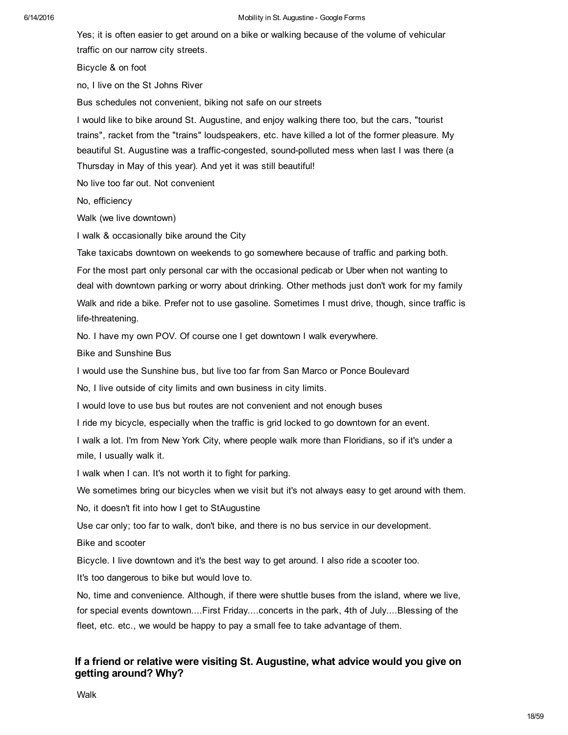Yes; it is often easier to get around on a bike or walking because of the volume of vehicular traffic on our narrow city streets.

Bicycle & on foot

no, I live on the St Johns River

Bus schedules not convenient, biking not safe on our streets

I would like to bike around St. Augustine, and enjoy walking there too, but the cars, "tourist trains", racket from the "trains" loudspeakers, etc. have killed a lot of the former pleasure. My beautiful St. Augustine was a traffic-congested, sound-polluted mess when last I was there (a Thursday in May of this year). And yet it was still beautiful!

No live too far out. Not convenient

No, efficiency

Walk (we live downtown)

I walk & occasionally bike around the City

Take taxicabs downtown on weekends to go somewhere because of traffic and parking both.

For the most part only personal car with the occasional pedicab or Uber when not wanting to deal with downtown parking or worry about drinking. Other methods just don't work for my family

Walk and ride a bike. Prefer not to use gasoline. Sometimes I must drive, though, since traffic is life-threatening.

No. I have my own POV. Of course one I get downtown I walk everywhere.

Bike and Sunshine Bus

I would use the Sunshine bus, but live too far from San Marco or Ponce Boulevard

No, I live outside of city limits and own business in city limits.

I would love to use bus but routes are not convenient and not enough buses

I ride my bicycle, especially when the traffic is grid locked to go downtown for an event.

I walk a lot. I'm from New York City, where people walk more than Floridians, so if it's under a mile, I usually walk it.

I walk when I can. It's not worth it to fight for parking.

We sometimes bring our bicycles when we visit but it's not always easy to get around with them.

No, it doesn't fit into how I get to StAugustine

Use car only; too far to walk, don't bike, and there is no bus service in our development.

Bike and scooter

Bicycle. I live downtown and it's the best way to get around. I also ride a scooter too.

It's too dangerous to bike but would love to.

No, time and convenience. Although, if there were shuttle buses from the island, where we live, for special events downtown....First Friday....concerts in the park, 4th of July....Blessing of the fleet, etc. etc., we would be happy to pay a small fee to take advantage of them.

### If a friend or relative were visiting St. Augustine, what advice would you give on getting around? Why?

Walk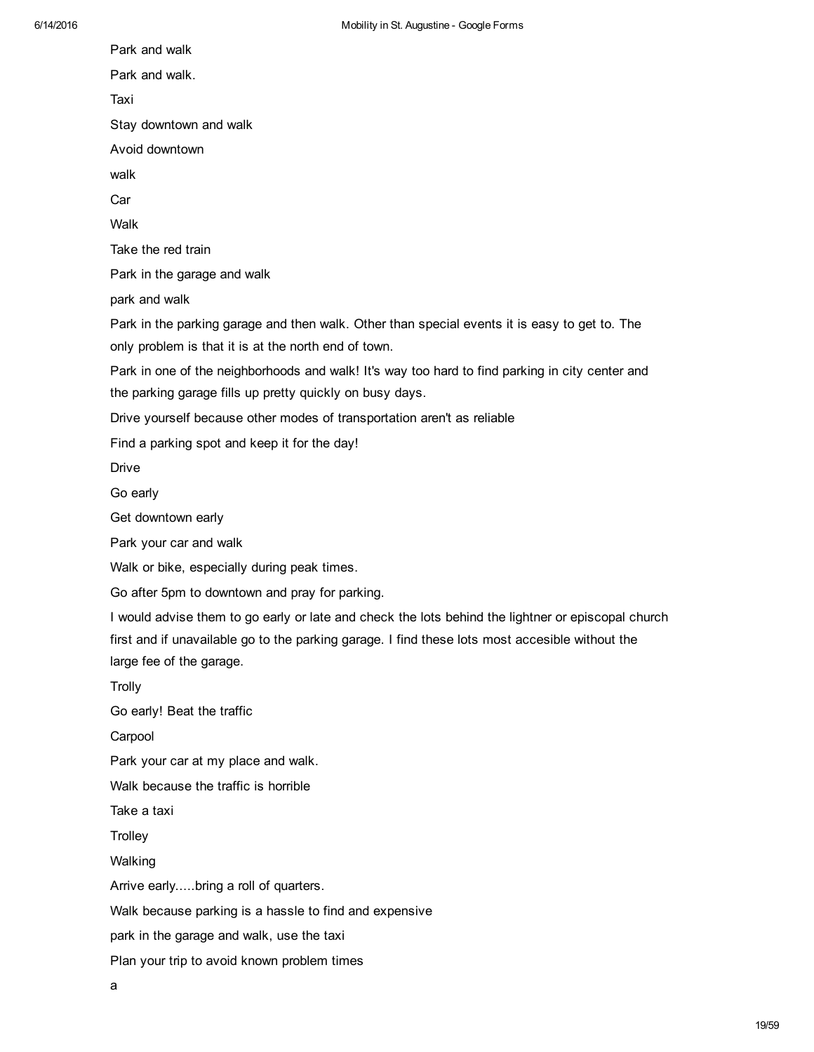Park and walk

Park and walk.

Taxi

Stay downtown and walk

Avoid downtown

walk

Car

Walk

Take the red train

Park in the garage and walk

park and walk

Park in the parking garage and then walk. Other than special events it is easy to get to. The only problem is that it is at the north end of town.

Park in one of the neighborhoods and walk! It's way too hard to find parking in city center and the parking garage fills up pretty quickly on busy days.

Drive yourself because other modes of transportation aren't as reliable

Find a parking spot and keep it for the day!

Drive

Go early

Get downtown early

Park your car and walk

Walk or bike, especially during peak times.

Go after 5pm to downtown and pray for parking.

I would advise them to go early or late and check the lots behind the lightner or episcopal church first and if unavailable go to the parking garage. I find these lots most accesible without the large fee of the garage.

Trolly

Go early! Beat the traffic

Carpool

Park your car at my place and walk.

Walk because the traffic is horrible

Take a taxi

Trolley

Walking

Arrive early.....bring a roll of quarters.

Walk because parking is a hassle to find and expensive

park in the garage and walk, use the taxi

Plan your trip to avoid known problem times

a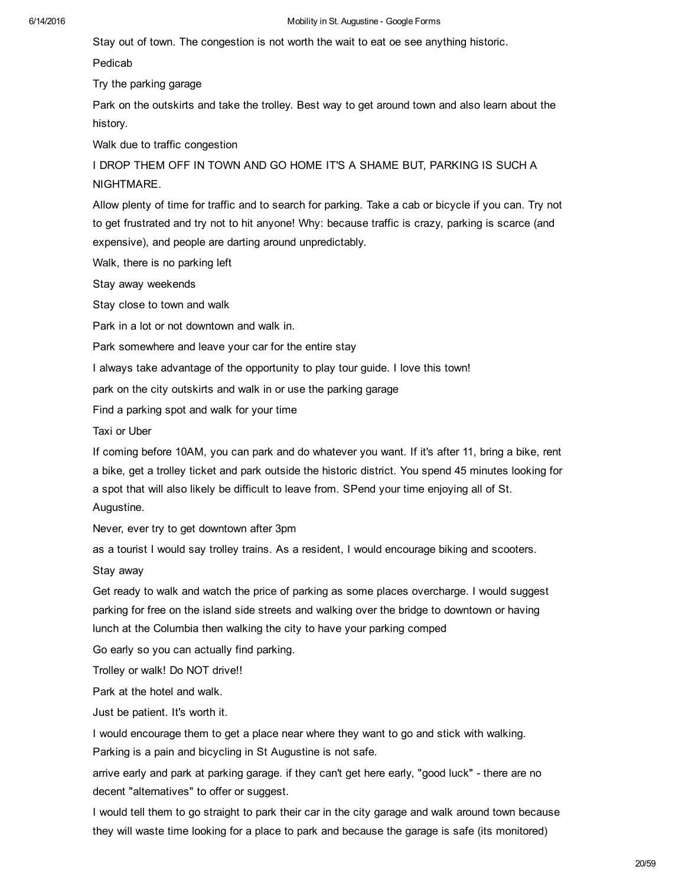Stay out of town. The congestion is not worth the wait to eat oe see anything historic.

Pedicab

Try the parking garage

Park on the outskirts and take the trolley. Best way to get around town and also learn about the history.

Walk due to traffic congestion

I DROP THEM OFF IN TOWN AND GO HOME IT'S A SHAME BUT, PARKING IS SUCH A NIGHTMARE.

Allow plenty of time for traffic and to search for parking. Take a cab or bicycle if you can. Try not to get frustrated and try not to hit anyone! Why: because traffic is crazy, parking is scarce (and expensive), and people are darting around unpredictably.

Walk, there is no parking left

Stay away weekends

Stay close to town and walk

Park in a lot or not downtown and walk in.

Park somewhere and leave your car for the entire stay

I always take advantage of the opportunity to play tour guide. I love this town!

park on the city outskirts and walk in or use the parking garage

Find a parking spot and walk for your time

Taxi or Uber

If coming before 10AM, you can park and do whatever you want. If it's after 11, bring a bike, rent a bike, get a trolley ticket and park outside the historic district. You spend 45 minutes looking for a spot that will also likely be difficult to leave from. SPend your time enjoying all of St. Augustine.

Never, ever try to get downtown after 3pm

as a tourist I would say trolley trains. As a resident, I would encourage biking and scooters.

Stay away

Get ready to walk and watch the price of parking as some places overcharge. I would suggest parking for free on the island side streets and walking over the bridge to downtown or having lunch at the Columbia then walking the city to have your parking comped

Go early so you can actually find parking.

Trolley or walk! Do NOT drive!!

Park at the hotel and walk.

Just be patient. It's worth it.

I would encourage them to get a place near where they want to go and stick with walking. Parking is a pain and bicycling in St Augustine is not safe.

arrive early and park at parking garage. if they can't get here early, "good luck" - there are no decent "alternatives" to offer or suggest.

I would tell them to go straight to park their car in the city garage and walk around town because they will waste time looking for a place to park and because the garage is safe (its monitored)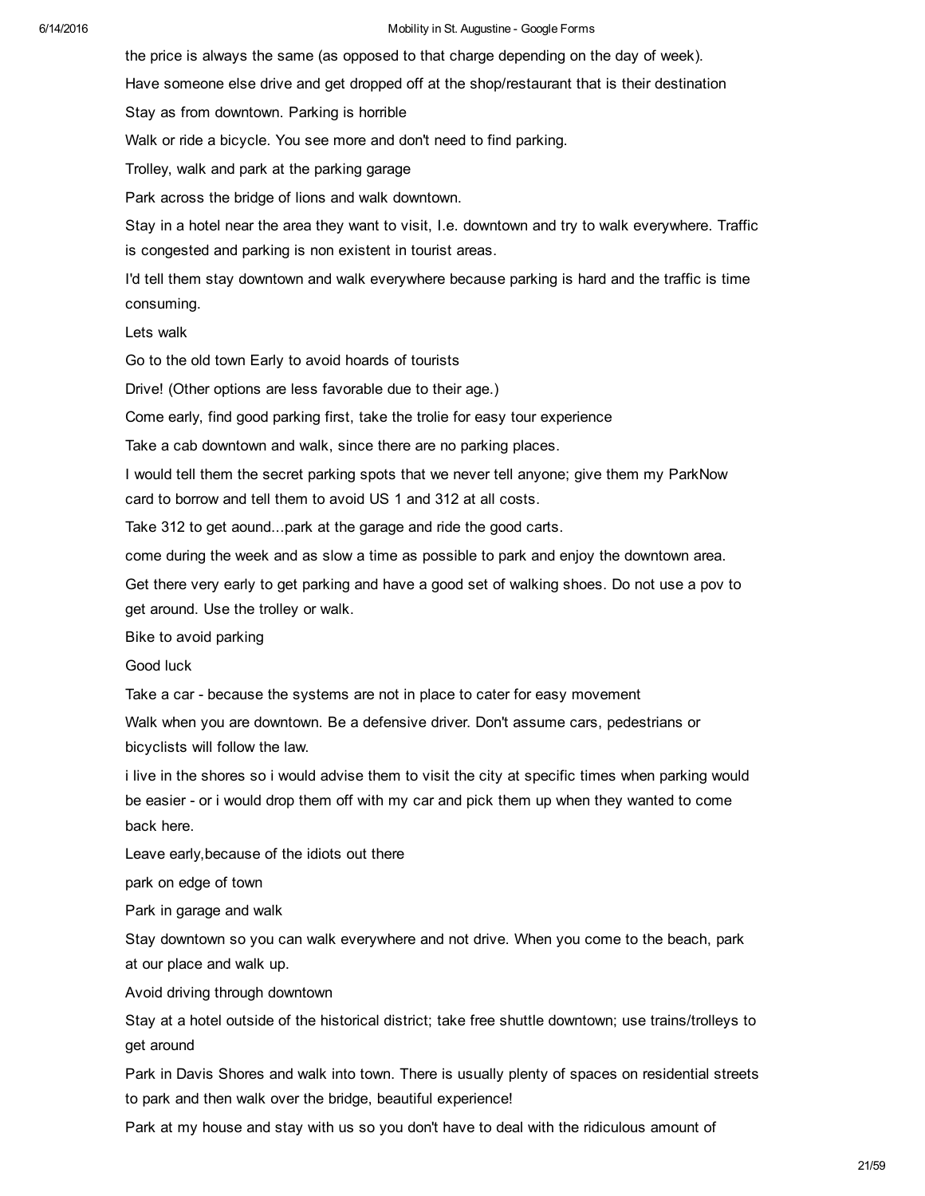the price is always the same (as opposed to that charge depending on the day of week).

Have someone else drive and get dropped off at the shop/restaurant that is their destination

Stay as from downtown. Parking is horrible

Walk or ride a bicycle. You see more and don't need to find parking.

Trolley, walk and park at the parking garage

Park across the bridge of lions and walk downtown.

Stay in a hotel near the area they want to visit, I.e. downtown and try to walk everywhere. Traffic is congested and parking is non existent in tourist areas.

I'd tell them stay downtown and walk everywhere because parking is hard and the traffic is time consuming.

Lets walk

Go to the old town Early to avoid hoards of tourists

Drive! (Other options are less favorable due to their age.)

Come early, find good parking first, take the trolie for easy tour experience

Take a cab downtown and walk, since there are no parking places.

I would tell them the secret parking spots that we never tell anyone; give them my ParkNow card to borrow and tell them to avoid US 1 and 312 at all costs.

Take 312 to get aound...park at the garage and ride the good carts.

come during the week and as slow a time as possible to park and enjoy the downtown area.

Get there very early to get parking and have a good set of walking shoes. Do not use a pov to get around. Use the trolley or walk.

Bike to avoid parking

Good luck

Take a car - because the systems are not in place to cater for easy movement

Walk when you are downtown. Be a defensive driver. Don't assume cars, pedestrians or bicyclists will follow the law.

i live in the shores so i would advise them to visit the city at specific times when parking would be easier - or i would drop them off with my car and pick them up when they wanted to come back here.

Leave early,because of the idiots out there

park on edge of town

Park in garage and walk

Stay downtown so you can walk everywhere and not drive. When you come to the beach, park at our place and walk up.

Avoid driving through downtown

Stay at a hotel outside of the historical district; take free shuttle downtown; use trains/trolleys to get around

Park in Davis Shores and walk into town. There is usually plenty of spaces on residential streets to park and then walk over the bridge, beautiful experience!

Park at my house and stay with us so you don't have to deal with the ridiculous amount of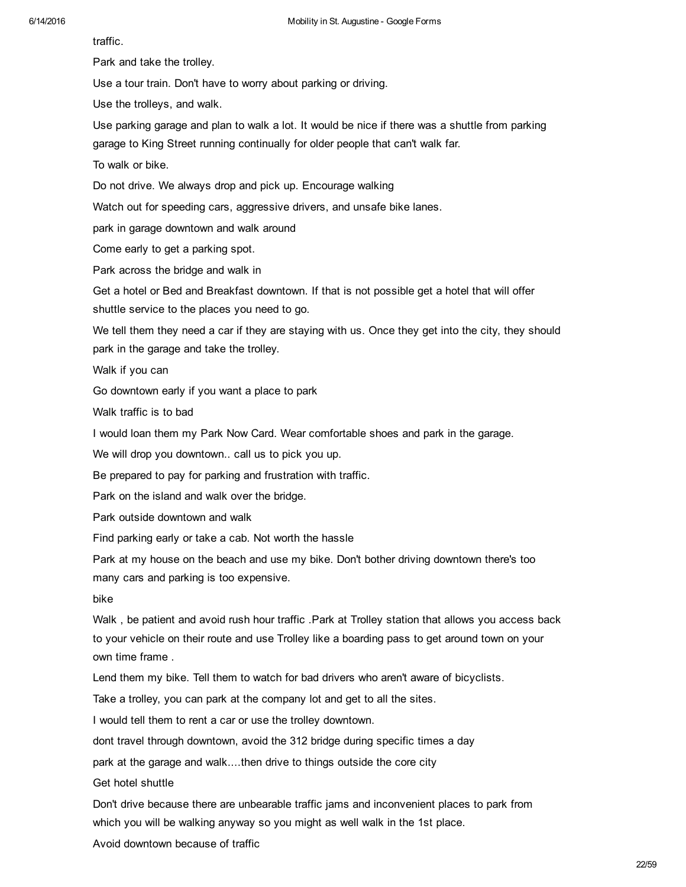traffic.

Park and take the trolley.

Use a tour train. Don't have to worry about parking or driving.

Use the trolleys, and walk.

Use parking garage and plan to walk a lot. It would be nice if there was a shuttle from parking garage to King Street running continually for older people that can't walk far.

To walk or bike.

Do not drive. We always drop and pick up. Encourage walking

Watch out for speeding cars, aggressive drivers, and unsafe bike lanes.

park in garage downtown and walk around

Come early to get a parking spot.

Park across the bridge and walk in

Get a hotel or Bed and Breakfast downtown. If that is not possible get a hotel that will offer shuttle service to the places you need to go.

We tell them they need a car if they are staying with us. Once they get into the city, they should park in the garage and take the trolley.

Walk if you can

Go downtown early if you want a place to park

Walk traffic is to bad

I would loan them my Park Now Card. Wear comfortable shoes and park in the garage.

We will drop you downtown.. call us to pick you up.

Be prepared to pay for parking and frustration with traffic.

Park on the island and walk over the bridge.

Park outside downtown and walk

Find parking early or take a cab. Not worth the hassle

Park at my house on the beach and use my bike. Don't bother driving downtown there's too many cars and parking is too expensive.

bike

Walk , be patient and avoid rush hour traffic .Park at Trolley station that allows you access back to your vehicle on their route and use Trolley like a boarding pass to get around town on your own time frame .

Lend them my bike. Tell them to watch for bad drivers who aren't aware of bicyclists.

Take a trolley, you can park at the company lot and get to all the sites.

I would tell them to rent a car or use the trolley downtown.

dont travel through downtown, avoid the 312 bridge during specific times a day

park at the garage and walk....then drive to things outside the core city

Get hotel shuttle

Don't drive because there are unbearable traffic jams and inconvenient places to park from which you will be walking anyway so you might as well walk in the 1st place.

Avoid downtown because of traffic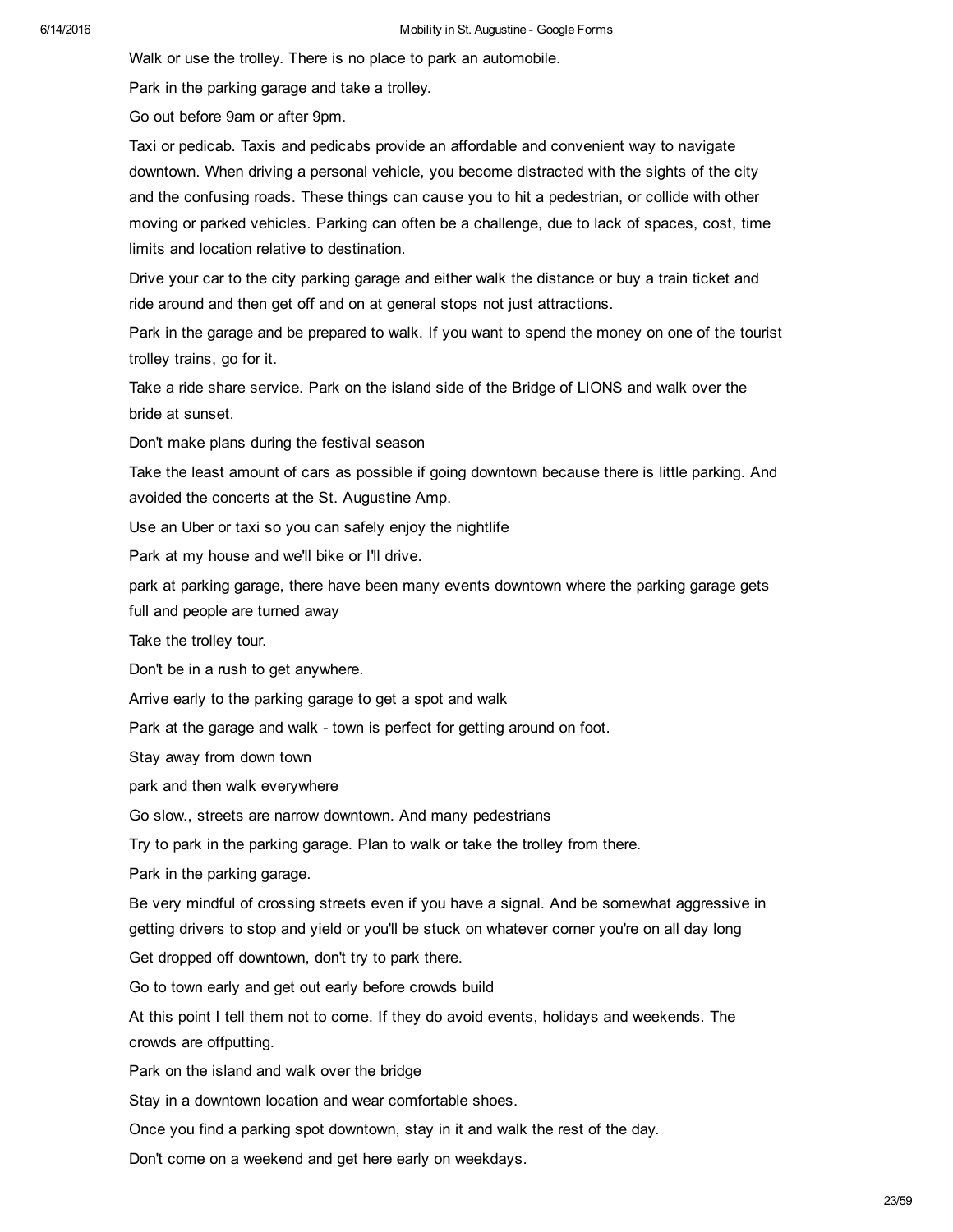Walk or use the trolley. There is no place to park an automobile.

Park in the parking garage and take a trolley.

Go out before 9am or after 9pm.

Taxi or pedicab. Taxis and pedicabs provide an affordable and convenient way to navigate downtown. When driving a personal vehicle, you become distracted with the sights of the city and the confusing roads. These things can cause you to hit a pedestrian, or collide with other moving or parked vehicles. Parking can often be a challenge, due to lack of spaces, cost, time limits and location relative to destination.

Drive your car to the city parking garage and either walk the distance or buy a train ticket and ride around and then get off and on at general stops not just attractions.

Park in the garage and be prepared to walk. If you want to spend the money on one of the tourist trolley trains, go for it.

Take a ride share service. Park on the island side of the Bridge of LIONS and walk over the bride at sunset.

Don't make plans during the festival season

Take the least amount of cars as possible if going downtown because there is little parking. And avoided the concerts at the St. Augustine Amp.

Use an Uber or taxi so you can safely enjoy the nightlife

Park at my house and we'll bike or I'll drive.

park at parking garage, there have been many events downtown where the parking garage gets full and people are turned away

Take the trolley tour.

Don't be in a rush to get anywhere.

Arrive early to the parking garage to get a spot and walk

Park at the garage and walk - town is perfect for getting around on foot.

Stay away from down town

park and then walk everywhere

Go slow., streets are narrow downtown. And many pedestrians

Try to park in the parking garage. Plan to walk or take the trolley from there.

Park in the parking garage.

Be very mindful of crossing streets even if you have a signal. And be somewhat aggressive in getting drivers to stop and yield or you'll be stuck on whatever corner you're on all day long

Get dropped off downtown, don't try to park there.

Go to town early and get out early before crowds build

At this point I tell them not to come. If they do avoid events, holidays and weekends. The crowds are offputting.

Park on the island and walk over the bridge

Stay in a downtown location and wear comfortable shoes.

Once you find a parking spot downtown, stay in it and walk the rest of the day.

Don't come on a weekend and get here early on weekdays.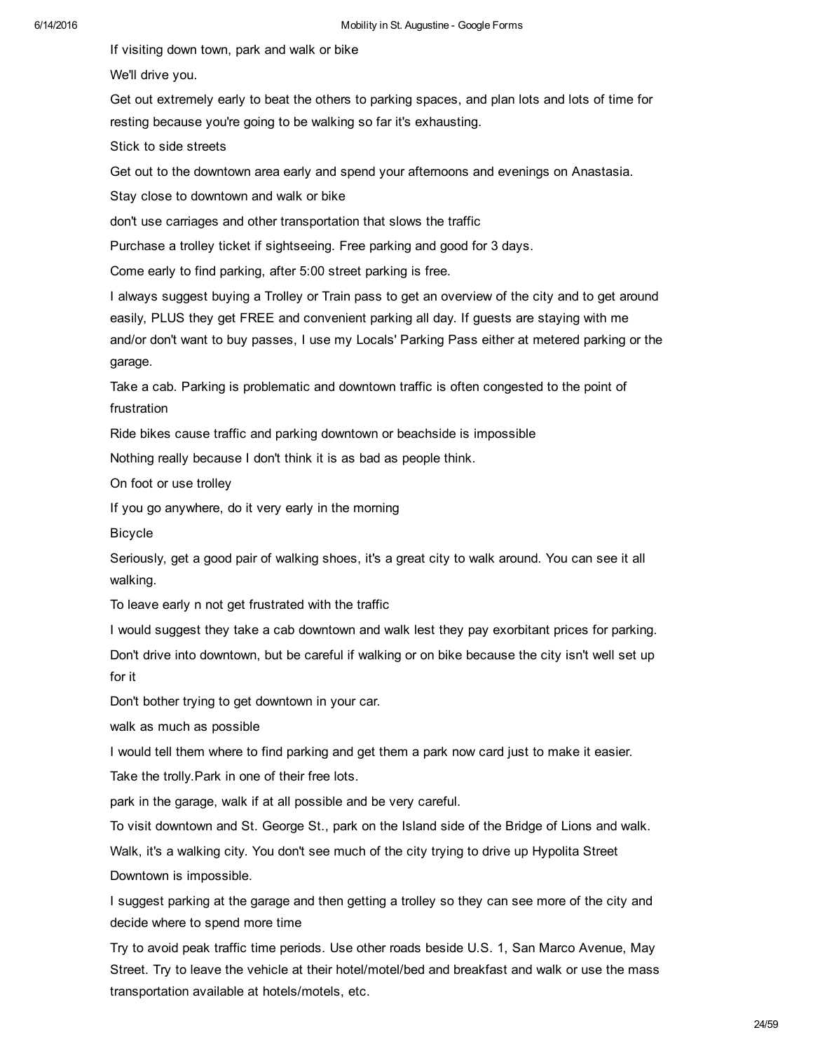If visiting down town, park and walk or bike

We'll drive you.

Get out extremely early to beat the others to parking spaces, and plan lots and lots of time for resting because you're going to be walking so far it's exhausting.

Stick to side streets

Get out to the downtown area early and spend your afternoons and evenings on Anastasia.

Stay close to downtown and walk or bike

don't use carriages and other transportation that slows the traffic

Purchase a trolley ticket if sightseeing. Free parking and good for 3 days.

Come early to find parking, after 5:00 street parking is free.

I always suggest buying a Trolley or Train pass to get an overview of the city and to get around easily, PLUS they get FREE and convenient parking all day. If guests are staying with me and/or don't want to buy passes, I use my Locals' Parking Pass either at metered parking or the garage.

Take a cab. Parking is problematic and downtown traffic is often congested to the point of frustration

Ride bikes cause traffic and parking downtown or beachside is impossible

Nothing really because I don't think it is as bad as people think.

On foot or use trolley

If you go anywhere, do it very early in the morning

Bicycle

Seriously, get a good pair of walking shoes, it's a great city to walk around. You can see it all walking.

To leave early n not get frustrated with the traffic

I would suggest they take a cab downtown and walk lest they pay exorbitant prices for parking.

Don't drive into downtown, but be careful if walking or on bike because the city isn't well set up for it

Don't bother trying to get downtown in your car.

walk as much as possible

I would tell them where to find parking and get them a park now card just to make it easier.

Take the trolly.Park in one of their free lots.

park in the garage, walk if at all possible and be very careful.

To visit downtown and St. George St., park on the Island side of the Bridge of Lions and walk.

Walk, it's a walking city. You don't see much of the city trying to drive up Hypolita Street

Downtown is impossible.

I suggest parking at the garage and then getting a trolley so they can see more of the city and decide where to spend more time

Try to avoid peak traffic time periods. Use other roads beside U.S. 1, San Marco Avenue, May Street. Try to leave the vehicle at their hotel/motel/bed and breakfast and walk or use the mass transportation available at hotels/motels, etc.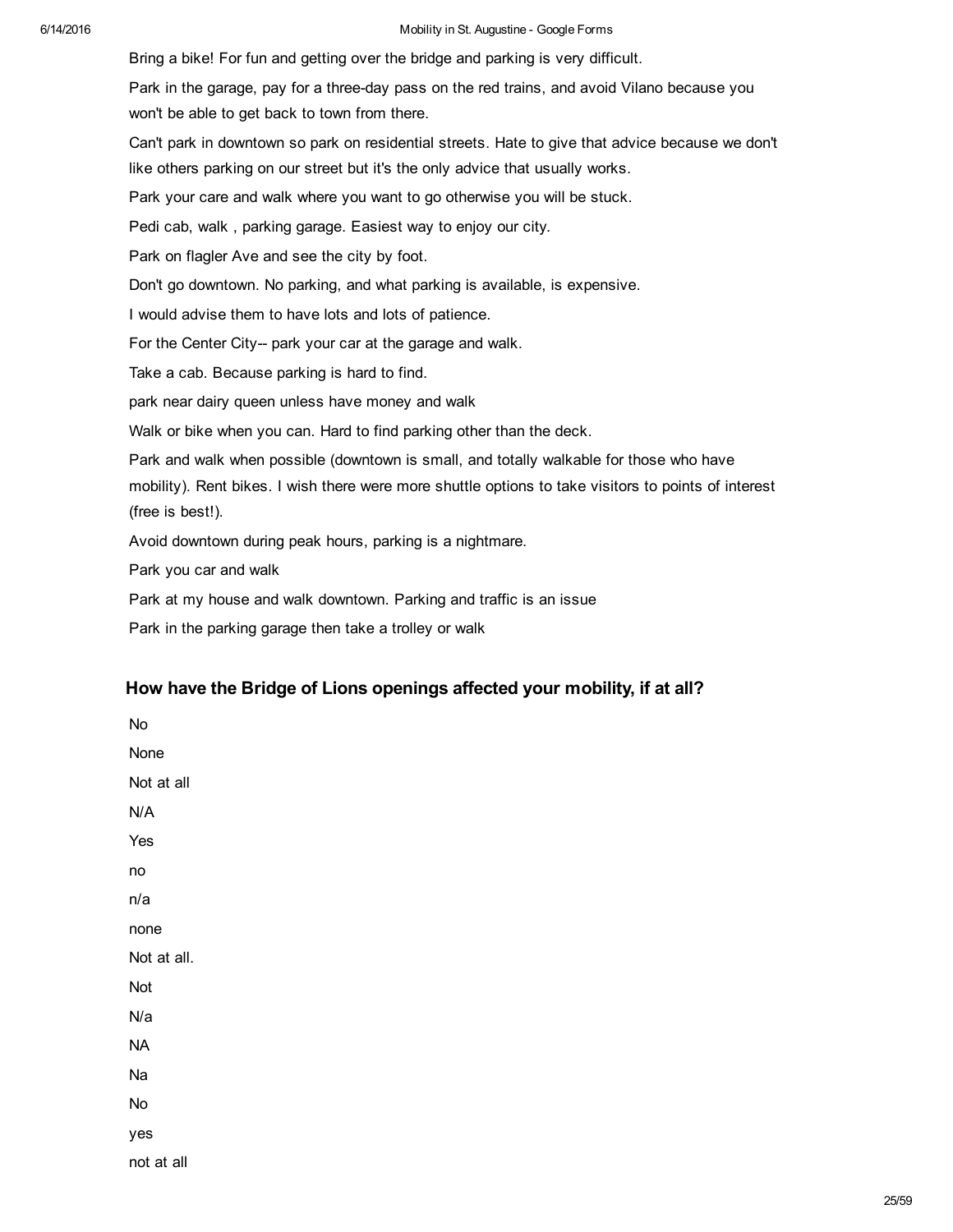Bring a bike! For fun and getting over the bridge and parking is very difficult.

Park in the garage, pay for a three-day pass on the red trains, and avoid Vilano because you won't be able to get back to town from there.

Can't park in downtown so park on residential streets. Hate to give that advice because we don't like others parking on our street but it's the only advice that usually works.

Park your care and walk where you want to go otherwise you will be stuck.

Pedi cab, walk , parking garage. Easiest way to enjoy our city.

Park on flagler Ave and see the city by foot.

Don't go downtown. No parking, and what parking is available, is expensive.

I would advise them to have lots and lots of patience.

For the Center City-- park your car at the garage and walk.

Take a cab. Because parking is hard to find.

park near dairy queen unless have money and walk

Walk or bike when you can. Hard to find parking other than the deck.

Park and walk when possible (downtown is small, and totally walkable for those who have mobility). Rent bikes. I wish there were more shuttle options to take visitors to points of interest (free is best!).

Avoid downtown during peak hours, parking is a nightmare.

Park you car and walk

Park at my house and walk downtown. Parking and traffic is an issue

Park in the parking garage then take a trolley or walk

## How have the Bridge of Lions openings affected your mobility, if at all?

No

None

Not at all

N/A

Yes

no

n/a

none

Not at all.

Not

N/a

NA

Na

No

yes

not at all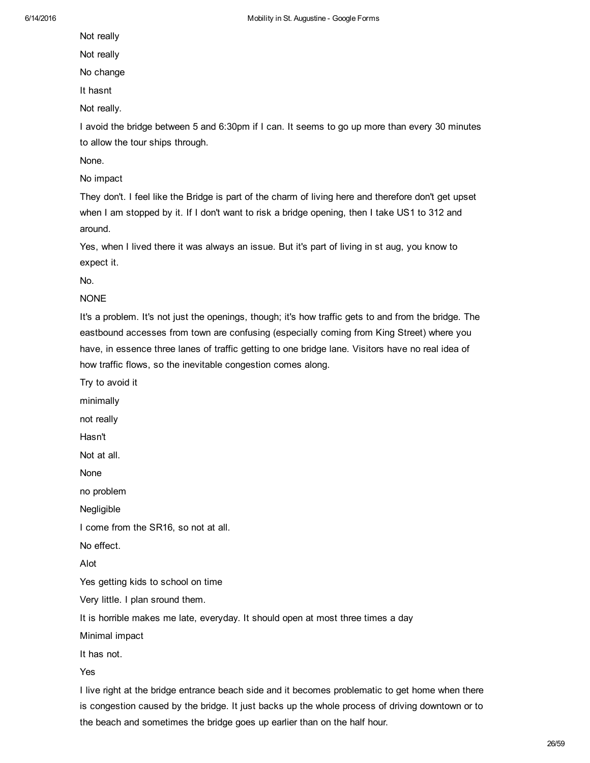Not really

Not really

No change

It hasnt

Not really.

I avoid the bridge between 5 and 6:30pm if I can. It seems to go up more than every 30 minutes to allow the tour ships through.

None.

No impact

They don't. I feel like the Bridge is part of the charm of living here and therefore don't get upset when I am stopped by it. If I don't want to risk a bridge opening, then I take US1 to 312 and around.

Yes, when I lived there it was always an issue. But it's part of living in st aug, you know to expect it.

No.

NONE

It's a problem. It's not just the openings, though; it's how traffic gets to and from the bridge. The eastbound accesses from town are confusing (especially coming from King Street) where you have, in essence three lanes of traffic getting to one bridge lane. Visitors have no real idea of how traffic flows, so the inevitable congestion comes along.

Try to avoid it

minimally

not really

Hasn't

Not at all.

None

no problem

Negligible

I come from the SR16, so not at all.

No effect.

Alot

Yes getting kids to school on time

Very little. I plan sround them.

It is horrible makes me late, everyday. It should open at most three times a day

Minimal impact

It has not.

Yes

I live right at the bridge entrance beach side and it becomes problematic to get home when there is congestion caused by the bridge. It just backs up the whole process of driving downtown or to the beach and sometimes the bridge goes up earlier than on the half hour.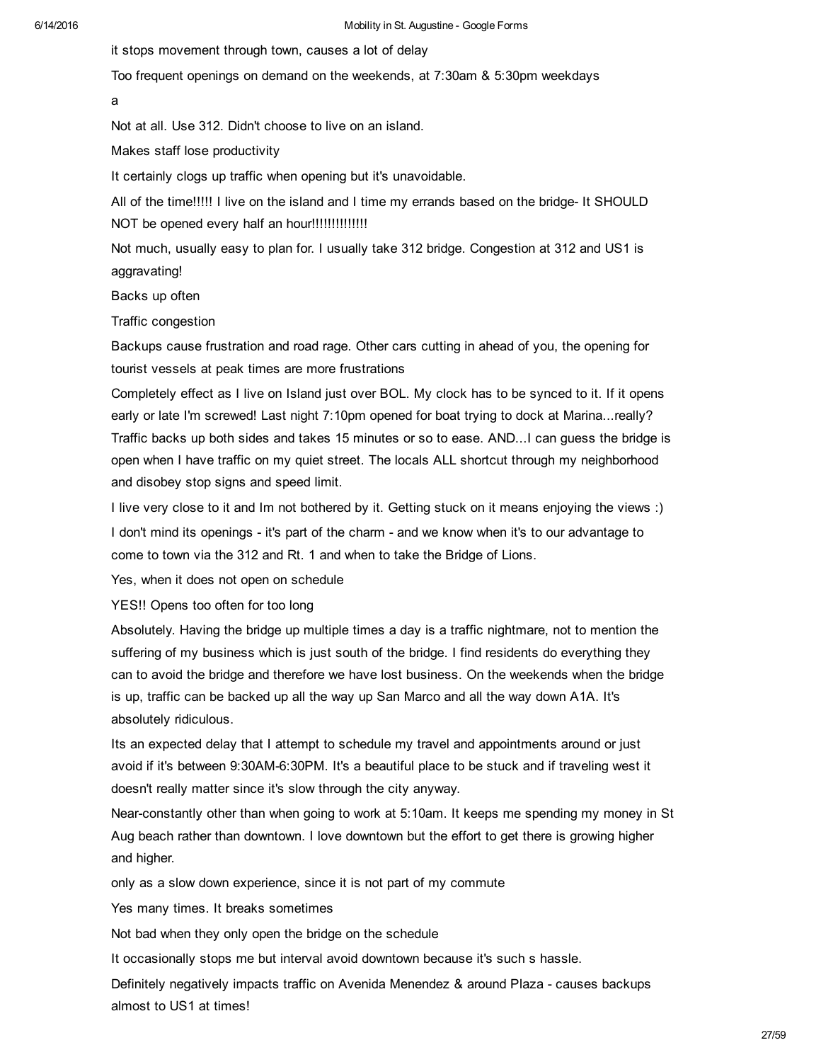it stops movement through town, causes a lot of delay

Too frequent openings on demand on the weekends, at 7:30am & 5:30pm weekdays

a

Not at all. Use 312. Didn't choose to live on an island.

Makes staff lose productivity

It certainly clogs up traffic when opening but it's unavoidable.

All of the time!!!!! I live on the island and I time my errands based on the bridge- It SHOULD NOT be opened every half an hour!!!!!!!!!!!!!

Not much, usually easy to plan for. I usually take 312 bridge. Congestion at 312 and US1 is aggravating!

Backs up often

Traffic congestion

Backups cause frustration and road rage. Other cars cutting in ahead of you, the opening for tourist vessels at peak times are more frustrations

Completely effect as I live on Island just over BOL. My clock has to be synced to it. If it opens early or late I'm screwed! Last night 7:10pm opened for boat trying to dock at Marina...really? Traffic backs up both sides and takes 15 minutes or so to ease. AND...I can guess the bridge is open when I have traffic on my quiet street. The locals ALL shortcut through my neighborhood and disobey stop signs and speed limit.

I live very close to it and Im not bothered by it. Getting stuck on it means enjoying the views :)

I don't mind its openings - it's part of the charm - and we know when it's to our advantage to come to town via the 312 and Rt. 1 and when to take the Bridge of Lions.

Yes, when it does not open on schedule

YES!! Opens too often for too long

Absolutely. Having the bridge up multiple times a day is a traffic nightmare, not to mention the suffering of my business which is just south of the bridge. I find residents do everything they can to avoid the bridge and therefore we have lost business. On the weekends when the bridge is up, traffic can be backed up all the way up San Marco and all the way down A1A. It's absolutely ridiculous.

Its an expected delay that I attempt to schedule my travel and appointments around or just avoid if it's between 9:30AM-6:30PM. It's a beautiful place to be stuck and if traveling west it doesn't really matter since it's slow through the city anyway.

Near-constantly other than when going to work at 5:10am. It keeps me spending my money in St Aug beach rather than downtown. I love downtown but the effort to get there is growing higher and higher.

only as a slow down experience, since it is not part of my commute

Yes many times. It breaks sometimes

Not bad when they only open the bridge on the schedule

It occasionally stops me but interval avoid downtown because it's such s hassle.

Definitely negatively impacts traffic on Avenida Menendez & around Plaza - causes backups almost to US1 at times!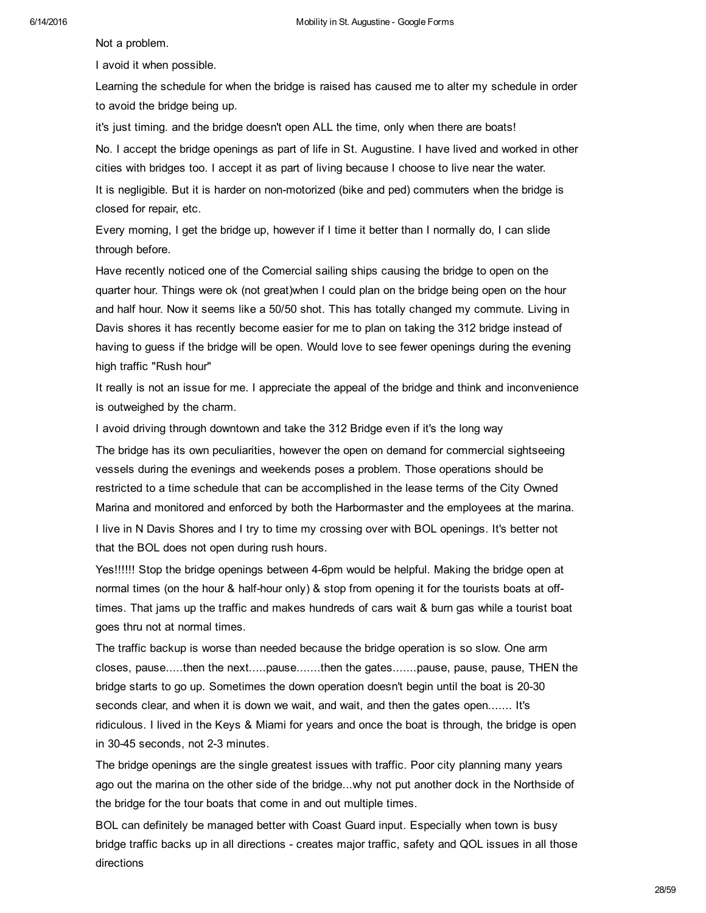Not a problem.

I avoid it when possible.

Learning the schedule for when the bridge is raised has caused me to alter my schedule in order to avoid the bridge being up.

it's just timing. and the bridge doesn't open ALL the time, only when there are boats!

No. I accept the bridge openings as part of life in St. Augustine. I have lived and worked in other cities with bridges too. I accept it as part of living because I choose to live near the water.

It is negligible. But it is harder on non-motorized (bike and ped) commuters when the bridge is closed for repair, etc.

Every morning, I get the bridge up, however if I time it better than I normally do, I can slide through before.

Have recently noticed one of the Comercial sailing ships causing the bridge to open on the quarter hour. Things were ok (not great)when I could plan on the bridge being open on the hour and half hour. Now it seems like a 50/50 shot. This has totally changed my commute. Living in Davis shores it has recently become easier for me to plan on taking the 312 bridge instead of having to guess if the bridge will be open. Would love to see fewer openings during the evening high traffic "Rush hour"

It really is not an issue for me. I appreciate the appeal of the bridge and think and inconvenience is outweighed by the charm.

I avoid driving through downtown and take the 312 Bridge even if it's the long way

The bridge has its own peculiarities, however the open on demand for commercial sightseeing vessels during the evenings and weekends poses a problem. Those operations should be restricted to a time schedule that can be accomplished in the lease terms of the City Owned Marina and monitored and enforced by both the Harbormaster and the employees at the marina.

I live in N Davis Shores and I try to time my crossing over with BOL openings. It's better not that the BOL does not open during rush hours.

Yes!!!!!! Stop the bridge openings between 4-6pm would be helpful. Making the bridge open at normal times (on the hour & half-hour only) & stop from opening it for the tourists boats at off-times. That jams up the traffic and makes hundreds of cars wait & burn gas while a tourist boat goes thru not at normal times.

The traffic backup is worse than needed because the bridge operation is so slow. One arm closes, pause.....then the next.....pause.......then the gates.......pause, pause, pause, THEN the bridge starts to go up. Sometimes the down operation doesn't begin until the boat is 20-30 seconds clear, and when it is down we wait, and wait, and then the gates open....... It's ridiculous. I lived in the Keys & Miami for years and once the boat is through, the bridge is open in 30-45 seconds, not 2-3 minutes.

The bridge openings are the single greatest issues with traffic. Poor city planning many years ago out the marina on the other side of the bridge...why not put another dock in the Northside of the bridge for the tour boats that come in and out multiple times.

BOL can definitely be managed better with Coast Guard input. Especially when town is busy bridge traffic backs up in all directions - creates major traffic, safety and QOL issues in all those directions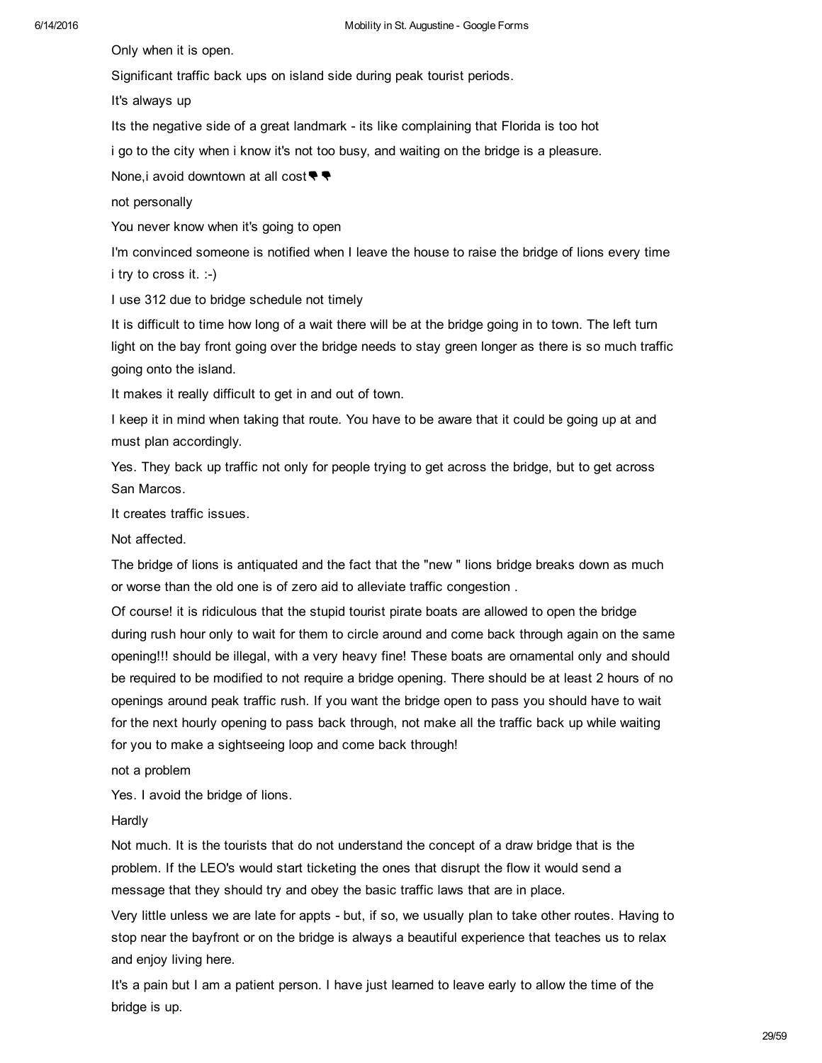Only when it is open.

Significant traffic back ups on island side during peak tourist periods.

It's always up

Its the negative side of a great landmark - its like complaining that Florida is too hot

i go to the city when i know it's not too busy, and waiting on the bridge is a pleasure.

None,i avoid downtown at all cost👎👎

not personally

You never know when it's going to open

I'm convinced someone is notified when I leave the house to raise the bridge of lions every time i try to cross it. :-)

I use 312 due to bridge schedule not timely

It is difficult to time how long of a wait there will be at the bridge going in to town. The left turn light on the bay front going over the bridge needs to stay green longer as there is so much traffic going onto the island.

It makes it really difficult to get in and out of town.

I keep it in mind when taking that route. You have to be aware that it could be going up at and must plan accordingly.

Yes. They back up traffic not only for people trying to get across the bridge, but to get across San Marcos.

It creates traffic issues.

Not affected.

The bridge of lions is antiquated and the fact that the "new " lions bridge breaks down as much or worse than the old one is of zero aid to alleviate traffic congestion .

Of course! it is ridiculous that the stupid tourist pirate boats are allowed to open the bridge during rush hour only to wait for them to circle around and come back through again on the same opening!!! should be illegal, with a very heavy fine! These boats are ornamental only and should be required to be modified to not require a bridge opening. There should be at least 2 hours of no openings around peak traffic rush. If you want the bridge open to pass you should have to wait for the next hourly opening to pass back through, not make all the traffic back up while waiting for you to make a sightseeing loop and come back through!

not a problem

Yes. I avoid the bridge of lions.

Hardly

Not much. It is the tourists that do not understand the concept of a draw bridge that is the problem. If the LEO's would start ticketing the ones that disrupt the flow it would send a message that they should try and obey the basic traffic laws that are in place.

Very little unless we are late for appts - but, if so, we usually plan to take other routes. Having to stop near the bayfront or on the bridge is always a beautiful experience that teaches us to relax and enjoy living here.

It's a pain but I am a patient person. I have just learned to leave early to allow the time of the bridge is up.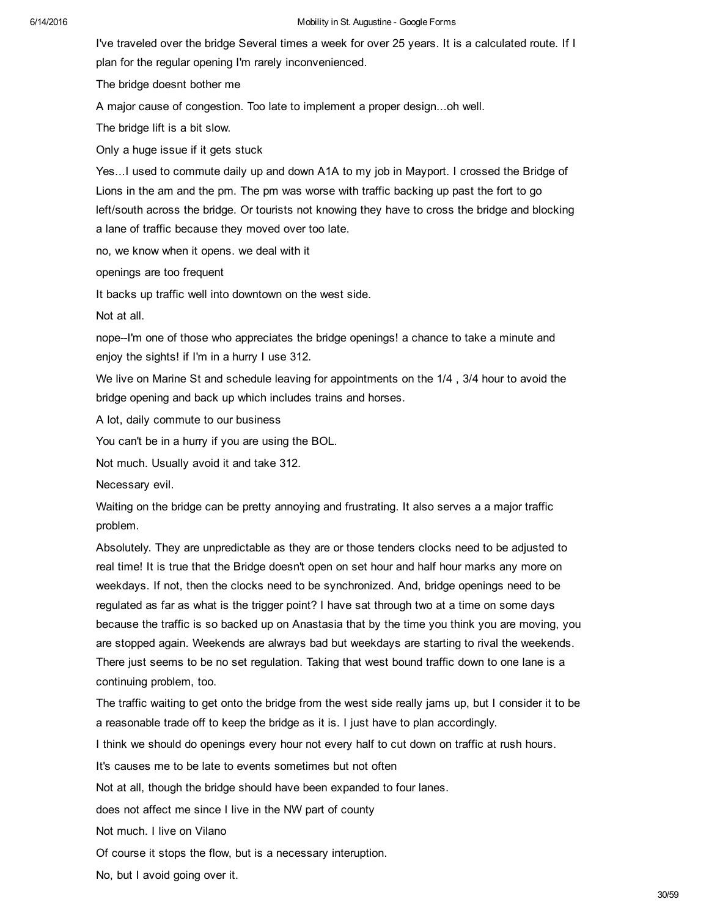I've traveled over the bridge Several times a week for over 25 years. It is a calculated route. If I plan for the regular opening I'm rarely inconvenienced.

The bridge doesnt bother me

A major cause of congestion. Too late to implement a proper design...oh well.

The bridge lift is a bit slow.

Only a huge issue if it gets stuck

Yes...I used to commute daily up and down A1A to my job in Mayport. I crossed the Bridge of Lions in the am and the pm. The pm was worse with traffic backing up past the fort to go left/south across the bridge. Or tourists not knowing they have to cross the bridge and blocking a lane of traffic because they moved over too late.

no, we know when it opens. we deal with it

openings are too frequent

It backs up traffic well into downtown on the west side.

Not at all.

nope--I'm one of those who appreciates the bridge openings! a chance to take a minute and enjoy the sights! if I'm in a hurry I use 312.

We live on Marine St and schedule leaving for appointments on the 1/4 , 3/4 hour to avoid the bridge opening and back up which includes trains and horses.

A lot, daily commute to our business

You can't be in a hurry if you are using the BOL.

Not much. Usually avoid it and take 312.

Necessary evil.

Waiting on the bridge can be pretty annoying and frustrating. It also serves a a major traffic problem.

Absolutely. They are unpredictable as they are or those tenders clocks need to be adjusted to real time! It is true that the Bridge doesn't open on set hour and half hour marks any more on weekdays. If not, then the clocks need to be synchronized. And, bridge openings need to be regulated as far as what is the trigger point? I have sat through two at a time on some days because the traffic is so backed up on Anastasia that by the time you think you are moving, you are stopped again. Weekends are alwrays bad but weekdays are starting to rival the weekends. There just seems to be no set regulation. Taking that west bound traffic down to one lane is a continuing problem, too.

The traffic waiting to get onto the bridge from the west side really jams up, but I consider it to be a reasonable trade off to keep the bridge as it is. I just have to plan accordingly.

I think we should do openings every hour not every half to cut down on traffic at rush hours.

It's causes me to be late to events sometimes but not often

Not at all, though the bridge should have been expanded to four lanes.

does not affect me since I live in the NW part of county

Not much. I live on Vilano

Of course it stops the flow, but is a necessary interuption.

No, but I avoid going over it.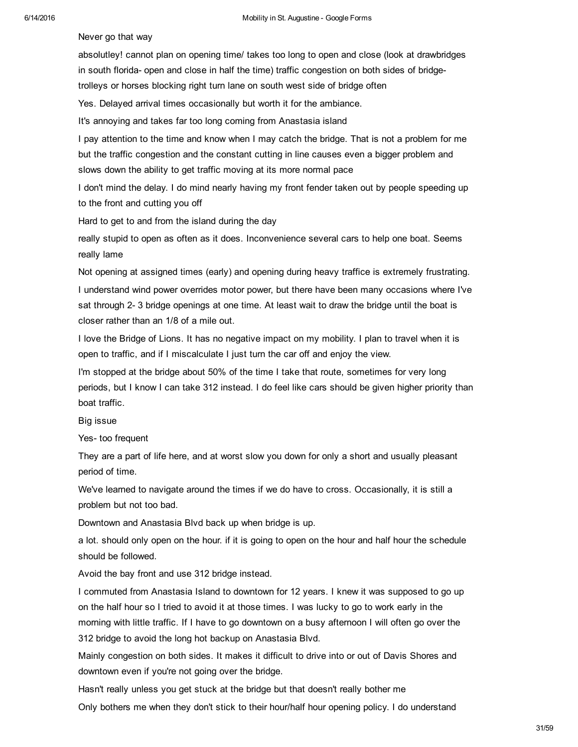Never go that way

absolutley! cannot plan on opening time/ takes too long to open and close (look at drawbridges in south florida- open and close in half the time) traffic congestion on both sides of bridge- trolleys or horses blocking right turn lane on south west side of bridge often

Yes. Delayed arrival times occasionally but worth it for the ambiance.

It's annoying and takes far too long coming from Anastasia island

I pay attention to the time and know when I may catch the bridge. That is not a problem for me but the traffic congestion and the constant cutting in line causes even a bigger problem and slows down the ability to get traffic moving at its more normal pace

I don't mind the delay. I do mind nearly having my front fender taken out by people speeding up to the front and cutting you off

Hard to get to and from the island during the day

really stupid to open as often as it does. Inconvenience several cars to help one boat. Seems really lame

Not opening at assigned times (early) and opening during heavy traffice is extremely frustrating.

I understand wind power overrides motor power, but there have been many occasions where I've sat through 2- 3 bridge openings at one time. At least wait to draw the bridge until the boat is closer rather than an 1/8 of a mile out.

I love the Bridge of Lions. It has no negative impact on my mobility. I plan to travel when it is open to traffic, and if I miscalculate I just turn the car off and enjoy the view.

I'm stopped at the bridge about 50% of the time I take that route, sometimes for very long periods, but I know I can take 312 instead. I do feel like cars should be given higher priority than boat traffic.

Big issue

Yes- too frequent

They are a part of life here, and at worst slow you down for only a short and usually pleasant period of time.

We've learned to navigate around the times if we do have to cross. Occasionally, it is still a problem but not too bad.

Downtown and Anastasia Blvd back up when bridge is up.

a lot. should only open on the hour. if it is going to open on the hour and half hour the schedule should be followed.

Avoid the bay front and use 312 bridge instead.

I commuted from Anastasia Island to downtown for 12 years. I knew it was supposed to go up on the half hour so I tried to avoid it at those times. I was lucky to go to work early in the morning with little traffic. If I have to go downtown on a busy afternoon I will often go over the 312 bridge to avoid the long hot backup on Anastasia Blvd.

Mainly congestion on both sides. It makes it difficult to drive into or out of Davis Shores and downtown even if you're not going over the bridge.

Hasn't really unless you get stuck at the bridge but that doesn't really bother me

Only bothers me when they don't stick to their hour/half hour opening policy. I do understand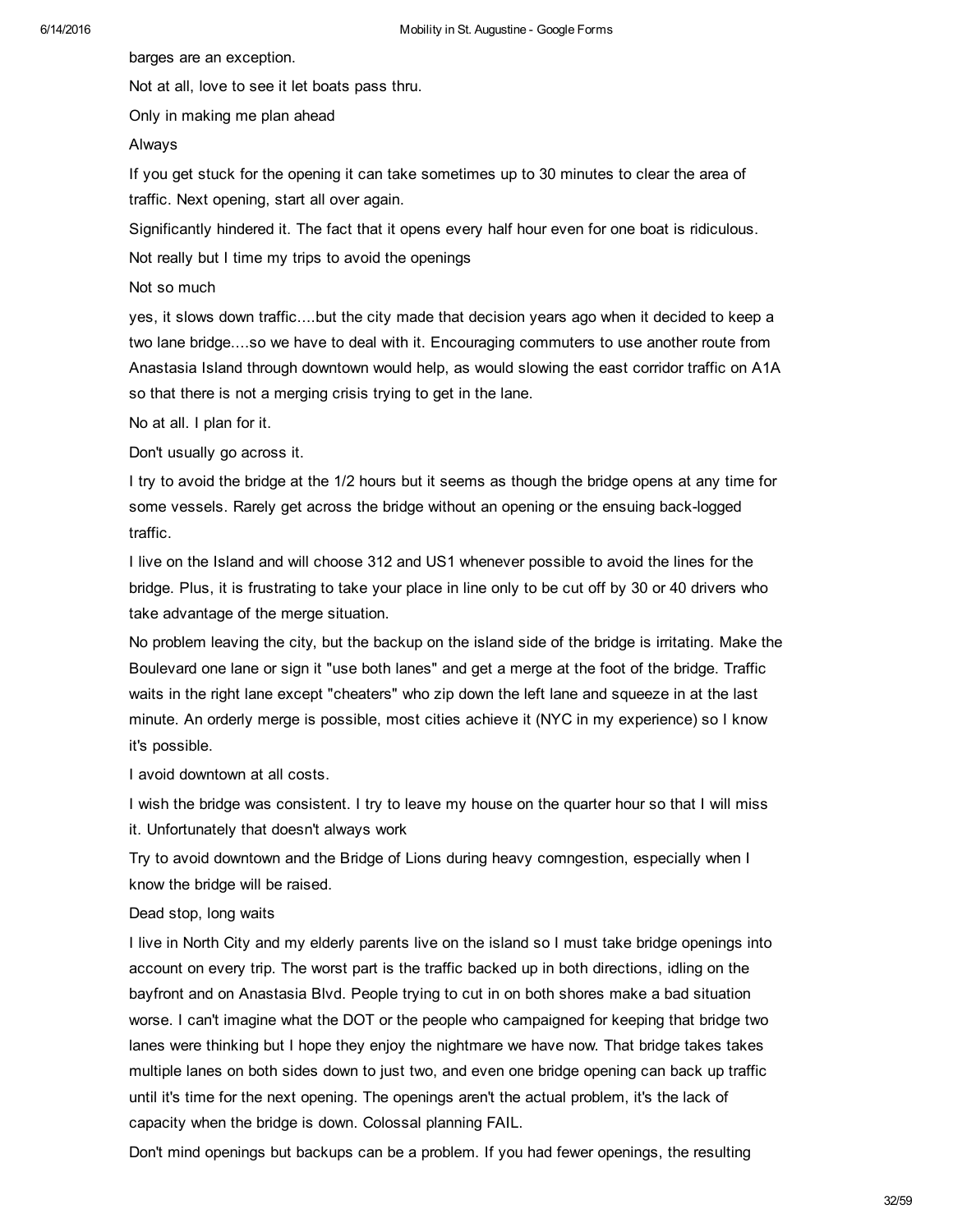barges are an exception.

Not at all, love to see it let boats pass thru.

Only in making me plan ahead

Always

If you get stuck for the opening it can take sometimes up to 30 minutes to clear the area of traffic. Next opening, start all over again.

Significantly hindered it. The fact that it opens every half hour even for one boat is ridiculous.

Not really but I time my trips to avoid the openings

Not so much

yes, it slows down traffic....but the city made that decision years ago when it decided to keep a two lane bridge....so we have to deal with it. Encouraging commuters to use another route from Anastasia Island through downtown would help, as would slowing the east corridor traffic on A1A so that there is not a merging crisis trying to get in the lane.

No at all. I plan for it.

Don't usually go across it.

I try to avoid the bridge at the 1/2 hours but it seems as though the bridge opens at any time for some vessels. Rarely get across the bridge without an opening or the ensuing back-logged traffic.

I live on the Island and will choose 312 and US1 whenever possible to avoid the lines for the bridge. Plus, it is frustrating to take your place in line only to be cut off by 30 or 40 drivers who take advantage of the merge situation.

No problem leaving the city, but the backup on the island side of the bridge is irritating. Make the Boulevard one lane or sign it "use both lanes" and get a merge at the foot of the bridge. Traffic waits in the right lane except "cheaters" who zip down the left lane and squeeze in at the last minute. An orderly merge is possible, most cities achieve it (NYC in my experience) so I know it's possible.

I avoid downtown at all costs.

I wish the bridge was consistent. I try to leave my house on the quarter hour so that I will miss it. Unfortunately that doesn't always work

Try to avoid downtown and the Bridge of Lions during heavy comngestion, especially when I know the bridge will be raised.

Dead stop, long waits

I live in North City and my elderly parents live on the island so I must take bridge openings into account on every trip. The worst part is the traffic backed up in both directions, idling on the bayfront and on Anastasia Blvd. People trying to cut in on both shores make a bad situation worse. I can't imagine what the DOT or the people who campaigned for keeping that bridge two lanes were thinking but I hope they enjoy the nightmare we have now. That bridge takes takes multiple lanes on both sides down to just two, and even one bridge opening can back up traffic until it's time for the next opening. The openings aren't the actual problem, it's the lack of capacity when the bridge is down. Colossal planning FAIL.

Don't mind openings but backups can be a problem. If you had fewer openings, the resulting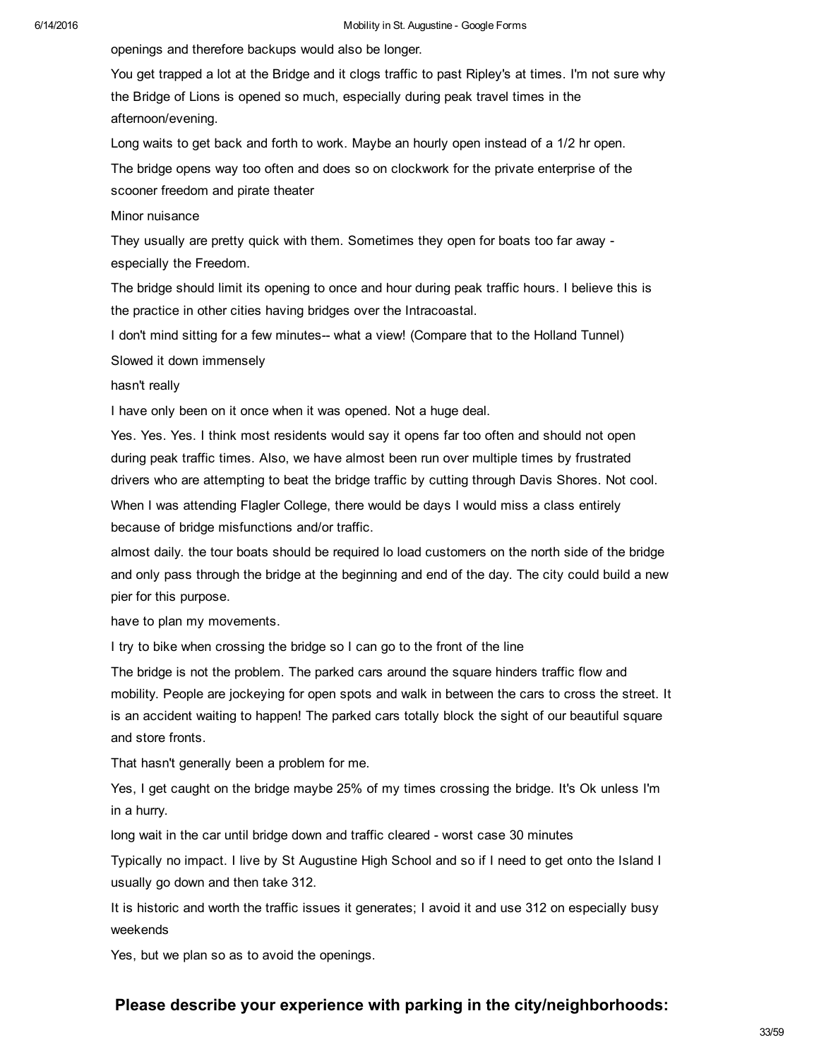openings and therefore backups would also be longer.

You get trapped a lot at the Bridge and it clogs traffic to past Ripley's at times. I'm not sure why the Bridge of Lions is opened so much, especially during peak travel times in the afternoon/evening.

Long waits to get back and forth to work. Maybe an hourly open instead of a 1/2 hr open.

The bridge opens way too often and does so on clockwork for the private enterprise of the scooner freedom and pirate theater

Minor nuisance

They usually are pretty quick with them. Sometimes they open for boats too far away - especially the Freedom.

The bridge should limit its opening to once and hour during peak traffic hours. I believe this is the practice in other cities having bridges over the Intracoastal.

I don't mind sitting for a few minutes-- what a view! (Compare that to the Holland Tunnel)

Slowed it down immensely

hasn't really

I have only been on it once when it was opened. Not a huge deal.

Yes. Yes. Yes. I think most residents would say it opens far too often and should not open during peak traffic times. Also, we have almost been run over multiple times by frustrated drivers who are attempting to beat the bridge traffic by cutting through Davis Shores. Not cool.

When I was attending Flagler College, there would be days I would miss a class entirely because of bridge misfunctions and/or traffic.

almost daily. the tour boats should be required lo load customers on the north side of the bridge and only pass through the bridge at the beginning and end of the day. The city could build a new pier for this purpose.

have to plan my movements.

I try to bike when crossing the bridge so I can go to the front of the line

The bridge is not the problem. The parked cars around the square hinders traffic flow and mobility. People are jockeying for open spots and walk in between the cars to cross the street. It is an accident waiting to happen! The parked cars totally block the sight of our beautiful square and store fronts.

That hasn't generally been a problem for me.

Yes, I get caught on the bridge maybe 25% of my times crossing the bridge. It's Ok unless I'm in a hurry.

long wait in the car until bridge down and traffic cleared - worst case 30 minutes

Typically no impact. I live by St Augustine High School and so if I need to get onto the Island I usually go down and then take 312.

It is historic and worth the traffic issues it generates; I avoid it and use 312 on especially busy weekends

Yes, but we plan so as to avoid the openings.

## Please describe your experience with parking in the city/neighborhoods: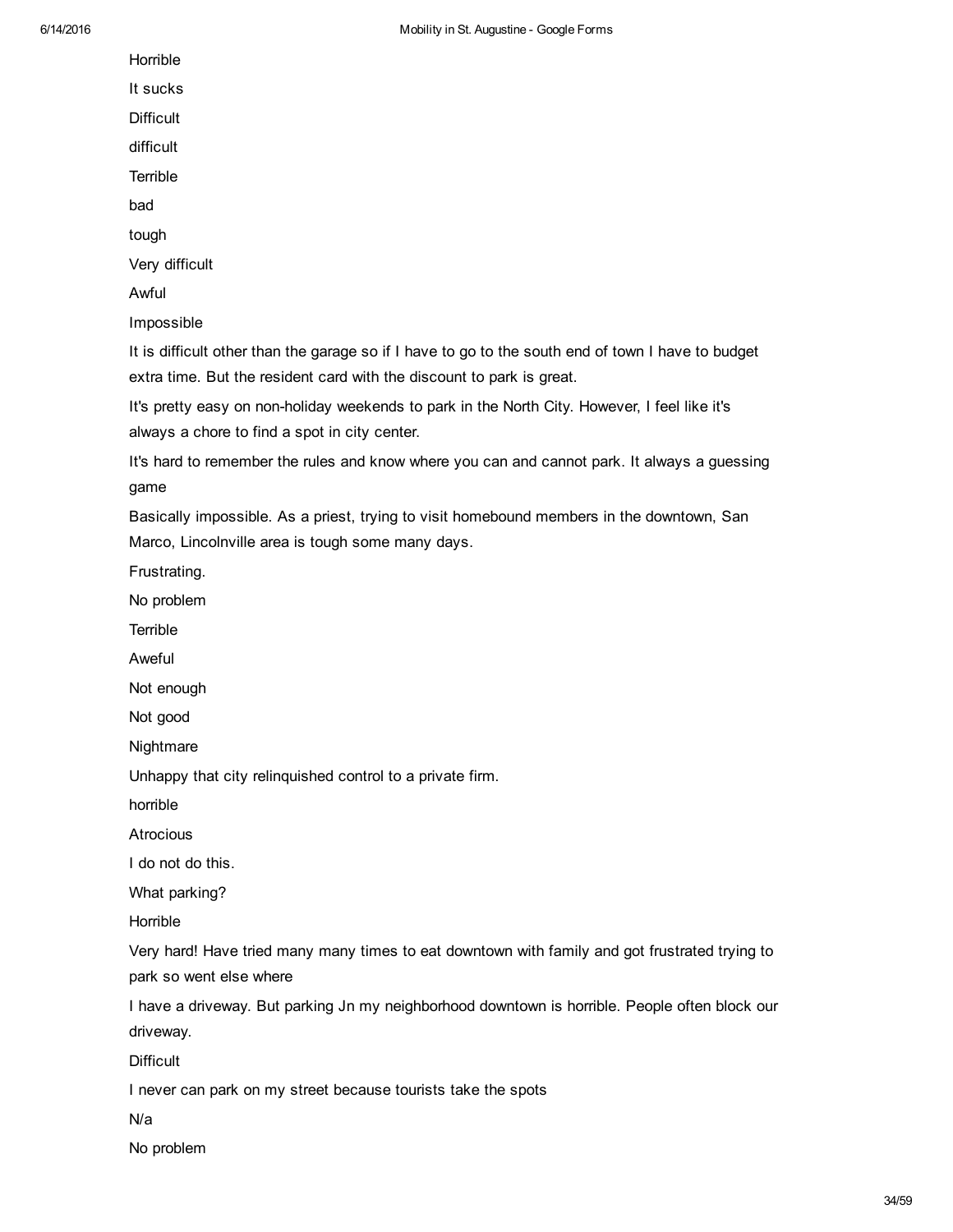Horrible

It sucks

Difficult

difficult

Terrible

bad

tough

Very difficult

Awful

Impossible

It is difficult other than the garage so if I have to go to the south end of town I have to budget extra time. But the resident card with the discount to park is great.

It's pretty easy on non-holiday weekends to park in the North City. However, I feel like it's always a chore to find a spot in city center.

It's hard to remember the rules and know where you can and cannot park. It always a guessing game

Basically impossible. As a priest, trying to visit homebound members in the downtown, San Marco, Lincolnville area is tough some many days.

Frustrating.

No problem

Terrible

Aweful

Not enough

Not good

Nightmare

Unhappy that city relinquished control to a private firm.

horrible

Atrocious

I do not do this.

What parking?

Horrible

Very hard! Have tried many many times to eat downtown with family and got frustrated trying to park so went else where

I have a driveway. But parking Jn my neighborhood downtown is horrible. People often block our driveway.

Difficult

I never can park on my street because tourists take the spots

N/a

No problem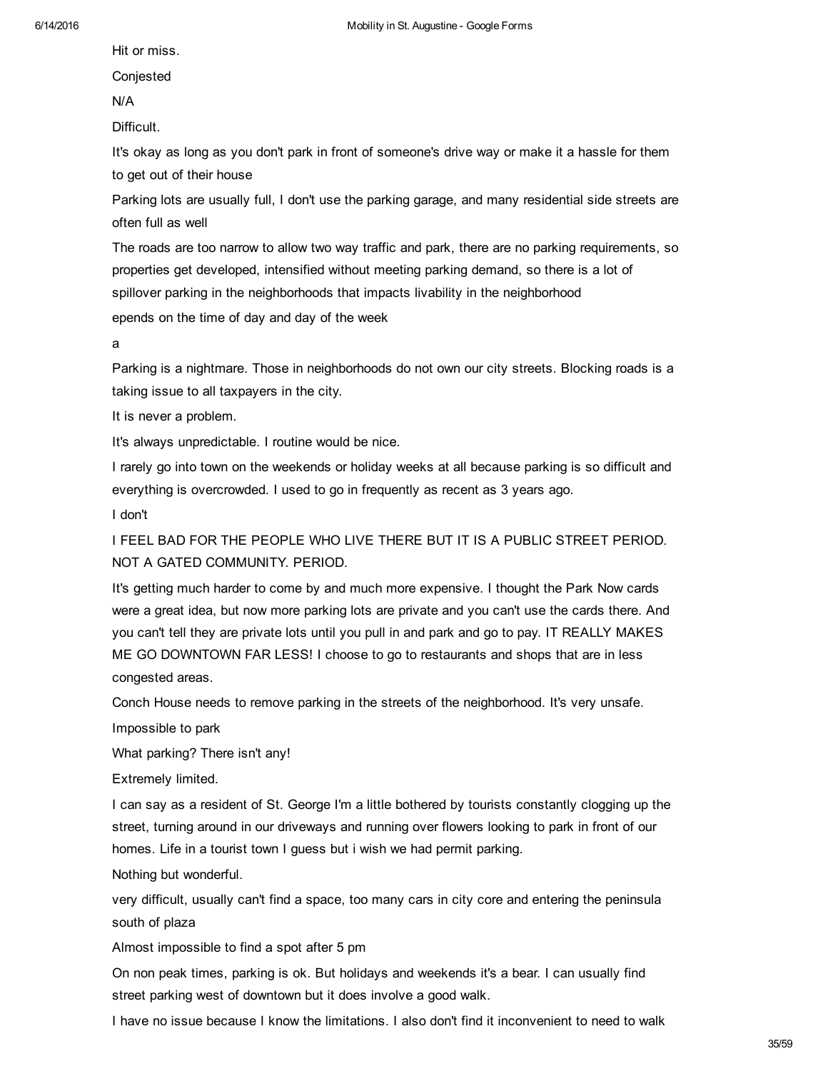Hit or miss.

Conjested

N/A

Difficult.

It's okay as long as you don't park in front of someone's drive way or make it a hassle for them to get out of their house

Parking lots are usually full, I don't use the parking garage, and many residential side streets are often full as well

The roads are too narrow to allow two way traffic and park, there are no parking requirements, so properties get developed, intensified without meeting parking demand, so there is a lot of spillover parking in the neighborhoods that impacts livability in the neighborhood

epends on the time of day and day of the week

a

Parking is a nightmare. Those in neighborhoods do not own our city streets. Blocking roads is a taking issue to all taxpayers in the city.

It is never a problem.

It's always unpredictable. I routine would be nice.

I rarely go into town on the weekends or holiday weeks at all because parking is so difficult and everything is overcrowded. I used to go in frequently as recent as 3 years ago.

I don't

I FEEL BAD FOR THE PEOPLE WHO LIVE THERE BUT IT IS A PUBLIC STREET PERIOD. NOT A GATED COMMUNITY. PERIOD.

It's getting much harder to come by and much more expensive. I thought the Park Now cards were a great idea, but now more parking lots are private and you can't use the cards there. And you can't tell they are private lots until you pull in and park and go to pay. IT REALLY MAKES ME GO DOWNTOWN FAR LESS! I choose to go to restaurants and shops that are in less congested areas.

Conch House needs to remove parking in the streets of the neighborhood. It's very unsafe.

Impossible to park

What parking? There isn't any!

Extremely limited.

I can say as a resident of St. George I'm a little bothered by tourists constantly clogging up the street, turning around in our driveways and running over flowers looking to park in front of our homes. Life in a tourist town I guess but i wish we had permit parking.

Nothing but wonderful.

very difficult, usually can't find a space, too many cars in city core and entering the peninsula south of plaza

Almost impossible to find a spot after 5 pm

On non peak times, parking is ok. But holidays and weekends it's a bear. I can usually find street parking west of downtown but it does involve a good walk.

I have no issue because I know the limitations. I also don't find it inconvenient to need to walk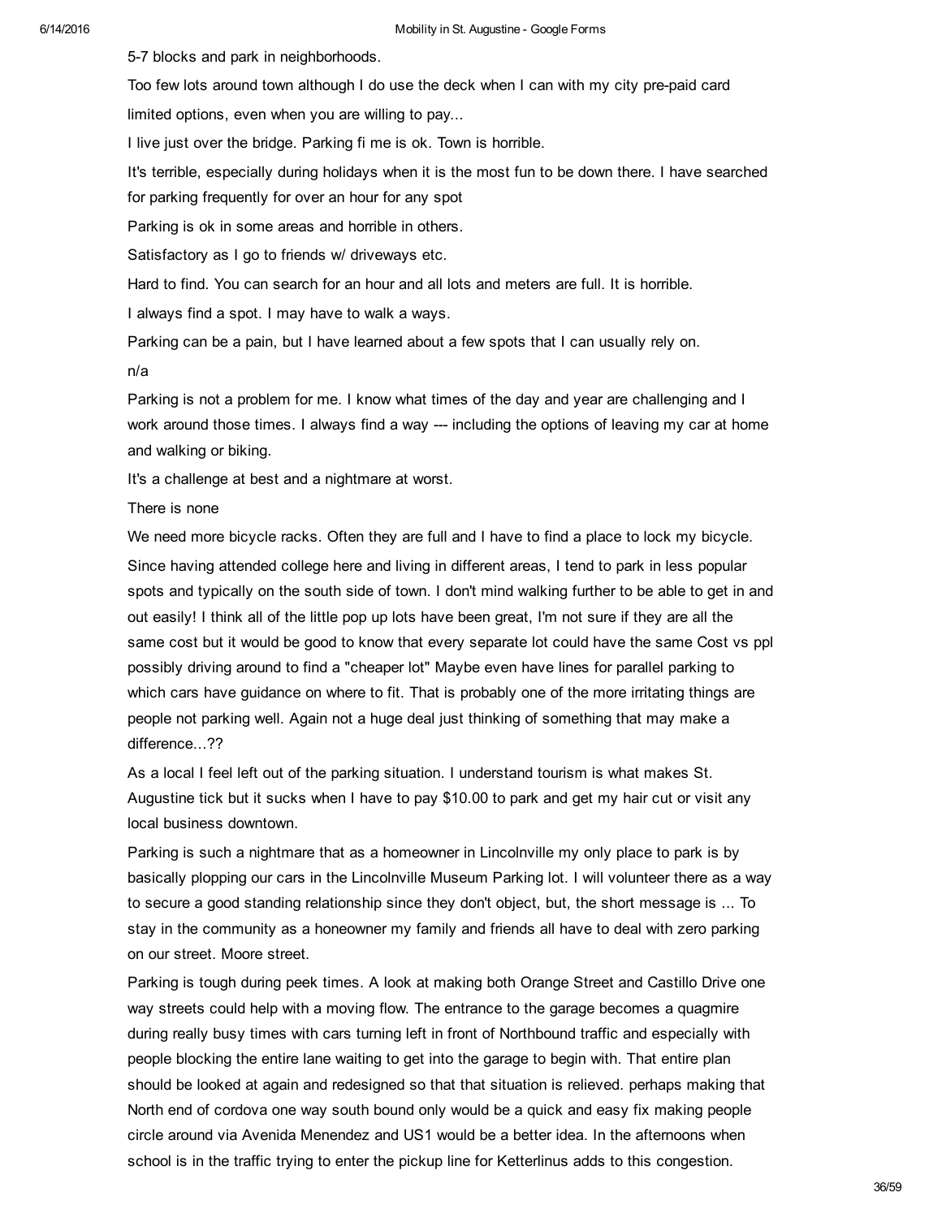5-7 blocks and park in neighborhoods.

Too few lots around town although I do use the deck when I can with my city pre-paid card

limited options, even when you are willing to pay...

I live just over the bridge. Parking fi me is ok. Town is horrible.

It's terrible, especially during holidays when it is the most fun to be down there. I have searched for parking frequently for over an hour for any spot

Parking is ok in some areas and horrible in others.

Satisfactory as I go to friends w/ driveways etc.

Hard to find. You can search for an hour and all lots and meters are full. It is horrible.

I always find a spot. I may have to walk a ways.

Parking can be a pain, but I have learned about a few spots that I can usually rely on.

n/a

Parking is not a problem for me. I know what times of the day and year are challenging and I work around those times. I always find a way --- including the options of leaving my car at home and walking or biking.

It's a challenge at best and a nightmare at worst.

There is none

We need more bicycle racks. Often they are full and I have to find a place to lock my bicycle.

Since having attended college here and living in different areas, I tend to park in less popular spots and typically on the south side of town. I don't mind walking further to be able to get in and out easily! I think all of the little pop up lots have been great, I'm not sure if they are all the same cost but it would be good to know that every separate lot could have the same Cost vs ppl possibly driving around to find a "cheaper lot" Maybe even have lines for parallel parking to which cars have guidance on where to fit. That is probably one of the more irritating things are people not parking well. Again not a huge deal just thinking of something that may make a difference...??

As a local I feel left out of the parking situation. I understand tourism is what makes St. Augustine tick but it sucks when I have to pay $10.00 to park and get my hair cut or visit any local business downtown.

Parking is such a nightmare that as a homeowner in Lincolnville my only place to park is by basically plopping our cars in the Lincolnville Museum Parking lot. I will volunteer there as a way to secure a good standing relationship since they don't object, but, the short message is ... To stay in the community as a honeowner my family and friends all have to deal with zero parking on our street. Moore street.

Parking is tough during peek times. A look at making both Orange Street and Castillo Drive one way streets could help with a moving flow. The entrance to the garage becomes a quagmire during really busy times with cars turning left in front of Northbound traffic and especially with people blocking the entire lane waiting to get into the garage to begin with. That entire plan should be looked at again and redesigned so that that situation is relieved. perhaps making that North end of cordova one way south bound only would be a quick and easy fix making people circle around via Avenida Menendez and US1 would be a better idea. In the afternoons when school is in the traffic trying to enter the pickup line for Ketterlinus adds to this congestion.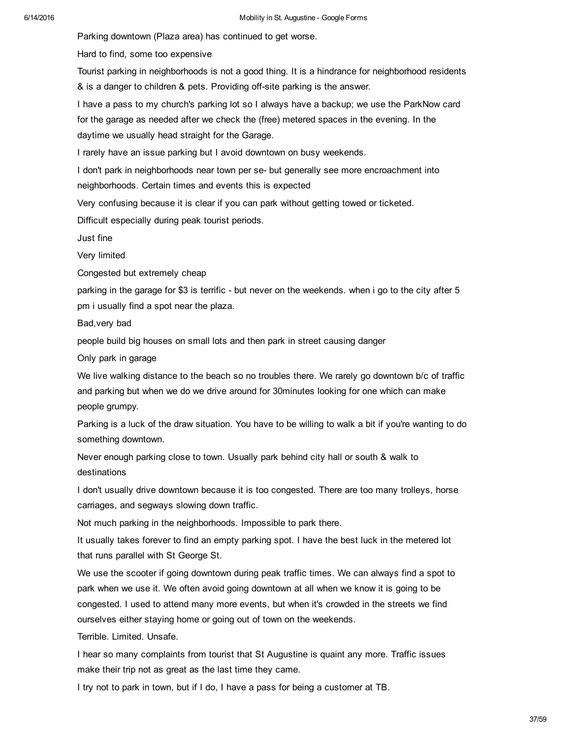Parking downtown (Plaza area) has continued to get worse.

Hard to find, some too expensive

Tourist parking in neighborhoods is not a good thing. It is a hindrance for neighborhood residents & is a danger to children & pets. Providing off-site parking is the answer.

I have a pass to my church's parking lot so I always have a backup; we use the ParkNow card for the garage as needed after we check the (free) metered spaces in the evening. In the daytime we usually head straight for the Garage.

I rarely have an issue parking but I avoid downtown on busy weekends.

I don't park in neighborhoods near town per se- but generally see more encroachment into neighborhoods. Certain times and events this is expected

Very confusing because it is clear if you can park without getting towed or ticketed.

Difficult especially during peak tourist periods.

Just fine

Very limited

Congested but extremely cheap

parking in the garage for $3 is terrific - but never on the weekends. when i go to the city after 5 pm i usually find a spot near the plaza.

Bad,very bad

people build big houses on small lots and then park in street causing danger

Only park in garage

We live walking distance to the beach so no troubles there. We rarely go downtown b/c of traffic and parking but when we do we drive around for 30minutes looking for one which can make people grumpy.

Parking is a luck of the draw situation. You have to be willing to walk a bit if you're wanting to do something downtown.

Never enough parking close to town. Usually park behind city hall or south & walk to destinations

I don't usually drive downtown because it is too congested. There are too many trolleys, horse carriages, and segways slowing down traffic.

Not much parking in the neighborhoods. Impossible to park there.

It usually takes forever to find an empty parking spot. I have the best luck in the metered lot that runs parallel with St George St.

We use the scooter if going downtown during peak traffic times. We can always find a spot to park when we use it. We often avoid going downtown at all when we know it is going to be congested. I used to attend many more events, but when it's crowded in the streets we find ourselves either staying home or going out of town on the weekends.

Terrible. Limited. Unsafe.

I hear so many complaints from tourist that St Augustine is quaint any more. Traffic issues make their trip not as great as the last time they came.

I try not to park in town, but if I do, I have a pass for being a customer at TB.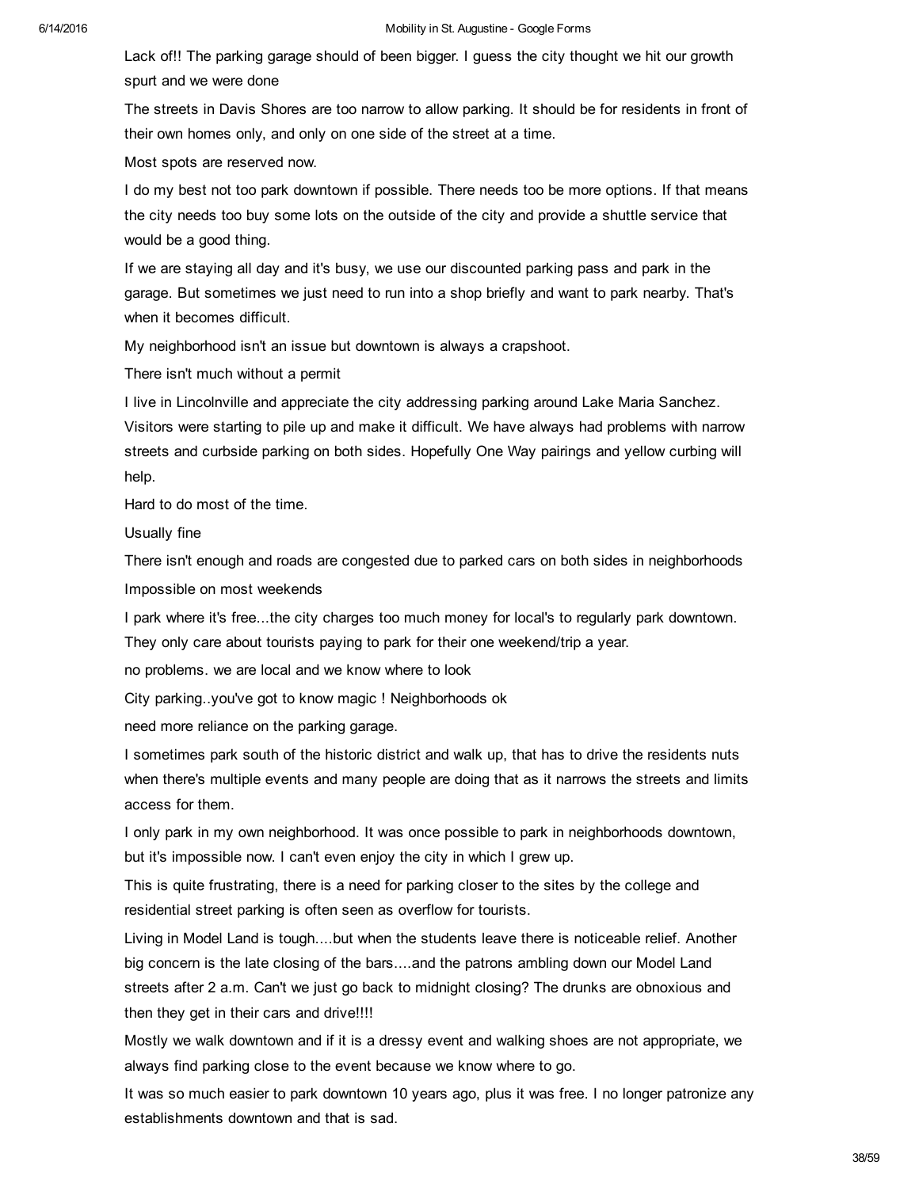Lack of!! The parking garage should of been bigger. I guess the city thought we hit our growth spurt and we were done

The streets in Davis Shores are too narrow to allow parking. It should be for residents in front of their own homes only, and only on one side of the street at a time.

Most spots are reserved now.

I do my best not too park downtown if possible. There needs too be more options. If that means the city needs too buy some lots on the outside of the city and provide a shuttle service that would be a good thing.

If we are staying all day and it's busy, we use our discounted parking pass and park in the garage. But sometimes we just need to run into a shop briefly and want to park nearby. That's when it becomes difficult.

My neighborhood isn't an issue but downtown is always a crapshoot.

There isn't much without a permit

I live in Lincolnville and appreciate the city addressing parking around Lake Maria Sanchez. Visitors were starting to pile up and make it difficult. We have always had problems with narrow streets and curbside parking on both sides. Hopefully One Way pairings and yellow curbing will help.

Hard to do most of the time.

Usually fine

There isn't enough and roads are congested due to parked cars on both sides in neighborhoods

Impossible on most weekends

I park where it's free...the city charges too much money for local's to regularly park downtown. They only care about tourists paying to park for their one weekend/trip a year.

no problems. we are local and we know where to look

City parking..you've got to know magic ! Neighborhoods ok

need more reliance on the parking garage.

I sometimes park south of the historic district and walk up, that has to drive the residents nuts when there's multiple events and many people are doing that as it narrows the streets and limits access for them.

I only park in my own neighborhood. It was once possible to park in neighborhoods downtown, but it's impossible now. I can't even enjoy the city in which I grew up.

This is quite frustrating, there is a need for parking closer to the sites by the college and residential street parking is often seen as overflow for tourists.

Living in Model Land is tough....but when the students leave there is noticeable relief. Another big concern is the late closing of the bars....and the patrons ambling down our Model Land streets after 2 a.m. Can't we just go back to midnight closing? The drunks are obnoxious and then they get in their cars and drive!!!!

Mostly we walk downtown and if it is a dressy event and walking shoes are not appropriate, we always find parking close to the event because we know where to go.

It was so much easier to park downtown 10 years ago, plus it was free. I no longer patronize any establishments downtown and that is sad.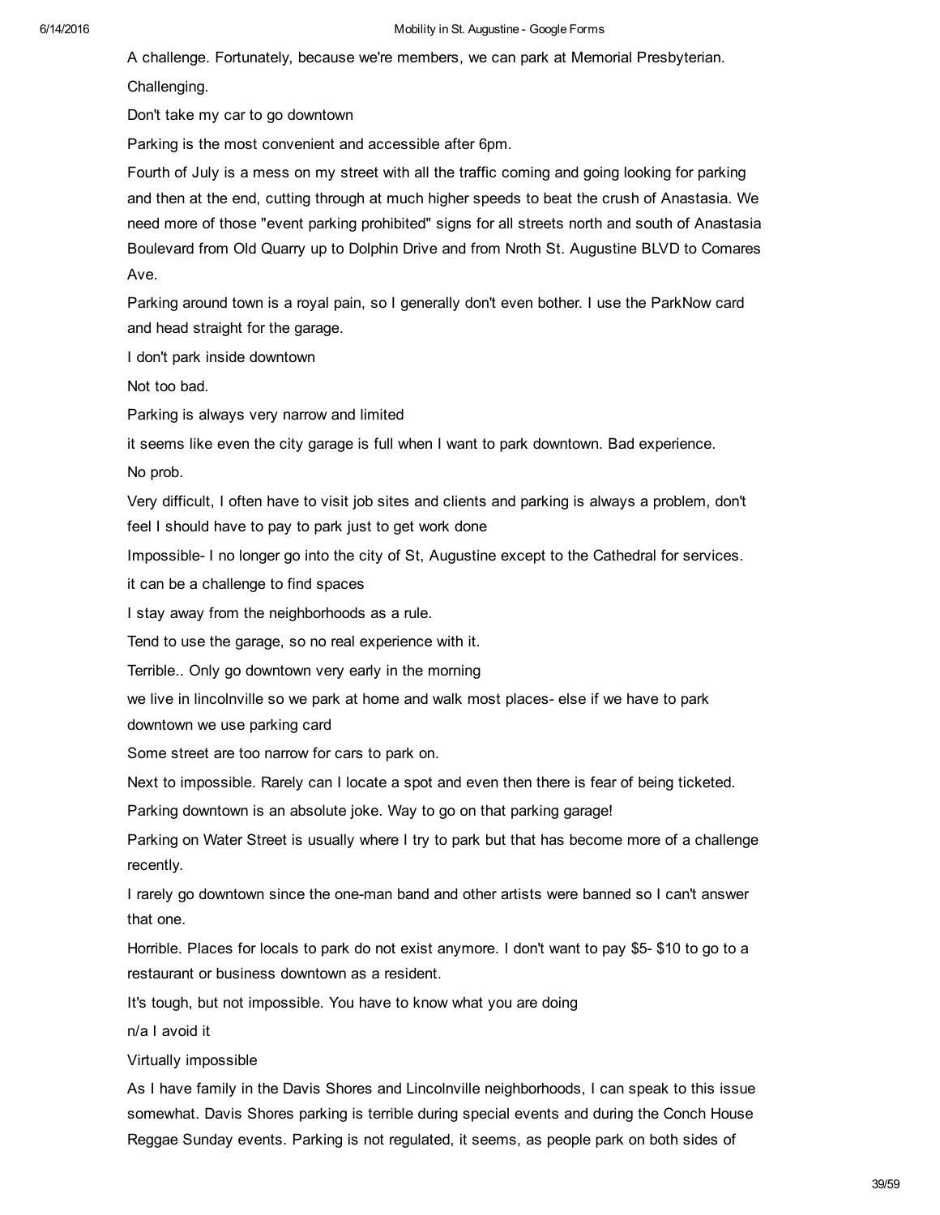A challenge. Fortunately, because we're members, we can park at Memorial Presbyterian.

Challenging.

Don't take my car to go downtown

Parking is the most convenient and accessible after 6pm.

Fourth of July is a mess on my street with all the traffic coming and going looking for parking and then at the end, cutting through at much higher speeds to beat the crush of Anastasia. We need more of those "event parking prohibited" signs for all streets north and south of Anastasia Boulevard from Old Quarry up to Dolphin Drive and from Nroth St. Augustine BLVD to Comares Ave.

Parking around town is a royal pain, so I generally don't even bother. I use the ParkNow card and head straight for the garage.

I don't park inside downtown

Not too bad.

Parking is always very narrow and limited

it seems like even the city garage is full when I want to park downtown. Bad experience.

No prob.

Very difficult, I often have to visit job sites and clients and parking is always a problem, don't feel I should have to pay to park just to get work done

Impossible- I no longer go into the city of St, Augustine except to the Cathedral for services.

it can be a challenge to find spaces

I stay away from the neighborhoods as a rule.

Tend to use the garage, so no real experience with it.

Terrible.. Only go downtown very early in the morning

we live in lincolnville so we park at home and walk most places- else if we have to park downtown we use parking card

Some street are too narrow for cars to park on.

Next to impossible. Rarely can I locate a spot and even then there is fear of being ticketed.

Parking downtown is an absolute joke. Way to go on that parking garage!

Parking on Water Street is usually where I try to park but that has become more of a challenge recently.

I rarely go downtown since the one-man band and other artists were banned so I can't answer that one.

Horrible. Places for locals to park do not exist anymore. I don't want to pay $5- $10 to go to a restaurant or business downtown as a resident.

It's tough, but not impossible. You have to know what you are doing

n/a I avoid it

Virtually impossible

As I have family in the Davis Shores and Lincolnville neighborhoods, I can speak to this issue somewhat. Davis Shores parking is terrible during special events and during the Conch House Reggae Sunday events. Parking is not regulated, it seems, as people park on both sides of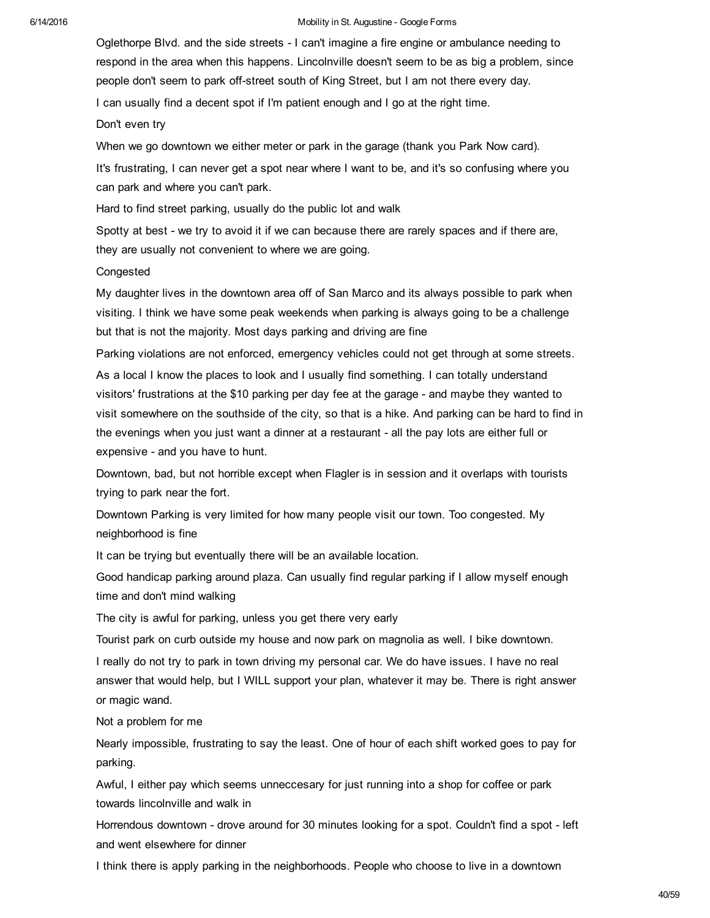Oglethorpe Blvd. and the side streets - I can't imagine a fire engine or ambulance needing to respond in the area when this happens. Lincolnville doesn't seem to be as big a problem, since people don't seem to park off-street south of King Street, but I am not there every day.

I can usually find a decent spot if I'm patient enough and I go at the right time.

Don't even try

When we go downtown we either meter or park in the garage (thank you Park Now card).

It's frustrating, I can never get a spot near where I want to be, and it's so confusing where you can park and where you can't park.

Hard to find street parking, usually do the public lot and walk

Spotty at best - we try to avoid it if we can because there are rarely spaces and if there are, they are usually not convenient to where we are going.

Congested

My daughter lives in the downtown area off of San Marco and its always possible to park when visiting. I think we have some peak weekends when parking is always going to be a challenge but that is not the majority. Most days parking and driving are fine

Parking violations are not enforced, emergency vehicles could not get through at some streets.

As a local I know the places to look and I usually find something. I can totally understand visitors' frustrations at the $10 parking per day fee at the garage - and maybe they wanted to visit somewhere on the southside of the city, so that is a hike. And parking can be hard to find in the evenings when you just want a dinner at a restaurant - all the pay lots are either full or expensive - and you have to hunt.

Downtown, bad, but not horrible except when Flagler is in session and it overlaps with tourists trying to park near the fort.

Downtown Parking is very limited for how many people visit our town. Too congested. My neighborhood is fine

It can be trying but eventually there will be an available location.

Good handicap parking around plaza. Can usually find regular parking if I allow myself enough time and don't mind walking

The city is awful for parking, unless you get there very early

Tourist park on curb outside my house and now park on magnolia as well. I bike downtown.

I really do not try to park in town driving my personal car. We do have issues. I have no real answer that would help, but I WILL support your plan, whatever it may be. There is right answer or magic wand.

Not a problem for me

Nearly impossible, frustrating to say the least. One of hour of each shift worked goes to pay for parking.

Awful, I either pay which seems unneccesary for just running into a shop for coffee or park towards lincolnville and walk in

Horrendous downtown - drove around for 30 minutes looking for a spot. Couldn't find a spot - left and went elsewhere for dinner

I think there is apply parking in the neighborhoods. People who choose to live in a downtown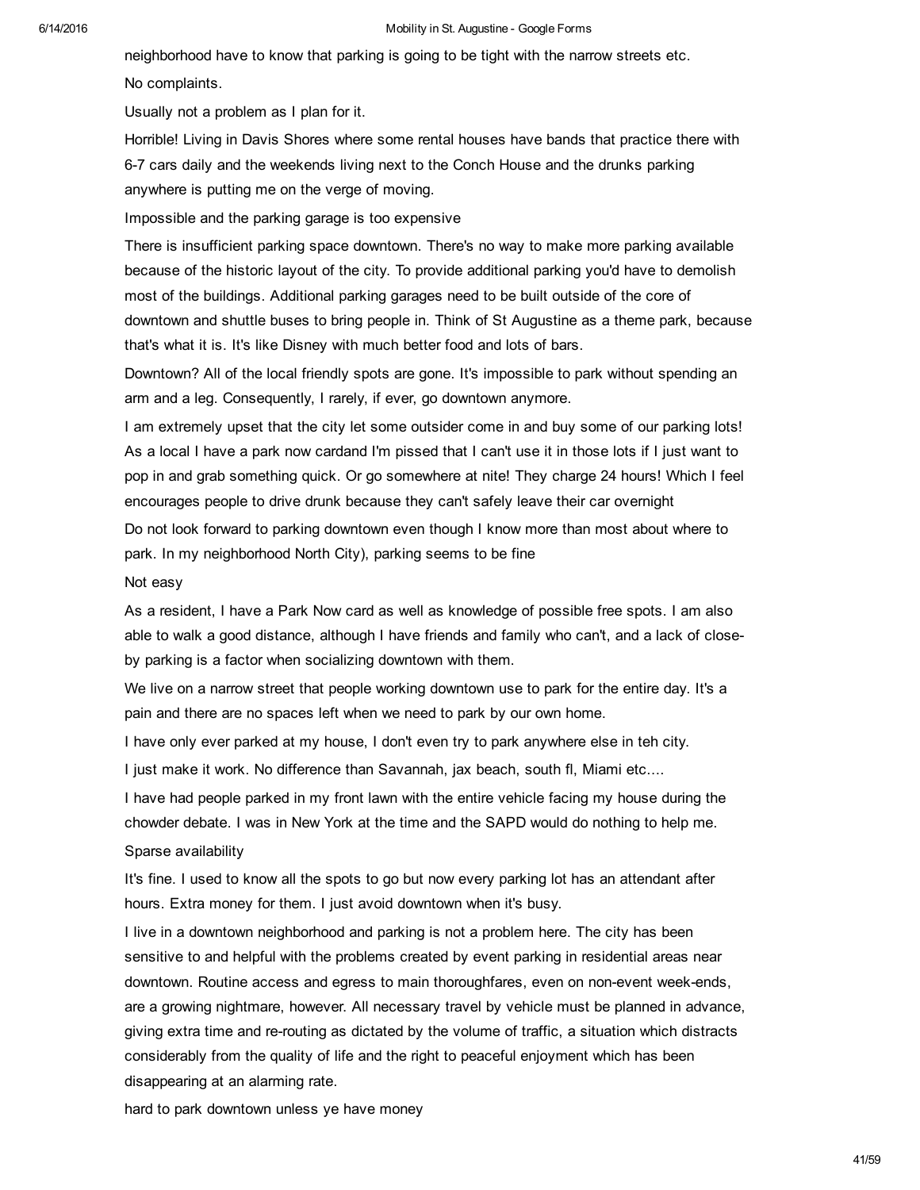neighborhood have to know that parking is going to be tight with the narrow streets etc.

No complaints.

Usually not a problem as I plan for it.

Horrible! Living in Davis Shores where some rental houses have bands that practice there with 6-7 cars daily and the weekends living next to the Conch House and the drunks parking anywhere is putting me on the verge of moving.

Impossible and the parking garage is too expensive

There is insufficient parking space downtown. There's no way to make more parking available because of the historic layout of the city. To provide additional parking you'd have to demolish most of the buildings. Additional parking garages need to be built outside of the core of downtown and shuttle buses to bring people in. Think of St Augustine as a theme park, because that's what it is. It's like Disney with much better food and lots of bars.

Downtown? All of the local friendly spots are gone. It's impossible to park without spending an arm and a leg. Consequently, I rarely, if ever, go downtown anymore.

I am extremely upset that the city let some outsider come in and buy some of our parking lots! As a local I have a park now cardand I'm pissed that I can't use it in those lots if I just want to pop in and grab something quick. Or go somewhere at nite! They charge 24 hours! Which I feel encourages people to drive drunk because they can't safely leave their car overnight

Do not look forward to parking downtown even though I know more than most about where to park. In my neighborhood North City), parking seems to be fine

Not easy

As a resident, I have a Park Now card as well as knowledge of possible free spots. I am also able to walk a good distance, although I have friends and family who can't, and a lack of close-by parking is a factor when socializing downtown with them.

We live on a narrow street that people working downtown use to park for the entire day. It's a pain and there are no spaces left when we need to park by our own home.

I have only ever parked at my house, I don't even try to park anywhere else in teh city.

I just make it work. No difference than Savannah, jax beach, south fl, Miami etc....

I have had people parked in my front lawn with the entire vehicle facing my house during the chowder debate. I was in New York at the time and the SAPD would do nothing to help me.

Sparse availability

It's fine. I used to know all the spots to go but now every parking lot has an attendant after hours. Extra money for them. I just avoid downtown when it's busy.

I live in a downtown neighborhood and parking is not a problem here. The city has been sensitive to and helpful with the problems created by event parking in residential areas near downtown. Routine access and egress to main thoroughfares, even on non-event week-ends, are a growing nightmare, however. All necessary travel by vehicle must be planned in advance, giving extra time and re-routing as dictated by the volume of traffic, a situation which distracts considerably from the quality of life and the right to peaceful enjoyment which has been disappearing at an alarming rate.

hard to park downtown unless ye have money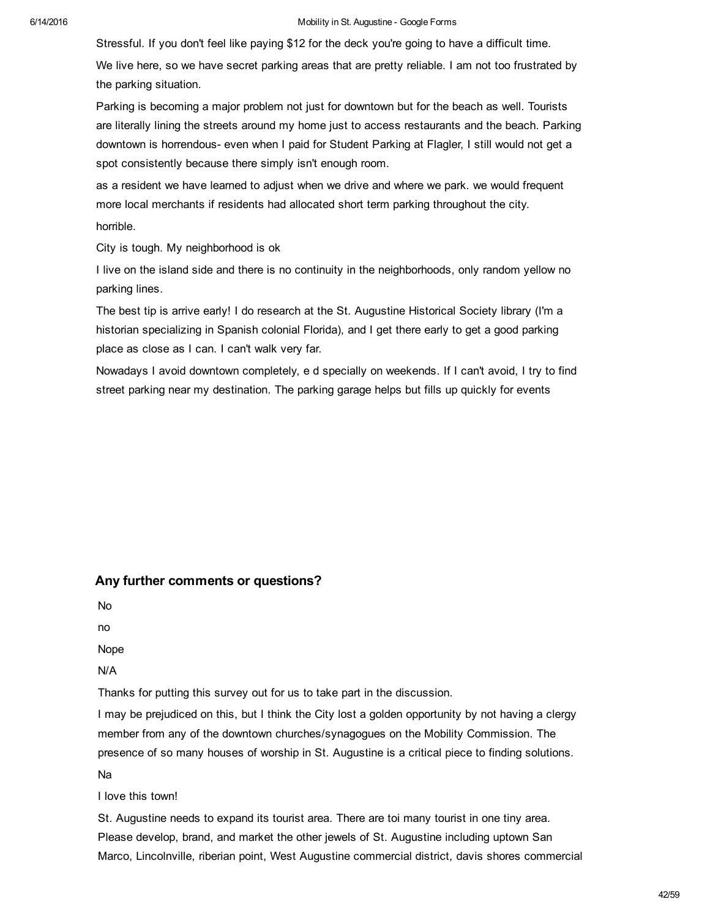Stressful. If you don't feel like paying $12 for the deck you're going to have a difficult time.

We live here, so we have secret parking areas that are pretty reliable. I am not too frustrated by the parking situation.

Parking is becoming a major problem not just for downtown but for the beach as well. Tourists are literally lining the streets around my home just to access restaurants and the beach. Parking downtown is horrendous- even when I paid for Student Parking at Flagler, I still would not get a spot consistently because there simply isn't enough room.

as a resident we have learned to adjust when we drive and where we park. we would frequent more local merchants if residents had allocated short term parking throughout the city.

horrible.

City is tough. My neighborhood is ok

I live on the island side and there is no continuity in the neighborhoods, only random yellow no parking lines.

The best tip is arrive early! I do research at the St. Augustine Historical Society library (I'm a historian specializing in Spanish colonial Florida), and I get there early to get a good parking place as close as I can. I can't walk very far.

Nowadays I avoid downtown completely, e d specially on weekends. If I can't avoid, I try to find street parking near my destination. The parking garage helps but fills up quickly for events

### Any further comments or questions?

No

no

Nope

N/A

Thanks for putting this survey out for us to take part in the discussion.

I may be prejudiced on this, but I think the City lost a golden opportunity by not having a clergy member from any of the downtown churches/synagogues on the Mobility Commission. The presence of so many houses of worship in St. Augustine is a critical piece to finding solutions.

Na

I love this town!

St. Augustine needs to expand its tourist area. There are toi many tourist in one tiny area. Please develop, brand, and market the other jewels of St. Augustine including uptown San Marco, Lincolnville, riberian point, West Augustine commercial district, davis shores commercial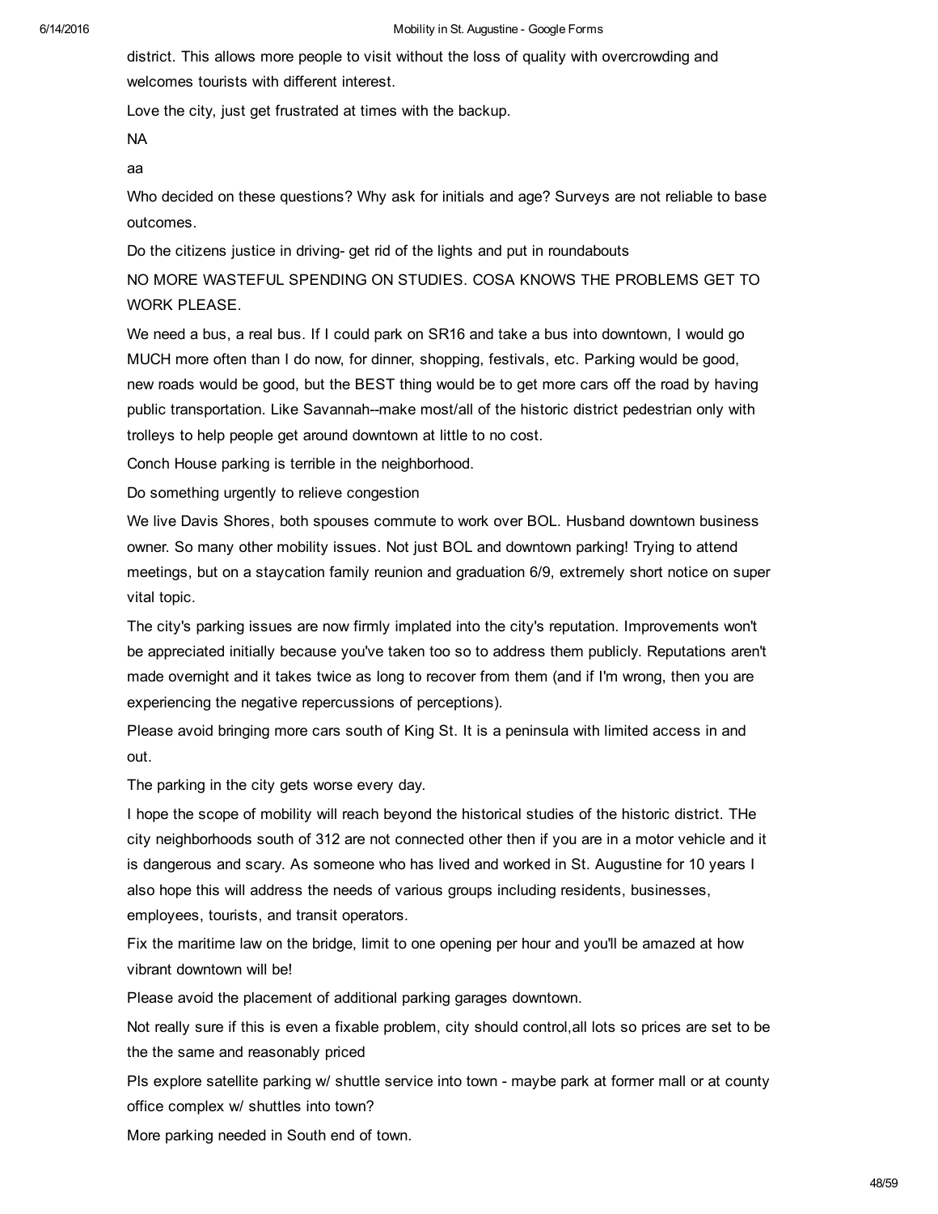district. This allows more people to visit without the loss of quality with overcrowding and welcomes tourists with different interest.

Love the city, just get frustrated at times with the backup.

NA

aa

Who decided on these questions? Why ask for initials and age? Surveys are not reliable to base outcomes.

Do the citizens justice in driving- get rid of the lights and put in roundabouts

NO MORE WASTEFUL SPENDING ON STUDIES. COSA KNOWS THE PROBLEMS GET TO WORK PLEASE.

We need a bus, a real bus. If I could park on SR16 and take a bus into downtown, I would go MUCH more often than I do now, for dinner, shopping, festivals, etc. Parking would be good, new roads would be good, but the BEST thing would be to get more cars off the road by having public transportation. Like Savannah--make most/all of the historic district pedestrian only with trolleys to help people get around downtown at little to no cost.

Conch House parking is terrible in the neighborhood.

Do something urgently to relieve congestion

We live Davis Shores, both spouses commute to work over BOL. Husband downtown business owner. So many other mobility issues. Not just BOL and downtown parking! Trying to attend meetings, but on a staycation family reunion and graduation 6/9, extremely short notice on super vital topic.

The city's parking issues are now firmly implated into the city's reputation. Improvements won't be appreciated initially because you've taken too so to address them publicly. Reputations aren't made overnight and it takes twice as long to recover from them (and if I'm wrong, then you are experiencing the negative repercussions of perceptions).

Please avoid bringing more cars south of King St. It is a peninsula with limited access in and out.

The parking in the city gets worse every day.

I hope the scope of mobility will reach beyond the historical studies of the historic district. THe city neighborhoods south of 312 are not connected other then if you are in a motor vehicle and it is dangerous and scary. As someone who has lived and worked in St. Augustine for 10 years I also hope this will address the needs of various groups including residents, businesses, employees, tourists, and transit operators.

Fix the maritime law on the bridge, limit to one opening per hour and you'll be amazed at how vibrant downtown will be!

Please avoid the placement of additional parking garages downtown.

Not really sure if this is even a fixable problem, city should control,all lots so prices are set to be the the same and reasonably priced

Pls explore satellite parking w/ shuttle service into town - maybe park at former mall or at county office complex w/ shuttles into town?

More parking needed in South end of town.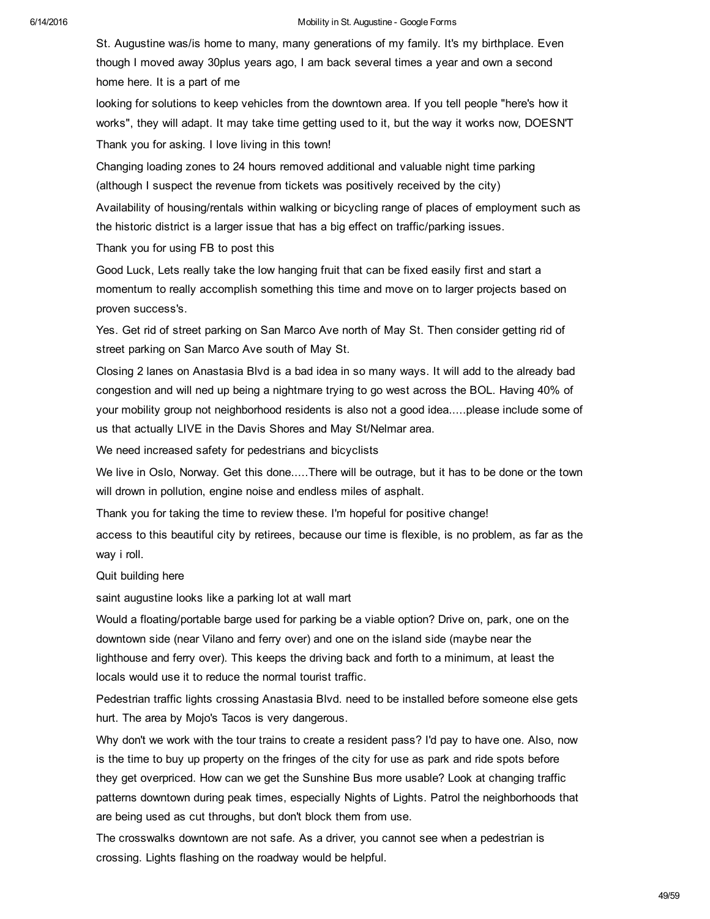St. Augustine was/is home to many, many generations of my family. It's my birthplace. Even though I moved away 30plus years ago, I am back several times a year and own a second home here. It is a part of me

looking for solutions to keep vehicles from the downtown area. If you tell people "here's how it works", they will adapt. It may take time getting used to it, but the way it works now, DOESN'T

Thank you for asking. I love living in this town!

Changing loading zones to 24 hours removed additional and valuable night time parking (although I suspect the revenue from tickets was positively received by the city)

Availability of housing/rentals within walking or bicycling range of places of employment such as the historic district is a larger issue that has a big effect on traffic/parking issues.

Thank you for using FB to post this

Good Luck, Lets really take the low hanging fruit that can be fixed easily first and start a momentum to really accomplish something this time and move on to larger projects based on proven success's.

Yes. Get rid of street parking on San Marco Ave north of May St. Then consider getting rid of street parking on San Marco Ave south of May St.

Closing 2 lanes on Anastasia Blvd is a bad idea in so many ways. It will add to the already bad congestion and will ned up being a nightmare trying to go west across the BOL. Having 40% of your mobility group not neighborhood residents is also not a good idea.....please include some of us that actually LIVE in the Davis Shores and May St/Nelmar area.

We need increased safety for pedestrians and bicyclists

We live in Oslo, Norway. Get this done.....There will be outrage, but it has to be done or the town will drown in pollution, engine noise and endless miles of asphalt.

Thank you for taking the time to review these. I'm hopeful for positive change!

access to this beautiful city by retirees, because our time is flexible, is no problem, as far as the way i roll.

Quit building here

saint augustine looks like a parking lot at wall mart

Would a floating/portable barge used for parking be a viable option? Drive on, park, one on the downtown side (near Vilano and ferry over) and one on the island side (maybe near the lighthouse and ferry over). This keeps the driving back and forth to a minimum, at least the locals would use it to reduce the normal tourist traffic.

Pedestrian traffic lights crossing Anastasia Blvd. need to be installed before someone else gets hurt. The area by Mojo's Tacos is very dangerous.

Why don't we work with the tour trains to create a resident pass? I'd pay to have one. Also, now is the time to buy up property on the fringes of the city for use as park and ride spots before they get overpriced. How can we get the Sunshine Bus more usable? Look at changing traffic patterns downtown during peak times, especially Nights of Lights. Patrol the neighborhoods that are being used as cut throughs, but don't block them from use.

The crosswalks downtown are not safe. As a driver, you cannot see when a pedestrian is crossing. Lights flashing on the roadway would be helpful.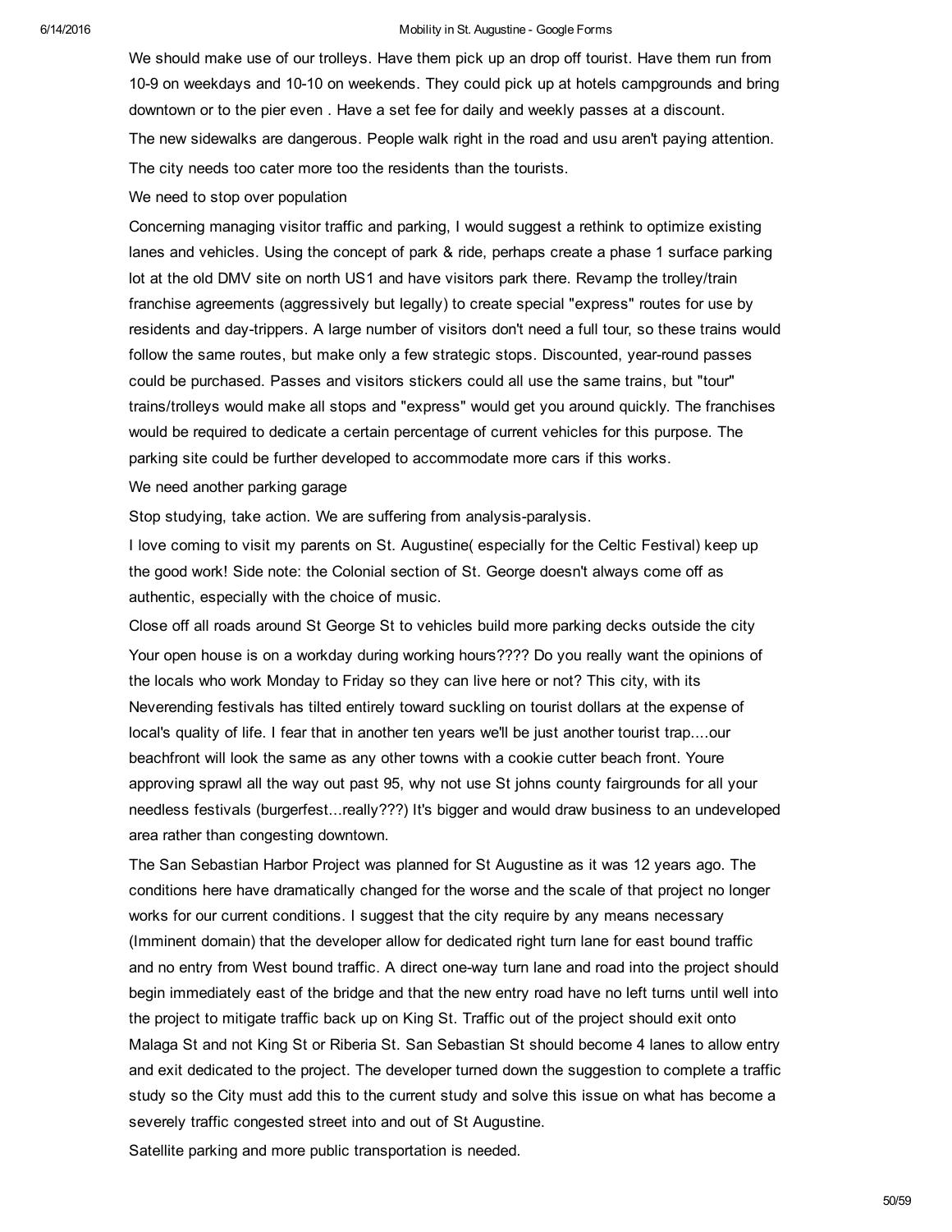We should make use of our trolleys. Have them pick up an drop off tourist. Have them run from 10-9 on weekdays and 10-10 on weekends. They could pick up at hotels campgrounds and bring downtown or to the pier even . Have a set fee for daily and weekly passes at a discount.

The new sidewalks are dangerous. People walk right in the road and usu aren't paying attention.

The city needs too cater more too the residents than the tourists.

We need to stop over population

Concerning managing visitor traffic and parking, I would suggest a rethink to optimize existing lanes and vehicles. Using the concept of park & ride, perhaps create a phase 1 surface parking lot at the old DMV site on north US1 and have visitors park there. Revamp the trolley/train franchise agreements (aggressively but legally) to create special "express" routes for use by residents and day-trippers. A large number of visitors don't need a full tour, so these trains would follow the same routes, but make only a few strategic stops. Discounted, year-round passes could be purchased. Passes and visitors stickers could all use the same trains, but "tour" trains/trolleys would make all stops and "express" would get you around quickly. The franchises would be required to dedicate a certain percentage of current vehicles for this purpose. The parking site could be further developed to accommodate more cars if this works.

We need another parking garage

Stop studying, take action. We are suffering from analysis-paralysis.

I love coming to visit my parents on St. Augustine( especially for the Celtic Festival) keep up the good work! Side note: the Colonial section of St. George doesn't always come off as authentic, especially with the choice of music.

Close off all roads around St George St to vehicles build more parking decks outside the city

Your open house is on a workday during working hours???? Do you really want the opinions of the locals who work Monday to Friday so they can live here or not? This city, with its Neverending festivals has tilted entirely toward suckling on tourist dollars at the expense of local's quality of life. I fear that in another ten years we'll be just another tourist trap....our beachfront will look the same as any other towns with a cookie cutter beach front. Youre approving sprawl all the way out past 95, why not use St johns county fairgrounds for all your needless festivals (burgerfest...really???) It's bigger and would draw business to an undeveloped area rather than congesting downtown.

The San Sebastian Harbor Project was planned for St Augustine as it was 12 years ago. The conditions here have dramatically changed for the worse and the scale of that project no longer works for our current conditions. I suggest that the city require by any means necessary (Imminent domain) that the developer allow for dedicated right turn lane for east bound traffic and no entry from West bound traffic. A direct one-way turn lane and road into the project should begin immediately east of the bridge and that the new entry road have no left turns until well into the project to mitigate traffic back up on King St. Traffic out of the project should exit onto Malaga St and not King St or Riberia St. San Sebastian St should become 4 lanes to allow entry and exit dedicated to the project. The developer turned down the suggestion to complete a traffic study so the City must add this to the current study and solve this issue on what has become a severely traffic congested street into and out of St Augustine.

Satellite parking and more public transportation is needed.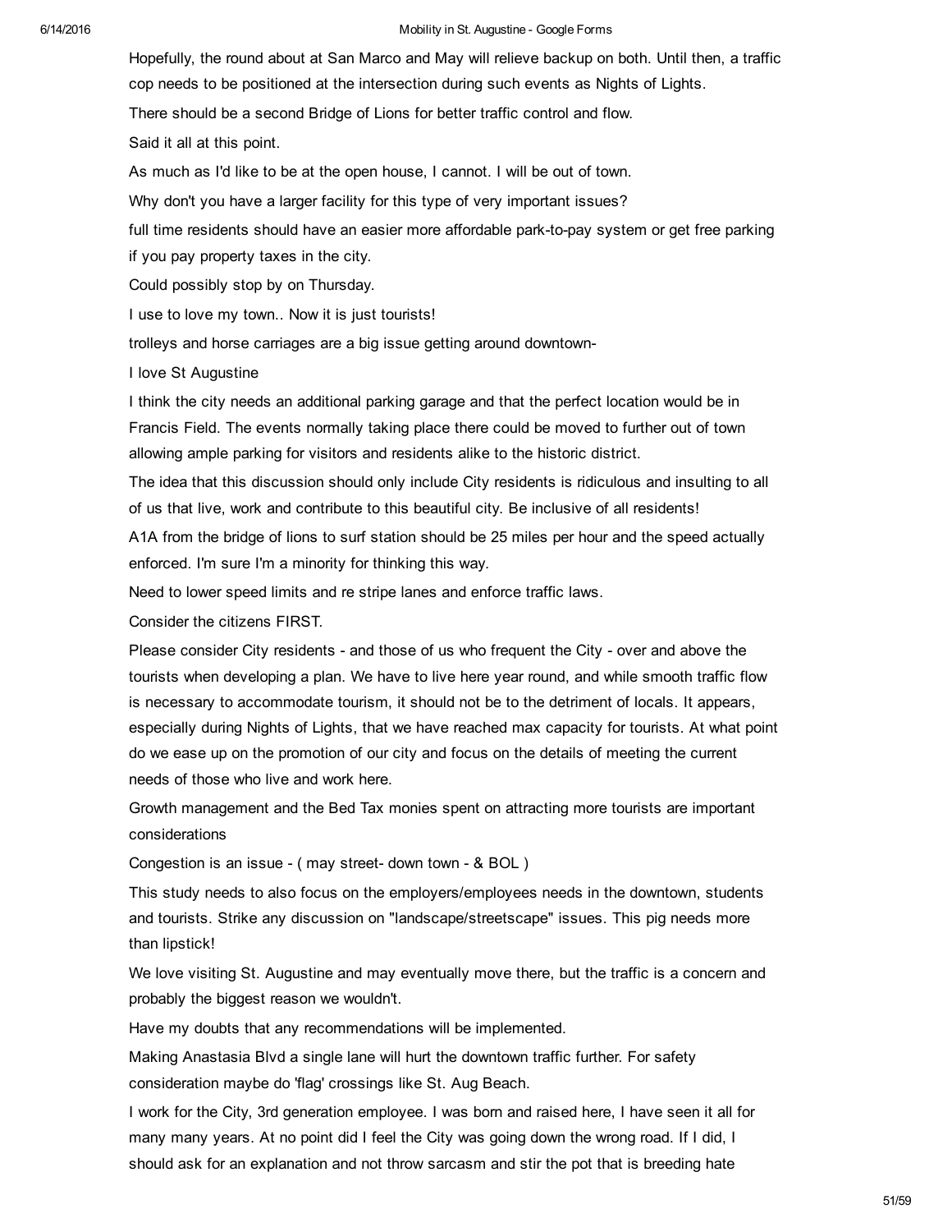Hopefully, the round about at San Marco and May will relieve backup on both. Until then, a traffic cop needs to be positioned at the intersection during such events as Nights of Lights.

There should be a second Bridge of Lions for better traffic control and flow.

Said it all at this point.

As much as I'd like to be at the open house, I cannot. I will be out of town.

Why don't you have a larger facility for this type of very important issues?

full time residents should have an easier more affordable park-to-pay system or get free parking if you pay property taxes in the city.

Could possibly stop by on Thursday.

I use to love my town.. Now it is just tourists!

trolleys and horse carriages are a big issue getting around downtown-

I love St Augustine

I think the city needs an additional parking garage and that the perfect location would be in Francis Field. The events normally taking place there could be moved to further out of town allowing ample parking for visitors and residents alike to the historic district.

The idea that this discussion should only include City residents is ridiculous and insulting to all of us that live, work and contribute to this beautiful city. Be inclusive of all residents!

A1A from the bridge of lions to surf station should be 25 miles per hour and the speed actually enforced. I'm sure I'm a minority for thinking this way.

Need to lower speed limits and re stripe lanes and enforce traffic laws.

Consider the citizens FIRST.

Please consider City residents - and those of us who frequent the City - over and above the tourists when developing a plan. We have to live here year round, and while smooth traffic flow is necessary to accommodate tourism, it should not be to the detriment of locals. It appears, especially during Nights of Lights, that we have reached max capacity for tourists. At what point do we ease up on the promotion of our city and focus on the details of meeting the current needs of those who live and work here.

Growth management and the Bed Tax monies spent on attracting more tourists are important considerations

Congestion is an issue - ( may street- down town - & BOL )

This study needs to also focus on the employers/employees needs in the downtown, students and tourists. Strike any discussion on "landscape/streetscape" issues. This pig needs more than lipstick!

We love visiting St. Augustine and may eventually move there, but the traffic is a concern and probably the biggest reason we wouldn't.

Have my doubts that any recommendations will be implemented.

Making Anastasia Blvd a single lane will hurt the downtown traffic further. For safety consideration maybe do 'flag' crossings like St. Aug Beach.

I work for the City, 3rd generation employee. I was born and raised here, I have seen it all for many many years. At no point did I feel the City was going down the wrong road. If I did, I should ask for an explanation and not throw sarcasm and stir the pot that is breeding hate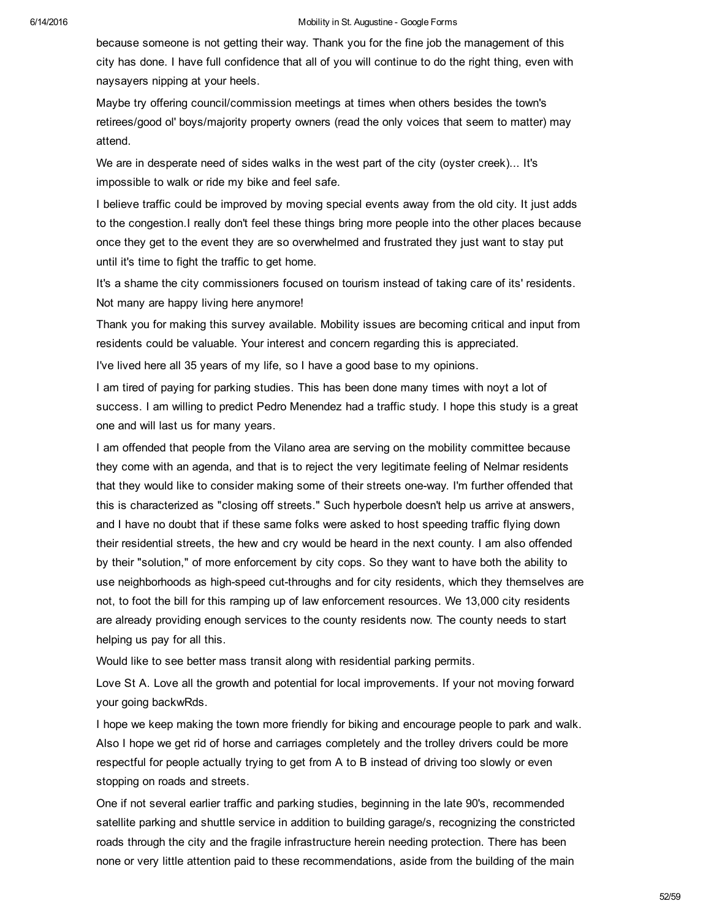because someone is not getting their way. Thank you for the fine job the management of this city has done. I have full confidence that all of you will continue to do the right thing, even with naysayers nipping at your heels.

Maybe try offering council/commission meetings at times when others besides the town's retirees/good ol' boys/majority property owners (read the only voices that seem to matter) may attend.

We are in desperate need of sides walks in the west part of the city (oyster creek)... It's impossible to walk or ride my bike and feel safe.

I believe traffic could be improved by moving special events away from the old city. It just adds to the congestion.I really don't feel these things bring more people into the other places because once they get to the event they are so overwhelmed and frustrated they just want to stay put until it's time to fight the traffic to get home.

It's a shame the city commissioners focused on tourism instead of taking care of its' residents. Not many are happy living here anymore!

Thank you for making this survey available. Mobility issues are becoming critical and input from residents could be valuable. Your interest and concern regarding this is appreciated.

I've lived here all 35 years of my life, so I have a good base to my opinions.

I am tired of paying for parking studies. This has been done many times with noyt a lot of success. I am willing to predict Pedro Menendez had a traffic study. I hope this study is a great one and will last us for many years.

I am offended that people from the Vilano area are serving on the mobility committee because they come with an agenda, and that is to reject the very legitimate feeling of Nelmar residents that they would like to consider making some of their streets one-way. I'm further offended that this is characterized as "closing off streets." Such hyperbole doesn't help us arrive at answers, and I have no doubt that if these same folks were asked to host speeding traffic flying down their residential streets, the hew and cry would be heard in the next county. I am also offended by their "solution," of more enforcement by city cops. So they want to have both the ability to use neighborhoods as high-speed cut-throughs and for city residents, which they themselves are not, to foot the bill for this ramping up of law enforcement resources. We 13,000 city residents are already providing enough services to the county residents now. The county needs to start helping us pay for all this.

Would like to see better mass transit along with residential parking permits.

Love St A. Love all the growth and potential for local improvements. If your not moving forward your going backwRds.

I hope we keep making the town more friendly for biking and encourage people to park and walk. Also I hope we get rid of horse and carriages completely and the trolley drivers could be more respectful for people actually trying to get from A to B instead of driving too slowly or even stopping on roads and streets.

One if not several earlier traffic and parking studies, beginning in the late 90's, recommended satellite parking and shuttle service in addition to building garage/s, recognizing the constricted roads through the city and the fragile infrastructure herein needing protection. There has been none or very little attention paid to these recommendations, aside from the building of the main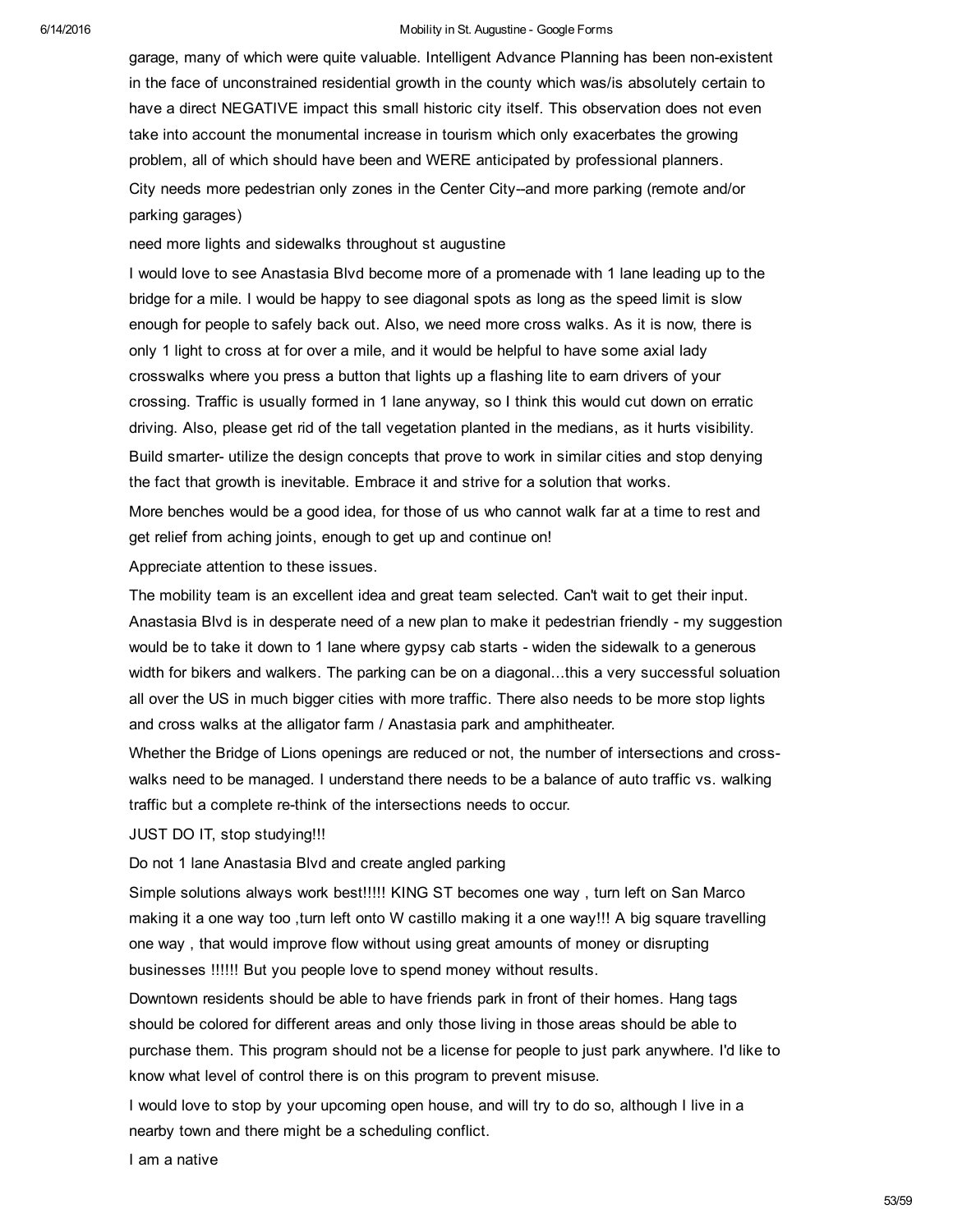garage, many of which were quite valuable. Intelligent Advance Planning has been non-existent in the face of unconstrained residential growth in the county which was/is absolutely certain to have a direct NEGATIVE impact this small historic city itself. This observation does not even take into account the monumental increase in tourism which only exacerbates the growing problem, all of which should have been and WERE anticipated by professional planners.

City needs more pedestrian only zones in the Center City--and more parking (remote and/or parking garages)

need more lights and sidewalks throughout st augustine

I would love to see Anastasia Blvd become more of a promenade with 1 lane leading up to the bridge for a mile. I would be happy to see diagonal spots as long as the speed limit is slow enough for people to safely back out. Also, we need more cross walks. As it is now, there is only 1 light to cross at for over a mile, and it would be helpful to have some axial lady crosswalks where you press a button that lights up a flashing lite to earn drivers of your crossing. Traffic is usually formed in 1 lane anyway, so I think this would cut down on erratic driving. Also, please get rid of the tall vegetation planted in the medians, as it hurts visibility.

Build smarter- utilize the design concepts that prove to work in similar cities and stop denying the fact that growth is inevitable. Embrace it and strive for a solution that works.

More benches would be a good idea, for those of us who cannot walk far at a time to rest and get relief from aching joints, enough to get up and continue on!

Appreciate attention to these issues.

The mobility team is an excellent idea and great team selected. Can't wait to get their input. Anastasia Blvd is in desperate need of a new plan to make it pedestrian friendly - my suggestion would be to take it down to 1 lane where gypsy cab starts - widen the sidewalk to a generous width for bikers and walkers. The parking can be on a diagonal...this a very successful soluation all over the US in much bigger cities with more traffic. There also needs to be more stop lights and cross walks at the alligator farm / Anastasia park and amphitheater.

Whether the Bridge of Lions openings are reduced or not, the number of intersections and cross-walks need to be managed. I understand there needs to be a balance of auto traffic vs. walking traffic but a complete re-think of the intersections needs to occur.

JUST DO IT, stop studying!!!

Do not 1 lane Anastasia Blvd and create angled parking

Simple solutions always work best!!!!! KING ST becomes one way , turn left on San Marco making it a one way too ,turn left onto W castillo making it a one way!!! A big square travelling one way , that would improve flow without using great amounts of money or disrupting businesses !!!!!! But you people love to spend money without results.

Downtown residents should be able to have friends park in front of their homes. Hang tags should be colored for different areas and only those living in those areas should be able to purchase them. This program should not be a license for people to just park anywhere. I'd like to know what level of control there is on this program to prevent misuse.

I would love to stop by your upcoming open house, and will try to do so, although I live in a nearby town and there might be a scheduling conflict.

I am a native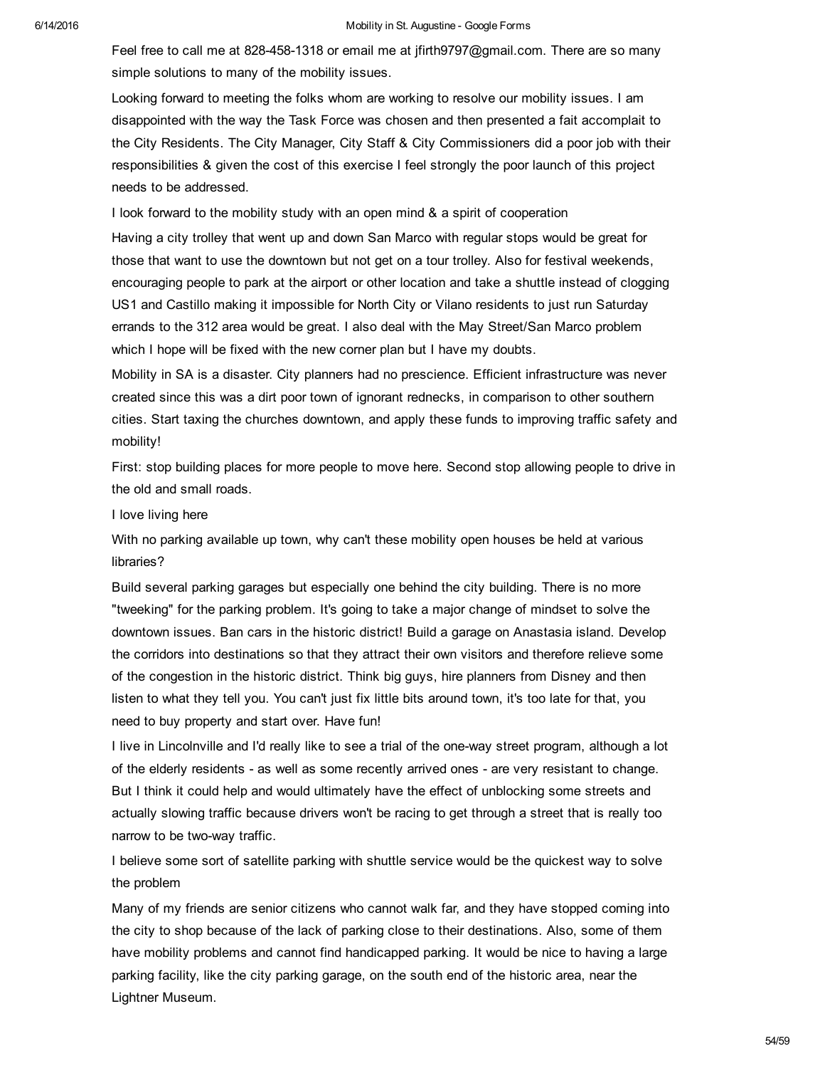Feel free to call me at 828-458-1318 or email me at jfirth9797@gmail.com. There are so many simple solutions to many of the mobility issues.

Looking forward to meeting the folks whom are working to resolve our mobility issues. I am disappointed with the way the Task Force was chosen and then presented a fait accomplait to the City Residents. The City Manager, City Staff & City Commissioners did a poor job with their responsibilities & given the cost of this exercise I feel strongly the poor launch of this project needs to be addressed.

I look forward to the mobility study with an open mind & a spirit of cooperation

Having a city trolley that went up and down San Marco with regular stops would be great for those that want to use the downtown but not get on a tour trolley. Also for festival weekends, encouraging people to park at the airport or other location and take a shuttle instead of clogging US1 and Castillo making it impossible for North City or Vilano residents to just run Saturday errands to the 312 area would be great. I also deal with the May Street/San Marco problem which I hope will be fixed with the new corner plan but I have my doubts.

Mobility in SA is a disaster. City planners had no prescience. Efficient infrastructure was never created since this was a dirt poor town of ignorant rednecks, in comparison to other southern cities. Start taxing the churches downtown, and apply these funds to improving traffic safety and mobility!

First: stop building places for more people to move here. Second stop allowing people to drive in the old and small roads.

I love living here

With no parking available up town, why can't these mobility open houses be held at various libraries?

Build several parking garages but especially one behind the city building. There is no more "tweeking" for the parking problem. It's going to take a major change of mindset to solve the downtown issues. Ban cars in the historic district! Build a garage on Anastasia island. Develop the corridors into destinations so that they attract their own visitors and therefore relieve some of the congestion in the historic district. Think big guys, hire planners from Disney and then listen to what they tell you. You can't just fix little bits around town, it's too late for that, you need to buy property and start over. Have fun!

I live in Lincolnville and I'd really like to see a trial of the one-way street program, although a lot of the elderly residents - as well as some recently arrived ones - are very resistant to change. But I think it could help and would ultimately have the effect of unblocking some streets and actually slowing traffic because drivers won't be racing to get through a street that is really too narrow to be two-way traffic.

I believe some sort of satellite parking with shuttle service would be the quickest way to solve the problem

Many of my friends are senior citizens who cannot walk far, and they have stopped coming into the city to shop because of the lack of parking close to their destinations. Also, some of them have mobility problems and cannot find handicapped parking. It would be nice to having a large parking facility, like the city parking garage, on the south end of the historic area, near the Lightner Museum.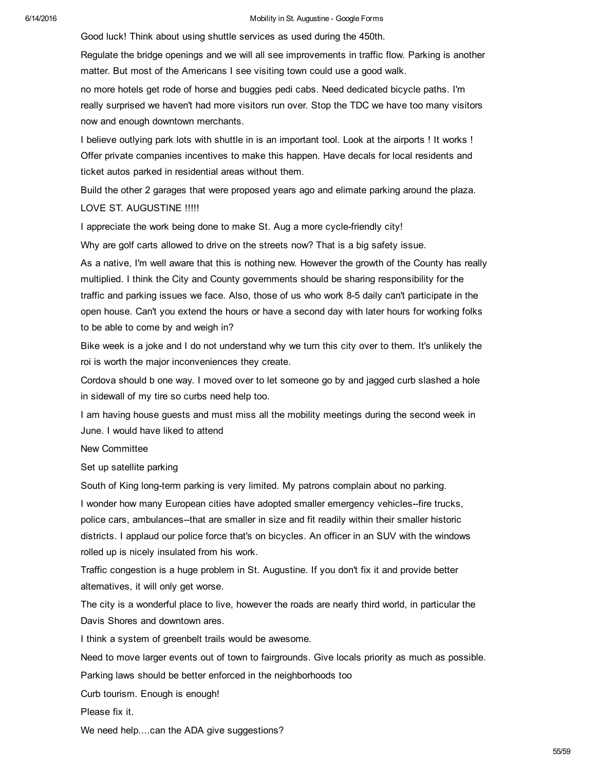Good luck! Think about using shuttle services as used during the 450th.

Regulate the bridge openings and we will all see improvements in traffic flow. Parking is another matter. But most of the Americans I see visiting town could use a good walk.

no more hotels get rode of horse and buggies pedi cabs. Need dedicated bicycle paths. I'm really surprised we haven't had more visitors run over. Stop the TDC we have too many visitors now and enough downtown merchants.

I believe outlying park lots with shuttle in is an important tool. Look at the airports ! It works ! Offer private companies incentives to make this happen. Have decals for local residents and ticket autos parked in residential areas without them.

Build the other 2 garages that were proposed years ago and elimate parking around the plaza.

LOVE ST. AUGUSTINE !!!!!

I appreciate the work being done to make St. Aug a more cycle-friendly city!

Why are golf carts allowed to drive on the streets now? That is a big safety issue.

As a native, I'm well aware that this is nothing new. However the growth of the County has really multiplied. I think the City and County governments should be sharing responsibility for the traffic and parking issues we face. Also, those of us who work 8-5 daily can't participate in the open house. Can't you extend the hours or have a second day with later hours for working folks to be able to come by and weigh in?

Bike week is a joke and I do not understand why we turn this city over to them. It's unlikely the roi is worth the major inconveniences they create.

Cordova should b one way. I moved over to let someone go by and jagged curb slashed a hole in sidewall of my tire so curbs need help too.

I am having house guests and must miss all the mobility meetings during the second week in June. I would have liked to attend

New Committee

Set up satellite parking

South of King long-term parking is very limited. My patrons complain about no parking.

I wonder how many European cities have adopted smaller emergency vehicles--fire trucks, police cars, ambulances--that are smaller in size and fit readily within their smaller historic districts. I applaud our police force that's on bicycles. An officer in an SUV with the windows rolled up is nicely insulated from his work.

Traffic congestion is a huge problem in St. Augustine. If you don't fix it and provide better alternatives, it will only get worse.

The city is a wonderful place to live, however the roads are nearly third world, in particular the Davis Shores and downtown ares.

I think a system of greenbelt trails would be awesome.

Need to move larger events out of town to fairgrounds. Give locals priority as much as possible.

Parking laws should be better enforced in the neighborhoods too

Curb tourism. Enough is enough!

Please fix it.

We need help....can the ADA give suggestions?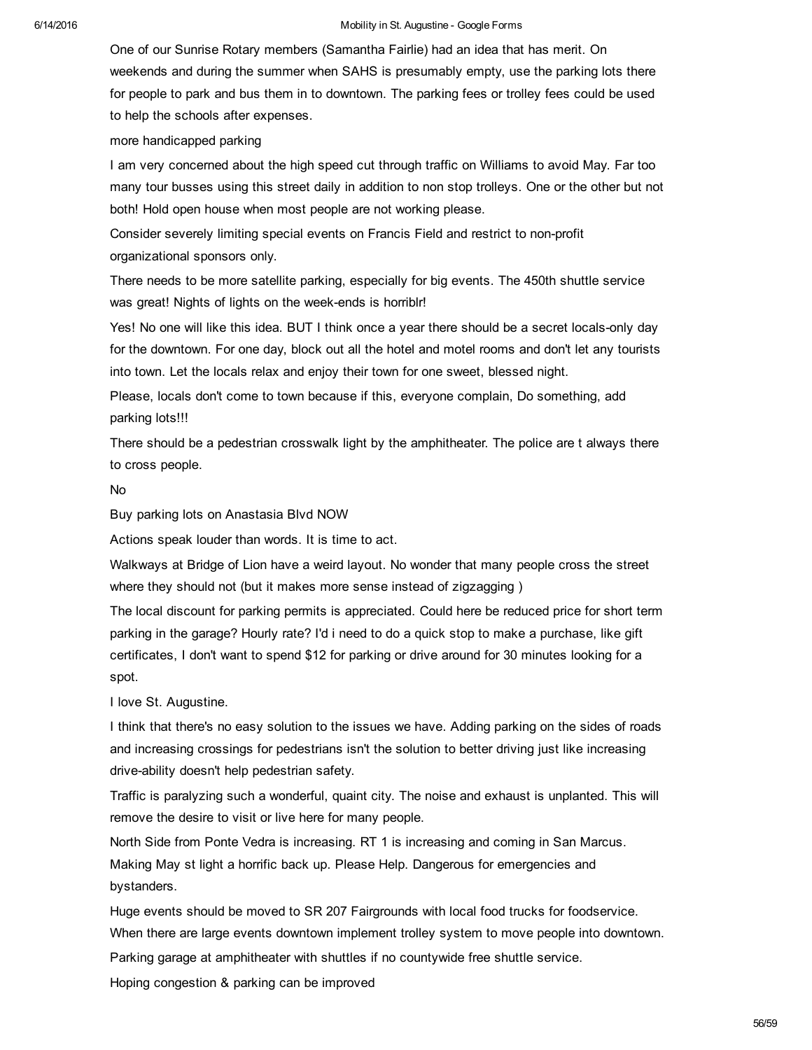One of our Sunrise Rotary members (Samantha Fairlie) had an idea that has merit. On weekends and during the summer when SAHS is presumably empty, use the parking lots there for people to park and bus them in to downtown. The parking fees or trolley fees could be used to help the schools after expenses.

more handicapped parking

I am very concerned about the high speed cut through traffic on Williams to avoid May. Far too many tour busses using this street daily in addition to non stop trolleys. One or the other but not both! Hold open house when most people are not working please.

Consider severely limiting special events on Francis Field and restrict to non-profit organizational sponsors only.

There needs to be more satellite parking, especially for big events. The 450th shuttle service was great! Nights of lights on the week-ends is horriblr!

Yes! No one will like this idea. BUT I think once a year there should be a secret locals-only day for the downtown. For one day, block out all the hotel and motel rooms and don't let any tourists into town. Let the locals relax and enjoy their town for one sweet, blessed night.

Please, locals don't come to town because if this, everyone complain, Do something, add parking lots!!!

There should be a pedestrian crosswalk light by the amphitheater. The police are t always there to cross people.

No

Buy parking lots on Anastasia Blvd NOW

Actions speak louder than words. It is time to act.

Walkways at Bridge of Lion have a weird layout. No wonder that many people cross the street where they should not (but it makes more sense instead of zigzagging )

The local discount for parking permits is appreciated. Could here be reduced price for short term parking in the garage? Hourly rate? I'd i need to do a quick stop to make a purchase, like gift certificates, I don't want to spend $12 for parking or drive around for 30 minutes looking for a spot.

I love St. Augustine.

I think that there's no easy solution to the issues we have. Adding parking on the sides of roads and increasing crossings for pedestrians isn't the solution to better driving just like increasing drive-ability doesn't help pedestrian safety.

Traffic is paralyzing such a wonderful, quaint city. The noise and exhaust is unplanted. This will remove the desire to visit or live here for many people.

North Side from Ponte Vedra is increasing. RT 1 is increasing and coming in San Marcus. Making May st light a horrific back up. Please Help. Dangerous for emergencies and bystanders.

Huge events should be moved to SR 207 Fairgrounds with local food trucks for foodservice.

When there are large events downtown implement trolley system to move people into downtown.

Parking garage at amphitheater with shuttles if no countywide free shuttle service.

Hoping congestion & parking can be improved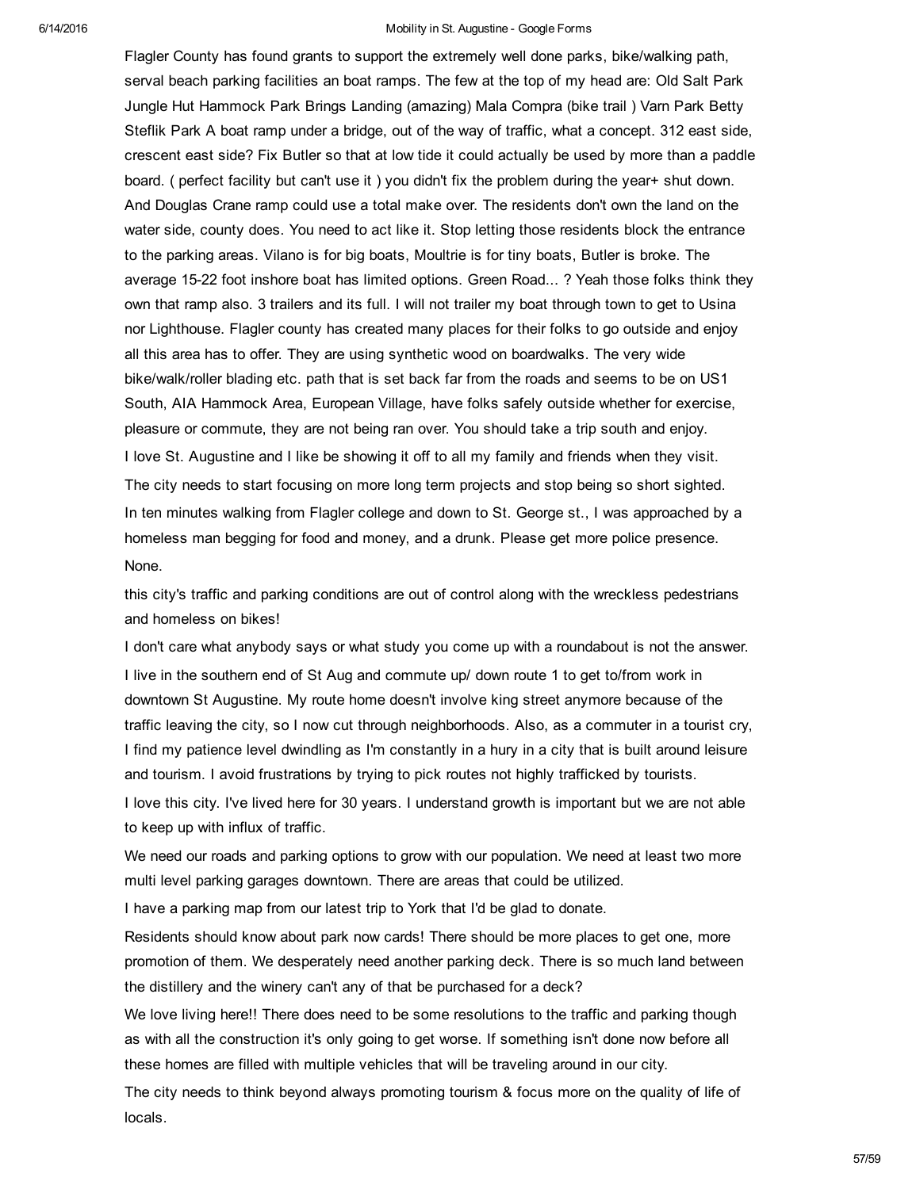Flagler County has found grants to support the extremely well done parks, bike/walking path, serval beach parking facilities an boat ramps. The few at the top of my head are: Old Salt Park Jungle Hut Hammock Park Brings Landing (amazing) Mala Compra (bike trail ) Varn Park Betty Steflik Park A boat ramp under a bridge, out of the way of traffic, what a concept. 312 east side, crescent east side? Fix Butler so that at low tide it could actually be used by more than a paddle board. ( perfect facility but can't use it ) you didn't fix the problem during the year+ shut down. And Douglas Crane ramp could use a total make over. The residents don't own the land on the water side, county does. You need to act like it. Stop letting those residents block the entrance to the parking areas. Vilano is for big boats, Moultrie is for tiny boats, Butler is broke. The average 15-22 foot inshore boat has limited options. Green Road... ? Yeah those folks think they own that ramp also. 3 trailers and its full. I will not trailer my boat through town to get to Usina nor Lighthouse. Flagler county has created many places for their folks to go outside and enjoy all this area has to offer. They are using synthetic wood on boardwalks. The very wide bike/walk/roller blading etc. path that is set back far from the roads and seems to be on US1 South, AIA Hammock Area, European Village, have folks safely outside whether for exercise, pleasure or commute, they are not being ran over. You should take a trip south and enjoy.

I love St. Augustine and I like be showing it off to all my family and friends when they visit.

The city needs to start focusing on more long term projects and stop being so short sighted.

In ten minutes walking from Flagler college and down to St. George st., I was approached by a homeless man begging for food and money, and a drunk. Please get more police presence.

None.

this city's traffic and parking conditions are out of control along with the wreckless pedestrians and homeless on bikes!

I don't care what anybody says or what study you come up with a roundabout is not the answer.

I live in the southern end of St Aug and commute up/ down route 1 to get to/from work in downtown St Augustine. My route home doesn't involve king street anymore because of the traffic leaving the city, so I now cut through neighborhoods. Also, as a commuter in a tourist cry, I find my patience level dwindling as I'm constantly in a hury in a city that is built around leisure and tourism. I avoid frustrations by trying to pick routes not highly trafficked by tourists.

I love this city. I've lived here for 30 years. I understand growth is important but we are not able to keep up with influx of traffic.

We need our roads and parking options to grow with our population. We need at least two more multi level parking garages downtown. There are areas that could be utilized.

I have a parking map from our latest trip to York that I'd be glad to donate.

Residents should know about park now cards! There should be more places to get one, more promotion of them. We desperately need another parking deck. There is so much land between the distillery and the winery can't any of that be purchased for a deck?

We love living here!! There does need to be some resolutions to the traffic and parking though as with all the construction it's only going to get worse. If something isn't done now before all these homes are filled with multiple vehicles that will be traveling around in our city.

The city needs to think beyond always promoting tourism & focus more on the quality of life of locals.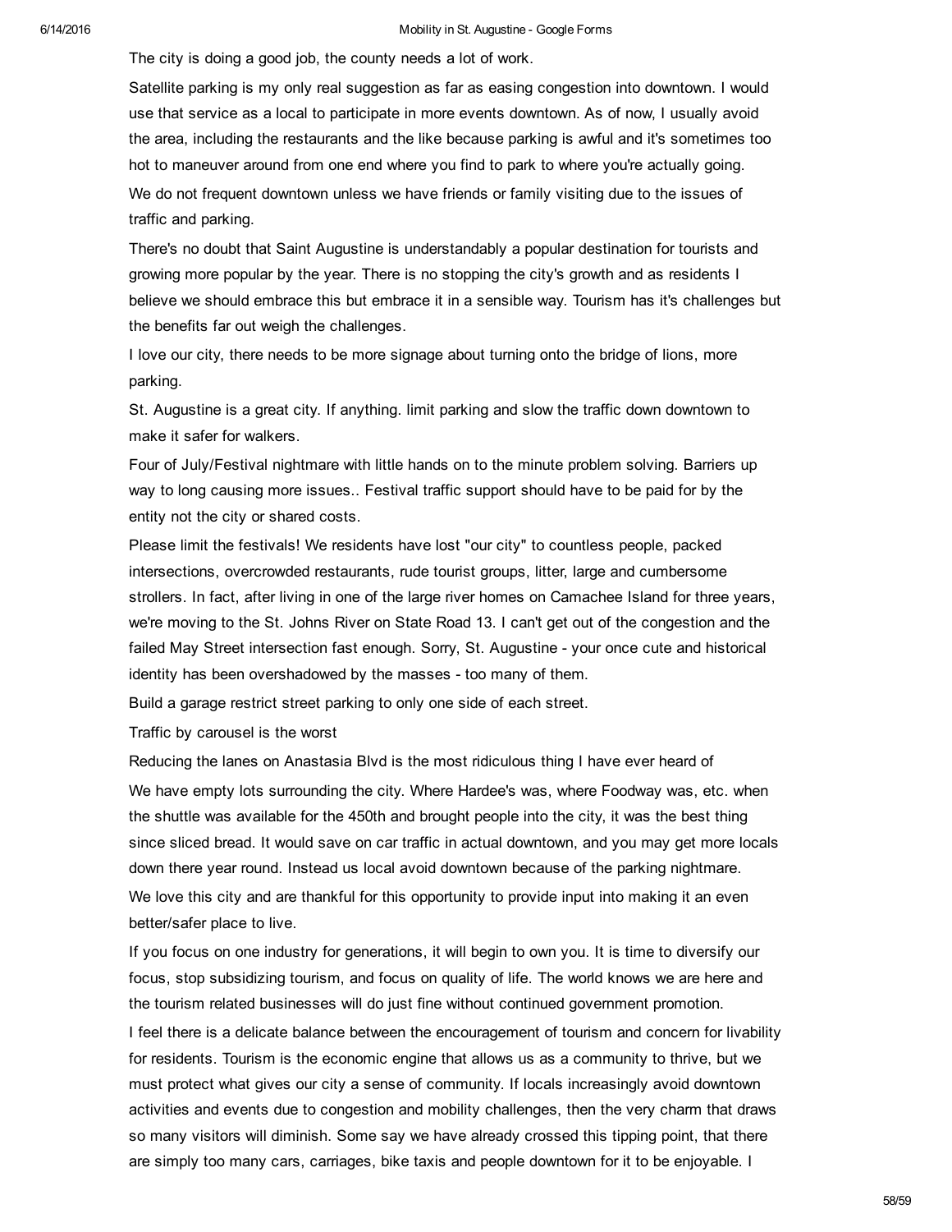The city is doing a good job, the county needs a lot of work.

Satellite parking is my only real suggestion as far as easing congestion into downtown. I would use that service as a local to participate in more events downtown. As of now, I usually avoid the area, including the restaurants and the like because parking is awful and it's sometimes too hot to maneuver around from one end where you find to park to where you're actually going.

We do not frequent downtown unless we have friends or family visiting due to the issues of traffic and parking.

There's no doubt that Saint Augustine is understandably a popular destination for tourists and growing more popular by the year. There is no stopping the city's growth and as residents I believe we should embrace this but embrace it in a sensible way. Tourism has it's challenges but the benefits far out weigh the challenges.

I love our city, there needs to be more signage about turning onto the bridge of lions, more parking.

St. Augustine is a great city. If anything. limit parking and slow the traffic down downtown to make it safer for walkers.

Four of July/Festival nightmare with little hands on to the minute problem solving. Barriers up way to long causing more issues.. Festival traffic support should have to be paid for by the entity not the city or shared costs.

Please limit the festivals! We residents have lost "our city" to countless people, packed intersections, overcrowded restaurants, rude tourist groups, litter, large and cumbersome strollers. In fact, after living in one of the large river homes on Camachee Island for three years, we're moving to the St. Johns River on State Road 13. I can't get out of the congestion and the failed May Street intersection fast enough. Sorry, St. Augustine - your once cute and historical identity has been overshadowed by the masses - too many of them.

Build a garage restrict street parking to only one side of each street.

Traffic by carousel is the worst

Reducing the lanes on Anastasia Blvd is the most ridiculous thing I have ever heard of

We have empty lots surrounding the city. Where Hardee's was, where Foodway was, etc. when the shuttle was available for the 450th and brought people into the city, it was the best thing since sliced bread. It would save on car traffic in actual downtown, and you may get more locals down there year round. Instead us local avoid downtown because of the parking nightmare.

We love this city and are thankful for this opportunity to provide input into making it an even better/safer place to live.

If you focus on one industry for generations, it will begin to own you. It is time to diversify our focus, stop subsidizing tourism, and focus on quality of life. The world knows we are here and the tourism related businesses will do just fine without continued government promotion.

I feel there is a delicate balance between the encouragement of tourism and concern for livability for residents. Tourism is the economic engine that allows us as a community to thrive, but we must protect what gives our city a sense of community. If locals increasingly avoid downtown activities and events due to congestion and mobility challenges, then the very charm that draws so many visitors will diminish. Some say we have already crossed this tipping point, that there are simply too many cars, carriages, bike taxis and people downtown for it to be enjoyable. I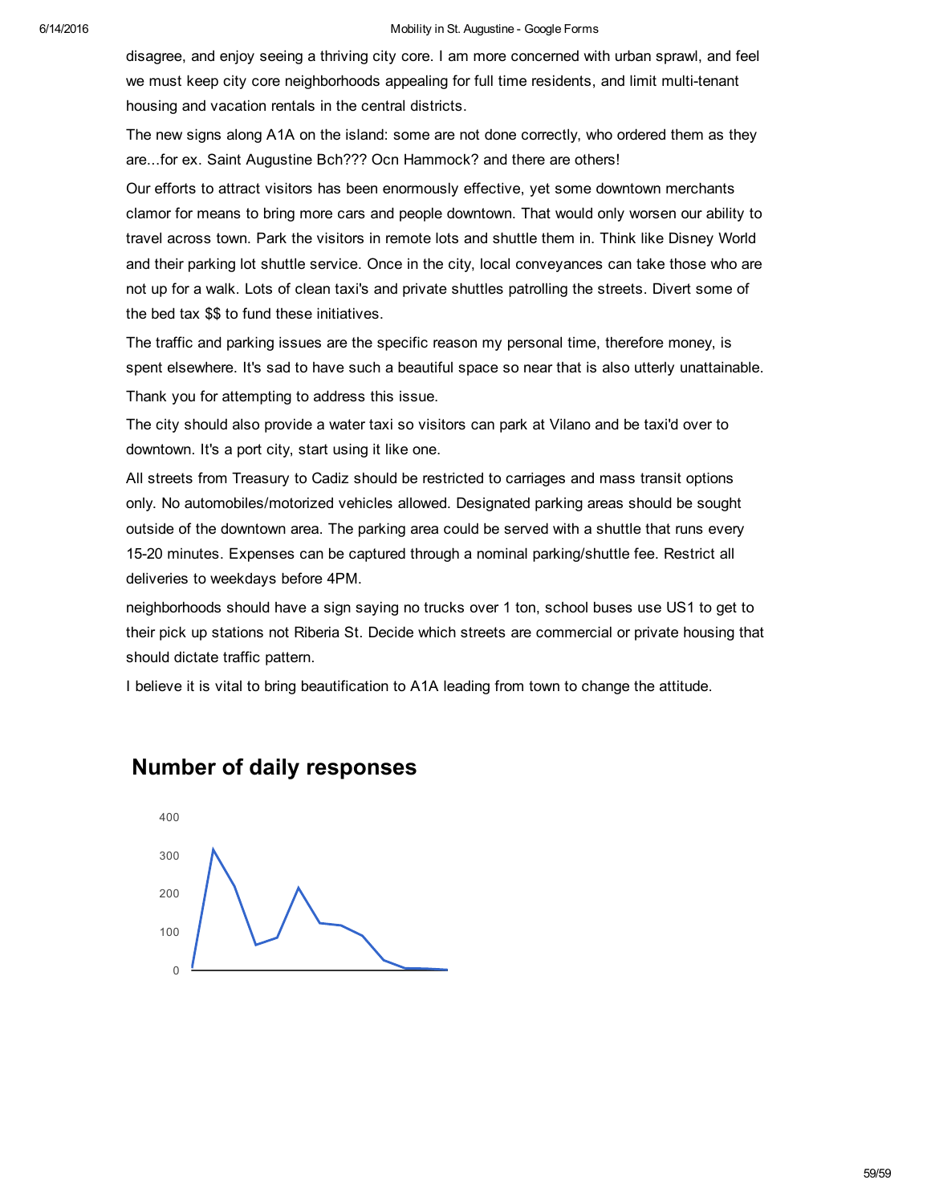disagree, and enjoy seeing a thriving city core. I am more concerned with urban sprawl, and feel we must keep city core neighborhoods appealing for full time residents, and limit multi-tenant housing and vacation rentals in the central districts.

The new signs along A1A on the island: some are not done correctly, who ordered them as they are...for ex. Saint Augustine Bch??? Ocn Hammock? and there are others!

Our efforts to attract visitors has been enormously effective, yet some downtown merchants clamor for means to bring more cars and people downtown. That would only worsen our ability to travel across town. Park the visitors in remote lots and shuttle them in. Think like Disney World and their parking lot shuttle service. Once in the city, local conveyances can take those who are not up for a walk. Lots of clean taxi's and private shuttles patrolling the streets. Divert some of the bed tax $$ to fund these initiatives.

The traffic and parking issues are the specific reason my personal time, therefore money, is spent elsewhere. It's sad to have such a beautiful space so near that is also utterly unattainable.

Thank you for attempting to address this issue.

The city should also provide a water taxi so visitors can park at Vilano and be taxi'd over to downtown. It's a port city, start using it like one.

All streets from Treasury to Cadiz should be restricted to carriages and mass transit options only. No automobiles/motorized vehicles allowed. Designated parking areas should be sought outside of the downtown area. The parking area could be served with a shuttle that runs every 15-20 minutes. Expenses can be captured through a nominal parking/shuttle fee. Restrict all deliveries to weekdays before 4PM.

neighborhoods should have a sign saying no trucks over 1 ton, school buses use US1 to get to their pick up stations not Riberia St. Decide which streets are commercial or private housing that should dictate traffic pattern.

I believe it is vital to bring beautification to A1A leading from town to change the attitude.

## Number of daily responses

400
300
200
100
0